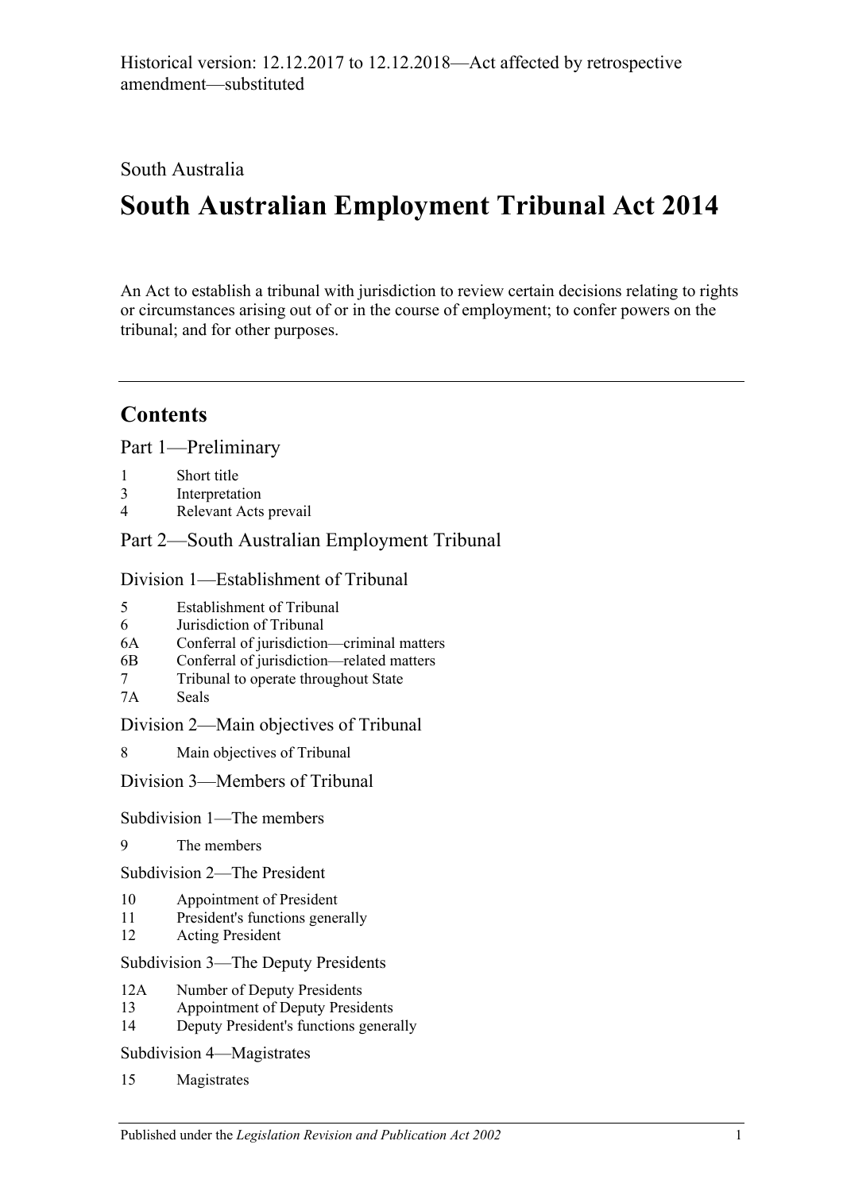Historical version: 12.12.2017 to 12.12.2018—Act affected by retrospective amendment—substituted

South Australia

# South Australian Employment Tribunal Act 2014

An Act to establish a tribunal with jurisdiction to review certain decisions relating to rights or circumstances arising out of or in the course of employment; to confer powers on the tribunal; and for other purposes.

## Contents

Part 1—Preliminary

1 Short title
3 Interpretation
4 Relevant Acts prevail

Part 2—South Australian Employment Tribunal

Division 1—Establishment of Tribunal

5 Establishment of Tribunal
6 Jurisdiction of Tribunal
6A Conferral of jurisdiction—criminal matters
6B Conferral of jurisdiction—related matters
7 Tribunal to operate throughout State
7A Seals

Division 2—Main objectives of Tribunal

8 Main objectives of Tribunal

Division 3—Members of Tribunal

Subdivision 1—The members

9 The members

Subdivision 2—The President

10 Appointment of President
11 President's functions generally
12 Acting President

Subdivision 3—The Deputy Presidents

12A Number of Deputy Presidents
13 Appointment of Deputy Presidents
14 Deputy President's functions generally

Subdivision 4—Magistrates

15 Magistrates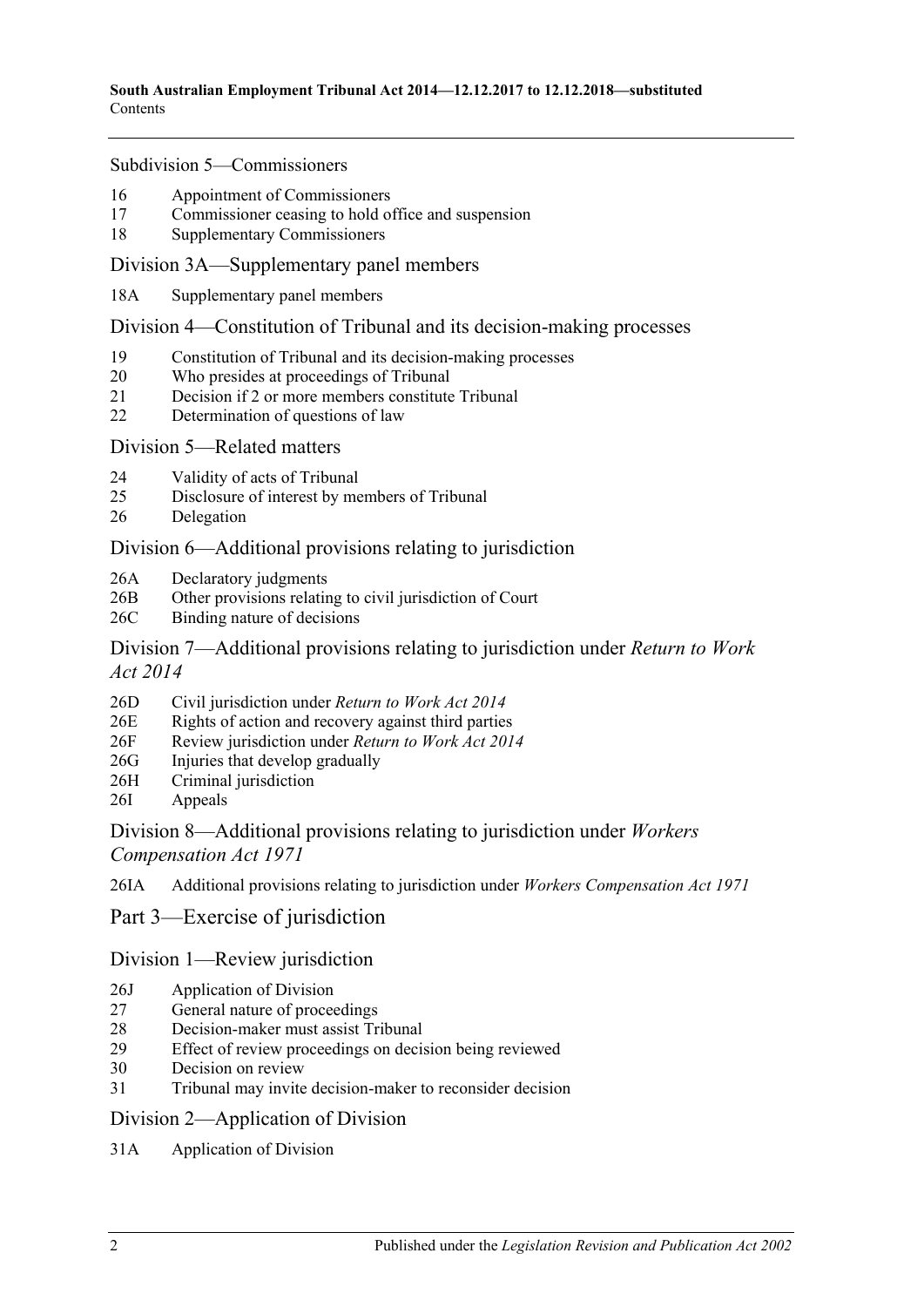Subdivision 5—Commissioners

16 Appointment of Commissioners
17 Commissioner ceasing to hold office and suspension
18 Supplementary Commissioners

Division 3A—Supplementary panel members

18A Supplementary panel members

Division 4—Constitution of Tribunal and its decision-making processes

19 Constitution of Tribunal and its decision-making processes
20 Who presides at proceedings of Tribunal
21 Decision if 2 or more members constitute Tribunal
22 Determination of questions of law

Division 5—Related matters

24 Validity of acts of Tribunal
25 Disclosure of interest by members of Tribunal
26 Delegation

Division 6—Additional provisions relating to jurisdiction

26A Declaratory judgments
26B Other provisions relating to civil jurisdiction of Court
26C Binding nature of decisions

Division 7—Additional provisions relating to jurisdiction under *Return to Work Act 2014*

26D Civil jurisdiction under *Return to Work Act 2014*
26E Rights of action and recovery against third parties
26F Review jurisdiction under *Return to Work Act 2014*
26G Injuries that develop gradually
26H Criminal jurisdiction
26I Appeals

Division 8—Additional provisions relating to jurisdiction under *Workers Compensation Act 1971*

26IA Additional provisions relating to jurisdiction under *Workers Compensation Act 1971*

Part 3—Exercise of jurisdiction

Division 1—Review jurisdiction

26J Application of Division
27 General nature of proceedings
28 Decision-maker must assist Tribunal
29 Effect of review proceedings on decision being reviewed
30 Decision on review
31 Tribunal may invite decision-maker to reconsider decision

Division 2—Application of Division

31A Application of Division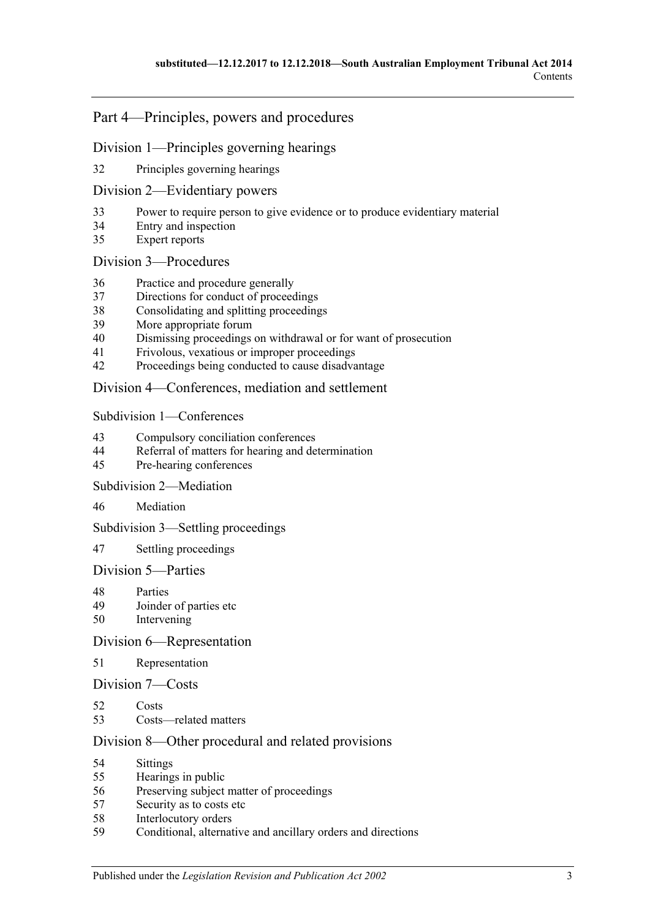## Part 4—Principles, powers and procedures

### Division 1—Principles governing hearings

32 Principles governing hearings

### Division 2—Evidentiary powers

33 Power to require person to give evidence or to produce evidentiary material
34 Entry and inspection
35 Expert reports

### Division 3—Procedures

36 Practice and procedure generally
37 Directions for conduct of proceedings
38 Consolidating and splitting proceedings
39 More appropriate forum
40 Dismissing proceedings on withdrawal or for want of prosecution
41 Frivolous, vexatious or improper proceedings
42 Proceedings being conducted to cause disadvantage

### Division 4—Conferences, mediation and settlement

#### Subdivision 1—Conferences

43 Compulsory conciliation conferences
44 Referral of matters for hearing and determination
45 Pre-hearing conferences

#### Subdivision 2—Mediation

46 Mediation

#### Subdivision 3—Settling proceedings

47 Settling proceedings

### Division 5—Parties

48 Parties
49 Joinder of parties etc
50 Intervening

### Division 6—Representation

51 Representation

### Division 7—Costs

52 Costs
53 Costs—related matters

### Division 8—Other procedural and related provisions

54 Sittings
55 Hearings in public
56 Preserving subject matter of proceedings
57 Security as to costs etc
58 Interlocutory orders
59 Conditional, alternative and ancillary orders and directions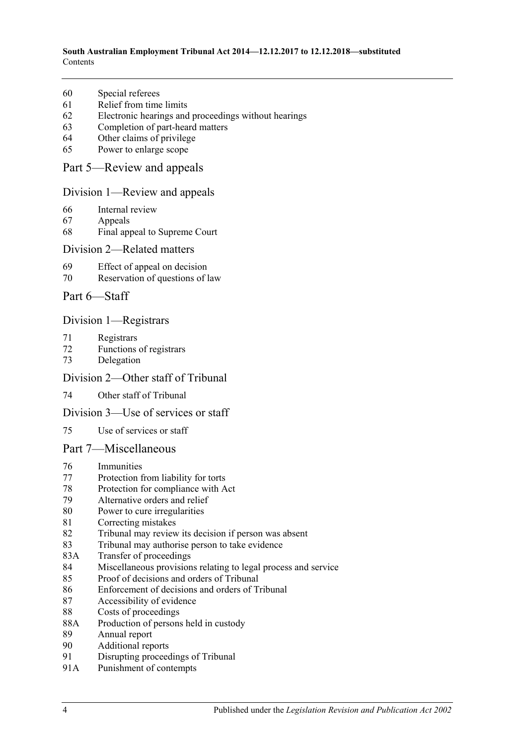60 Special referees
61 Relief from time limits
62 Electronic hearings and proceedings without hearings
63 Completion of part-heard matters
64 Other claims of privilege
65 Power to enlarge scope

## Part 5—Review and appeals

### Division 1—Review and appeals

66 Internal review
67 Appeals
68 Final appeal to Supreme Court

### Division 2—Related matters

69 Effect of appeal on decision
70 Reservation of questions of law

## Part 6—Staff

### Division 1—Registrars

71 Registrars
72 Functions of registrars
73 Delegation

### Division 2—Other staff of Tribunal

74 Other staff of Tribunal

### Division 3—Use of services or staff

75 Use of services or staff

## Part 7—Miscellaneous

76 Immunities
77 Protection from liability for torts
78 Protection for compliance with Act
79 Alternative orders and relief
80 Power to cure irregularities
81 Correcting mistakes
82 Tribunal may review its decision if person was absent
83 Tribunal may authorise person to take evidence
83A Transfer of proceedings
84 Miscellaneous provisions relating to legal process and service
85 Proof of decisions and orders of Tribunal
86 Enforcement of decisions and orders of Tribunal
87 Accessibility of evidence
88 Costs of proceedings
88A Production of persons held in custody
89 Annual report
90 Additional reports
91 Disrupting proceedings of Tribunal
91A Punishment of contempts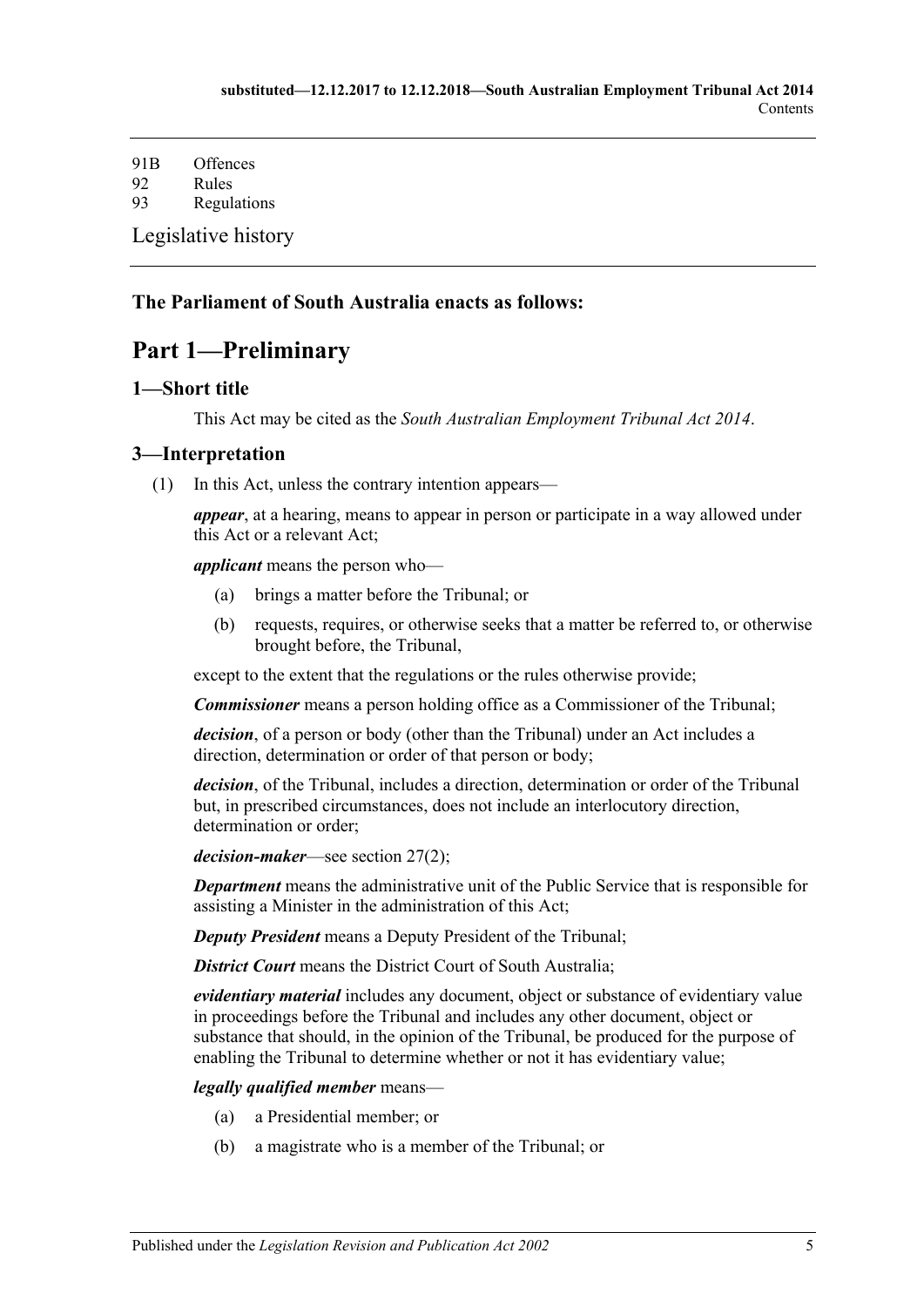91B Offences
92 Rules
93 Regulations

Legislative history

**The Parliament of South Australia enacts as follows:**

# Part 1—Preliminary

## 1—Short title

This Act may be cited as the *South Australian Employment Tribunal Act 2014*.

## 3—Interpretation

(1) In this Act, unless the contrary intention appears—

***appear***, at a hearing, means to appear in person or participate in a way allowed under this Act or a relevant Act;

***applicant*** means the person who—

- (a) brings a matter before the Tribunal; or
- (b) requests, requires, or otherwise seeks that a matter be referred to, or otherwise brought before, the Tribunal,

except to the extent that the regulations or the rules otherwise provide;

***Commissioner*** means a person holding office as a Commissioner of the Tribunal;

***decision***, of a person or body (other than the Tribunal) under an Act includes a direction, determination or order of that person or body;

***decision***, of the Tribunal, includes a direction, determination or order of the Tribunal but, in prescribed circumstances, does not include an interlocutory direction, determination or order;

***decision-maker***—see section 27(2);

***Department*** means the administrative unit of the Public Service that is responsible for assisting a Minister in the administration of this Act;

***Deputy President*** means a Deputy President of the Tribunal;

***District Court*** means the District Court of South Australia;

***evidentiary material*** includes any document, object or substance of evidentiary value in proceedings before the Tribunal and includes any other document, object or substance that should, in the opinion of the Tribunal, be produced for the purpose of enabling the Tribunal to determine whether or not it has evidentiary value;

***legally qualified member*** means—

- (a) a Presidential member; or
- (b) a magistrate who is a member of the Tribunal; or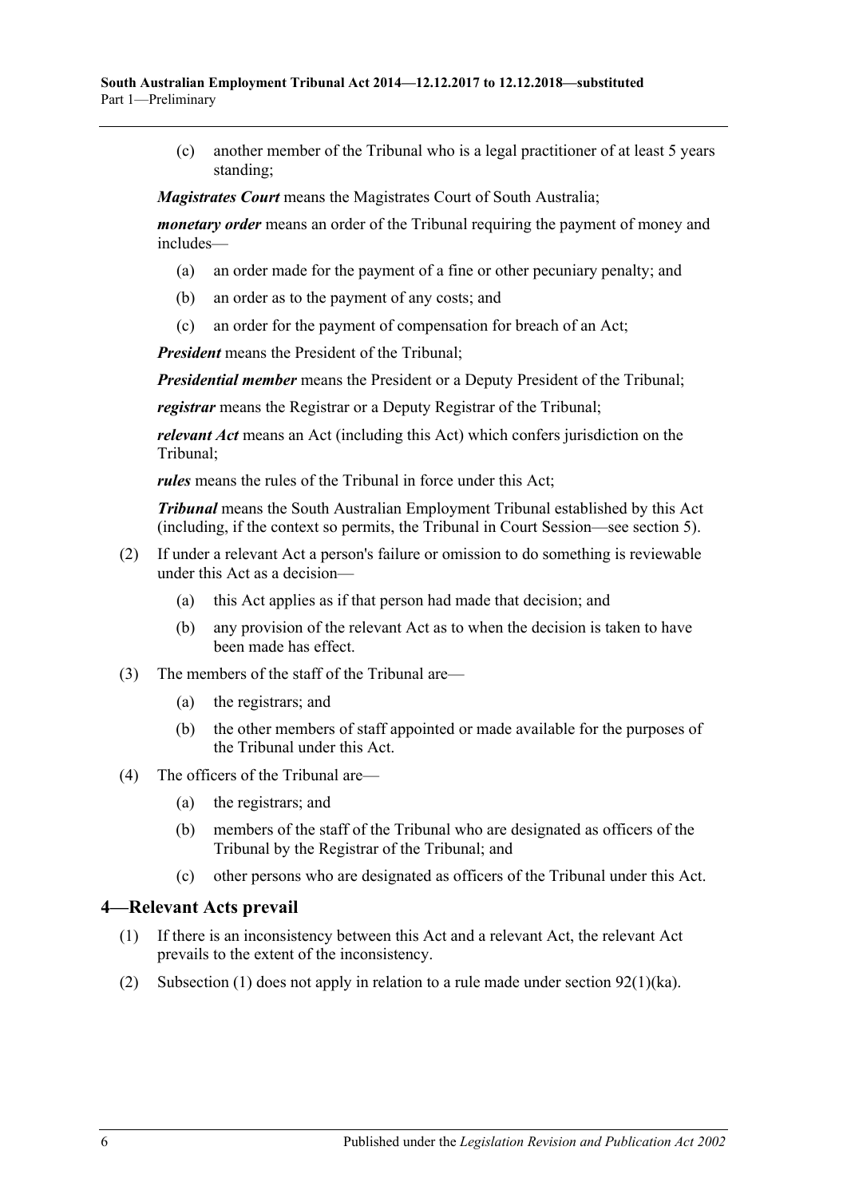(c) another member of the Tribunal who is a legal practitioner of at least 5 years standing;

***Magistrates Court*** means the Magistrates Court of South Australia;

***monetary order*** means an order of the Tribunal requiring the payment of money and includes—

(a) an order made for the payment of a fine or other pecuniary penalty; and

(b) an order as to the payment of any costs; and

(c) an order for the payment of compensation for breach of an Act;

***President*** means the President of the Tribunal;

***Presidential member*** means the President or a Deputy President of the Tribunal;

***registrar*** means the Registrar or a Deputy Registrar of the Tribunal;

***relevant Act*** means an Act (including this Act) which confers jurisdiction on the Tribunal;

***rules*** means the rules of the Tribunal in force under this Act;

***Tribunal*** means the South Australian Employment Tribunal established by this Act (including, if the context so permits, the Tribunal in Court Session—see section 5).

(2) If under a relevant Act a person's failure or omission to do something is reviewable under this Act as a decision—

(a) this Act applies as if that person had made that decision; and

(b) any provision of the relevant Act as to when the decision is taken to have been made has effect.

(3) The members of the staff of the Tribunal are—

(a) the registrars; and

(b) the other members of staff appointed or made available for the purposes of the Tribunal under this Act.

(4) The officers of the Tribunal are—

(a) the registrars; and

(b) members of the staff of the Tribunal who are designated as officers of the Tribunal by the Registrar of the Tribunal; and

(c) other persons who are designated as officers of the Tribunal under this Act.

## 4—Relevant Acts prevail

(1) If there is an inconsistency between this Act and a relevant Act, the relevant Act prevails to the extent of the inconsistency.

(2) Subsection (1) does not apply in relation to a rule made under section 92(1)(ka).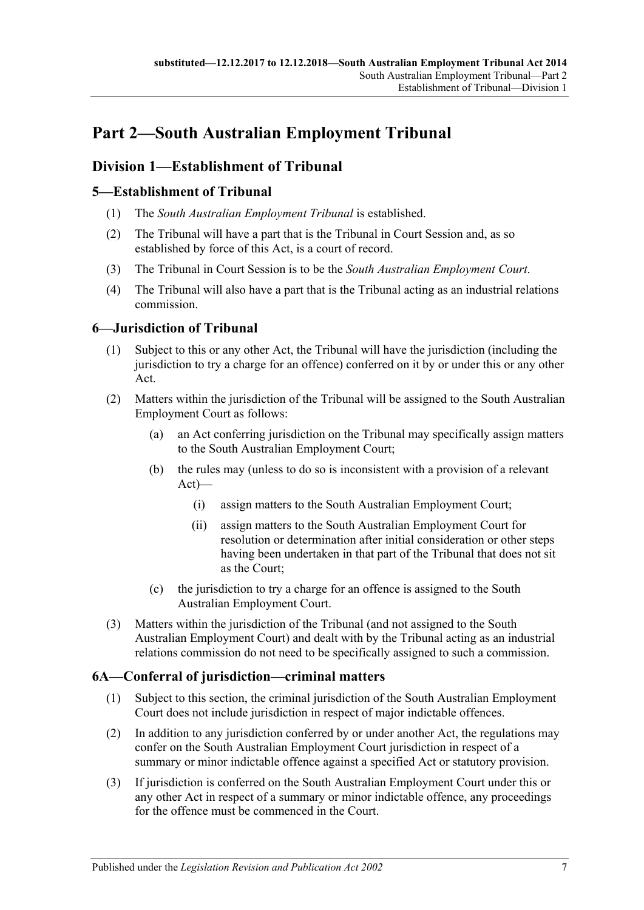# Part 2—South Australian Employment Tribunal

## Division 1—Establishment of Tribunal

### 5—Establishment of Tribunal

(1) The *South Australian Employment Tribunal* is established.

(2) The Tribunal will have a part that is the Tribunal in Court Session and, as so established by force of this Act, is a court of record.

(3) The Tribunal in Court Session is to be the *South Australian Employment Court*.

(4) The Tribunal will also have a part that is the Tribunal acting as an industrial relations commission.

### 6—Jurisdiction of Tribunal

(1) Subject to this or any other Act, the Tribunal will have the jurisdiction (including the jurisdiction to try a charge for an offence) conferred on it by or under this or any other Act.

(2) Matters within the jurisdiction of the Tribunal will be assigned to the South Australian Employment Court as follows:

(a) an Act conferring jurisdiction on the Tribunal may specifically assign matters to the South Australian Employment Court;

(b) the rules may (unless to do so is inconsistent with a provision of a relevant Act)—

(i) assign matters to the South Australian Employment Court;

(ii) assign matters to the South Australian Employment Court for resolution or determination after initial consideration or other steps having been undertaken in that part of the Tribunal that does not sit as the Court;

(c) the jurisdiction to try a charge for an offence is assigned to the South Australian Employment Court.

(3) Matters within the jurisdiction of the Tribunal (and not assigned to the South Australian Employment Court) and dealt with by the Tribunal acting as an industrial relations commission do not need to be specifically assigned to such a commission.

### 6A—Conferral of jurisdiction—criminal matters

(1) Subject to this section, the criminal jurisdiction of the South Australian Employment Court does not include jurisdiction in respect of major indictable offences.

(2) In addition to any jurisdiction conferred by or under another Act, the regulations may confer on the South Australian Employment Court jurisdiction in respect of a summary or minor indictable offence against a specified Act or statutory provision.

(3) If jurisdiction is conferred on the South Australian Employment Court under this or any other Act in respect of a summary or minor indictable offence, any proceedings for the offence must be commenced in the Court.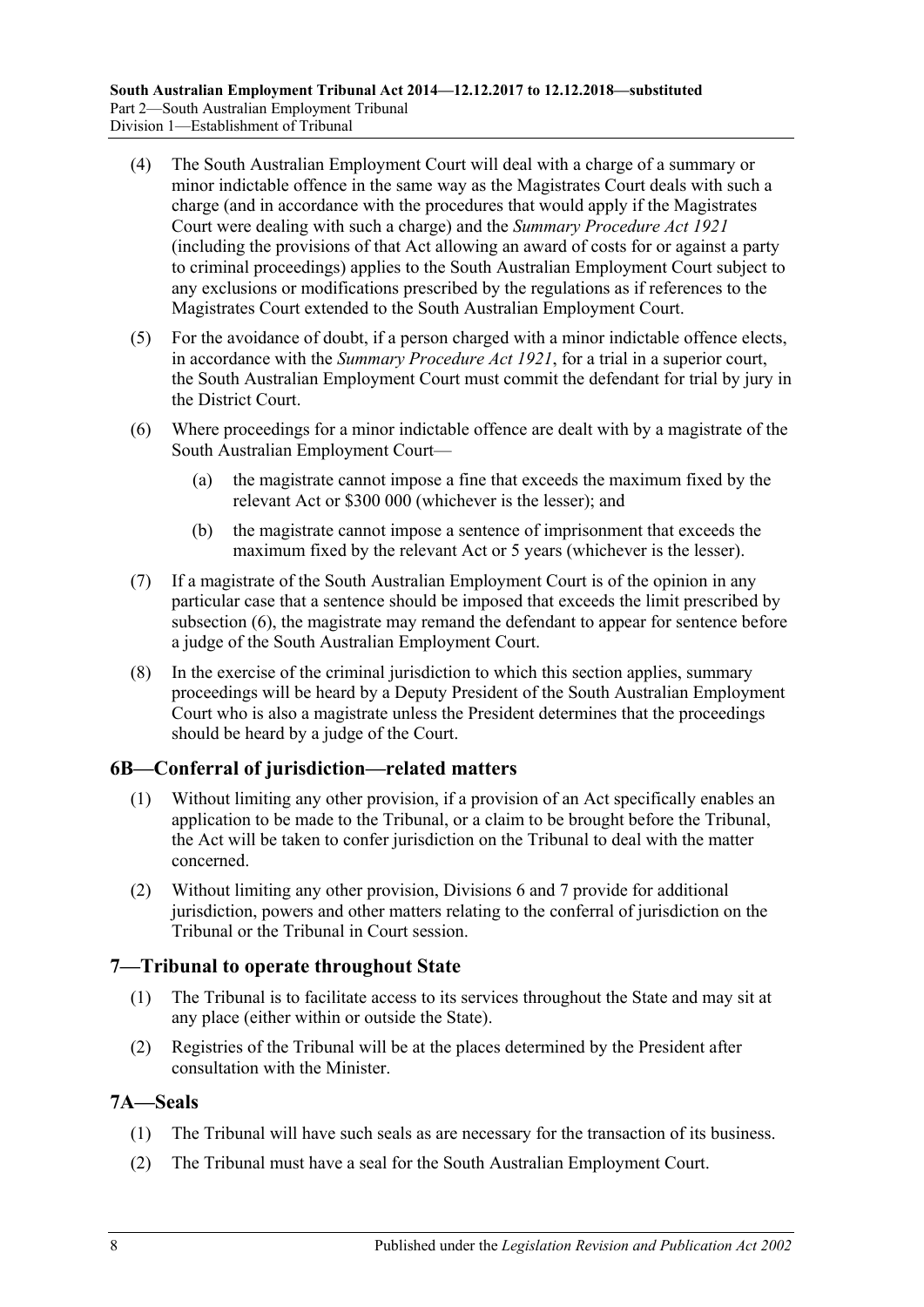(4) The South Australian Employment Court will deal with a charge of a summary or minor indictable offence in the same way as the Magistrates Court deals with such a charge (and in accordance with the procedures that would apply if the Magistrates Court were dealing with such a charge) and the *Summary Procedure Act 1921* (including the provisions of that Act allowing an award of costs for or against a party to criminal proceedings) applies to the South Australian Employment Court subject to any exclusions or modifications prescribed by the regulations as if references to the Magistrates Court extended to the South Australian Employment Court.

(5) For the avoidance of doubt, if a person charged with a minor indictable offence elects, in accordance with the *Summary Procedure Act 1921*, for a trial in a superior court, the South Australian Employment Court must commit the defendant for trial by jury in the District Court.

(6) Where proceedings for a minor indictable offence are dealt with by a magistrate of the South Australian Employment Court—

(a) the magistrate cannot impose a fine that exceeds the maximum fixed by the relevant Act or $300 000 (whichever is the lesser); and

(b) the magistrate cannot impose a sentence of imprisonment that exceeds the maximum fixed by the relevant Act or 5 years (whichever is the lesser).

(7) If a magistrate of the South Australian Employment Court is of the opinion in any particular case that a sentence should be imposed that exceeds the limit prescribed by subsection (6), the magistrate may remand the defendant to appear for sentence before a judge of the South Australian Employment Court.

(8) In the exercise of the criminal jurisdiction to which this section applies, summary proceedings will be heard by a Deputy President of the South Australian Employment Court who is also a magistrate unless the President determines that the proceedings should be heard by a judge of the Court.

## 6B—Conferral of jurisdiction—related matters

(1) Without limiting any other provision, if a provision of an Act specifically enables an application to be made to the Tribunal, or a claim to be brought before the Tribunal, the Act will be taken to confer jurisdiction on the Tribunal to deal with the matter concerned.

(2) Without limiting any other provision, Divisions 6 and 7 provide for additional jurisdiction, powers and other matters relating to the conferral of jurisdiction on the Tribunal or the Tribunal in Court session.

## 7—Tribunal to operate throughout State

(1) The Tribunal is to facilitate access to its services throughout the State and may sit at any place (either within or outside the State).

(2) Registries of the Tribunal will be at the places determined by the President after consultation with the Minister.

## 7A—Seals

(1) The Tribunal will have such seals as are necessary for the transaction of its business.

(2) The Tribunal must have a seal for the South Australian Employment Court.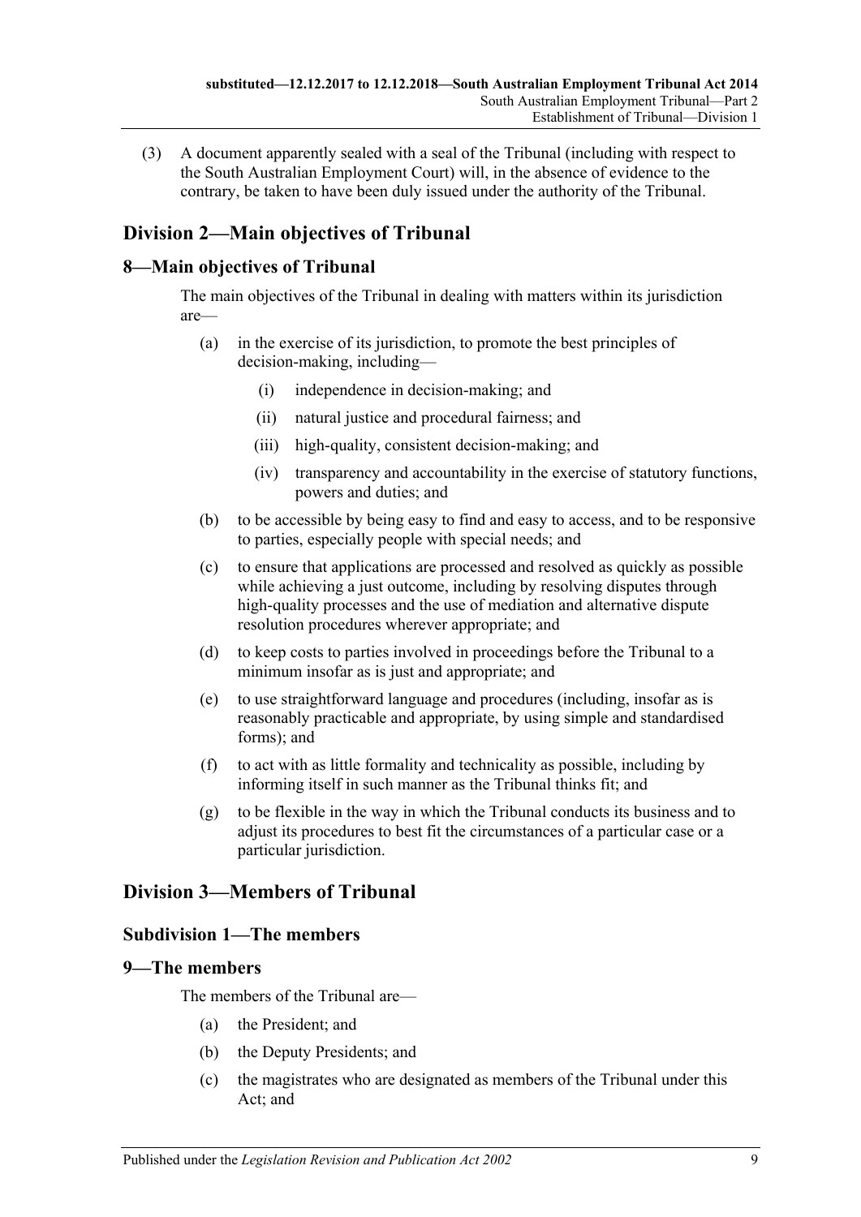(3) A document apparently sealed with a seal of the Tribunal (including with respect to the South Australian Employment Court) will, in the absence of evidence to the contrary, be taken to have been duly issued under the authority of the Tribunal.

## Division 2—Main objectives of Tribunal

### 8—Main objectives of Tribunal

The main objectives of the Tribunal in dealing with matters within its jurisdiction are—

- (a) in the exercise of its jurisdiction, to promote the best principles of decision-making, including—
  - (i) independence in decision-making; and
  - (ii) natural justice and procedural fairness; and
  - (iii) high-quality, consistent decision-making; and
  - (iv) transparency and accountability in the exercise of statutory functions, powers and duties; and
- (b) to be accessible by being easy to find and easy to access, and to be responsive to parties, especially people with special needs; and
- (c) to ensure that applications are processed and resolved as quickly as possible while achieving a just outcome, including by resolving disputes through high-quality processes and the use of mediation and alternative dispute resolution procedures wherever appropriate; and
- (d) to keep costs to parties involved in proceedings before the Tribunal to a minimum insofar as is just and appropriate; and
- (e) to use straightforward language and procedures (including, insofar as is reasonably practicable and appropriate, by using simple and standardised forms); and
- (f) to act with as little formality and technicality as possible, including by informing itself in such manner as the Tribunal thinks fit; and
- (g) to be flexible in the way in which the Tribunal conducts its business and to adjust its procedures to best fit the circumstances of a particular case or a particular jurisdiction.

## Division 3—Members of Tribunal

### Subdivision 1—The members

### 9—The members

The members of the Tribunal are—

- (a) the President; and
- (b) the Deputy Presidents; and
- (c) the magistrates who are designated as members of the Tribunal under this Act; and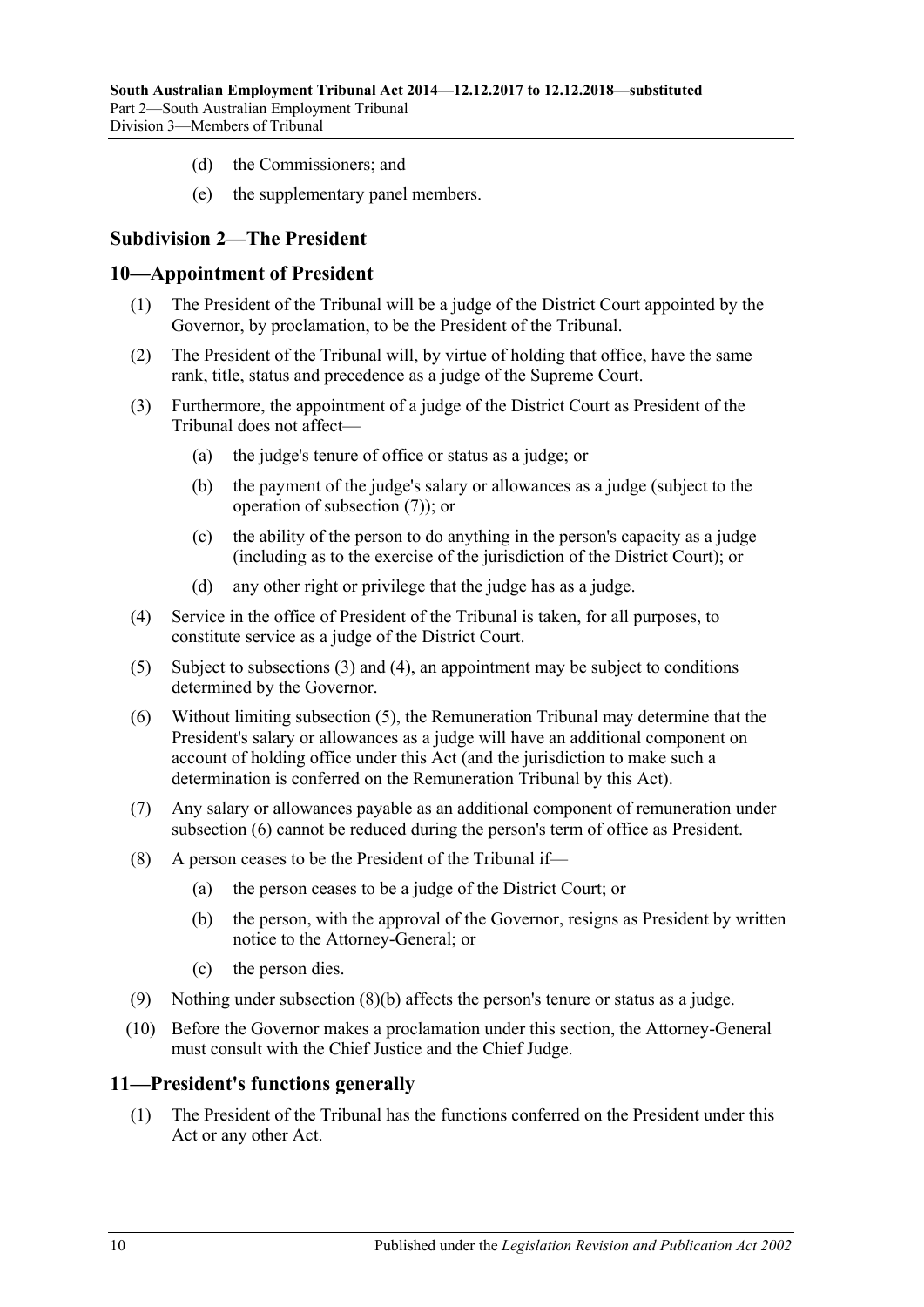(d) the Commissioners; and

(e) the supplementary panel members.

### Subdivision 2—The President

## 10—Appointment of President

(1) The President of the Tribunal will be a judge of the District Court appointed by the Governor, by proclamation, to be the President of the Tribunal.

(2) The President of the Tribunal will, by virtue of holding that office, have the same rank, title, status and precedence as a judge of the Supreme Court.

(3) Furthermore, the appointment of a judge of the District Court as President of the Tribunal does not affect—

(a) the judge's tenure of office or status as a judge; or

(b) the payment of the judge's salary or allowances as a judge (subject to the operation of subsection (7)); or

(c) the ability of the person to do anything in the person's capacity as a judge (including as to the exercise of the jurisdiction of the District Court); or

(d) any other right or privilege that the judge has as a judge.

(4) Service in the office of President of the Tribunal is taken, for all purposes, to constitute service as a judge of the District Court.

(5) Subject to subsections (3) and (4), an appointment may be subject to conditions determined by the Governor.

(6) Without limiting subsection (5), the Remuneration Tribunal may determine that the President's salary or allowances as a judge will have an additional component on account of holding office under this Act (and the jurisdiction to make such a determination is conferred on the Remuneration Tribunal by this Act).

(7) Any salary or allowances payable as an additional component of remuneration under subsection (6) cannot be reduced during the person's term of office as President.

(8) A person ceases to be the President of the Tribunal if—

(a) the person ceases to be a judge of the District Court; or

(b) the person, with the approval of the Governor, resigns as President by written notice to the Attorney-General; or

(c) the person dies.

(9) Nothing under subsection (8)(b) affects the person's tenure or status as a judge.

(10) Before the Governor makes a proclamation under this section, the Attorney-General must consult with the Chief Justice and the Chief Judge.

## 11—President's functions generally

(1) The President of the Tribunal has the functions conferred on the President under this Act or any other Act.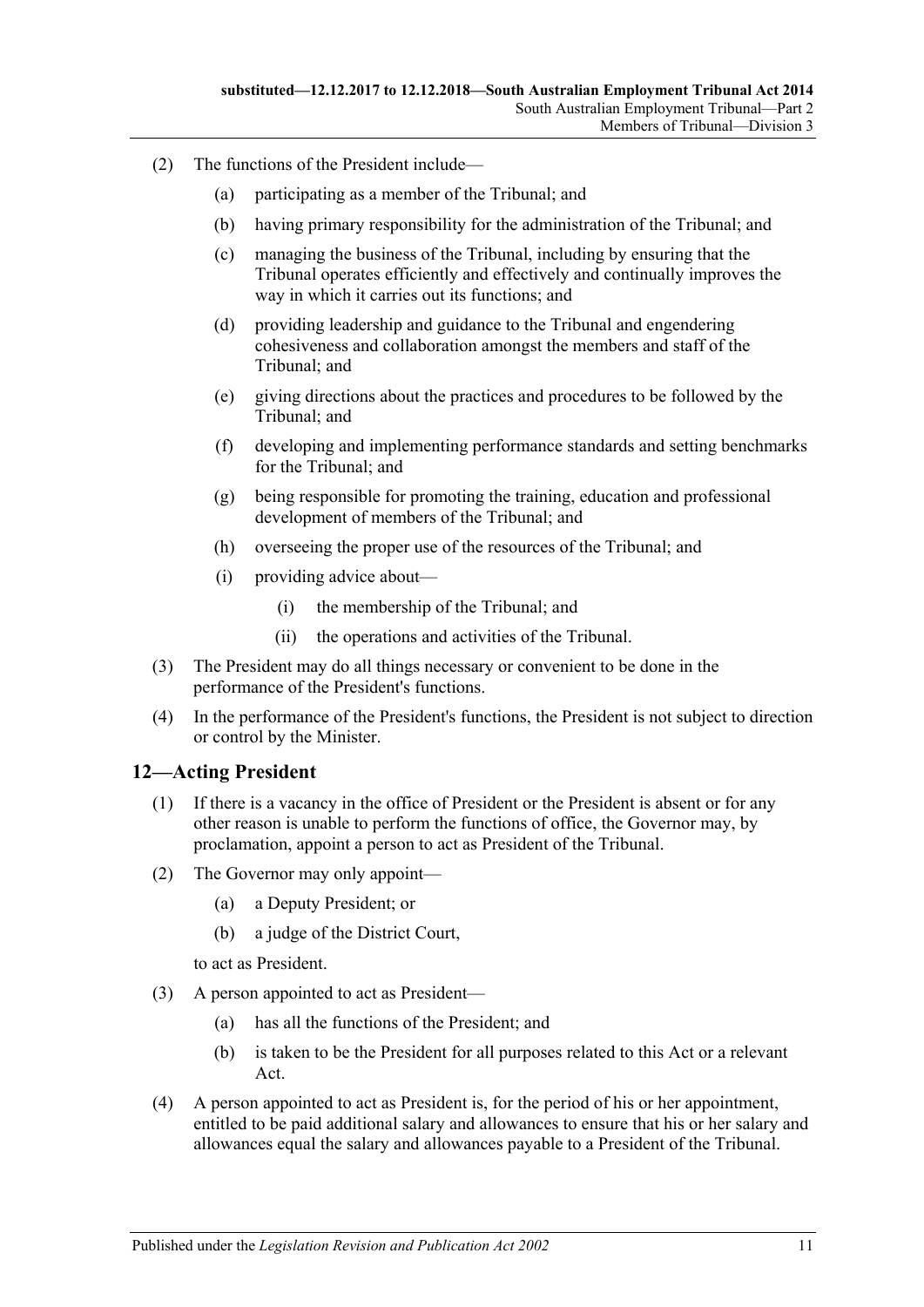(2) The functions of the President include—

(a) participating as a member of the Tribunal; and

(b) having primary responsibility for the administration of the Tribunal; and

(c) managing the business of the Tribunal, including by ensuring that the Tribunal operates efficiently and effectively and continually improves the way in which it carries out its functions; and

(d) providing leadership and guidance to the Tribunal and engendering cohesiveness and collaboration amongst the members and staff of the Tribunal; and

(e) giving directions about the practices and procedures to be followed by the Tribunal; and

(f) developing and implementing performance standards and setting benchmarks for the Tribunal; and

(g) being responsible for promoting the training, education and professional development of members of the Tribunal; and

(h) overseeing the proper use of the resources of the Tribunal; and

(i) providing advice about—

(i) the membership of the Tribunal; and

(ii) the operations and activities of the Tribunal.

(3) The President may do all things necessary or convenient to be done in the performance of the President's functions.

(4) In the performance of the President's functions, the President is not subject to direction or control by the Minister.

## 12—Acting President

(1) If there is a vacancy in the office of President or the President is absent or for any other reason is unable to perform the functions of office, the Governor may, by proclamation, appoint a person to act as President of the Tribunal.

(2) The Governor may only appoint—

(a) a Deputy President; or

(b) a judge of the District Court,

to act as President.

(3) A person appointed to act as President—

(a) has all the functions of the President; and

(b) is taken to be the President for all purposes related to this Act or a relevant Act.

(4) A person appointed to act as President is, for the period of his or her appointment, entitled to be paid additional salary and allowances to ensure that his or her salary and allowances equal the salary and allowances payable to a President of the Tribunal.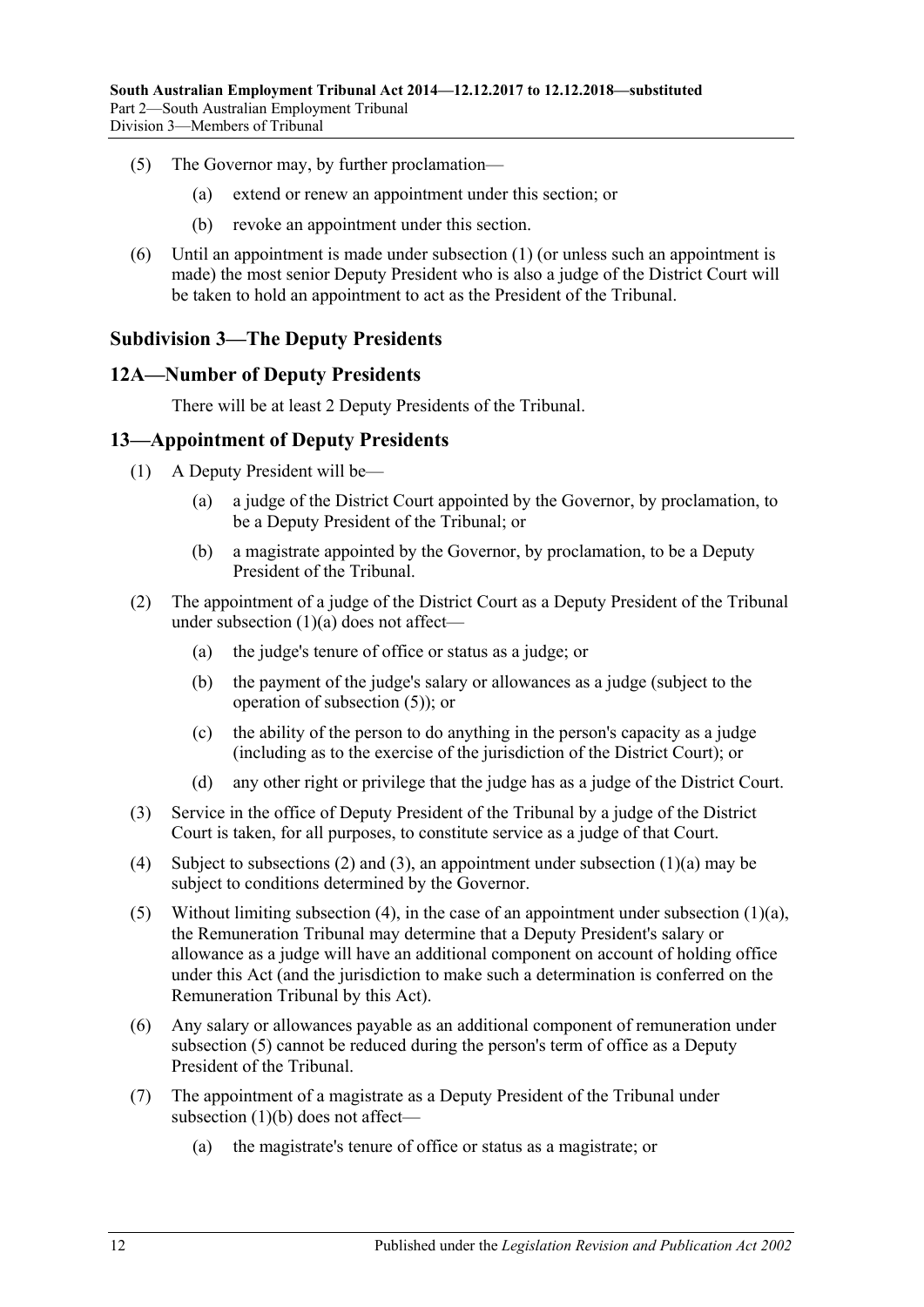(5) The Governor may, by further proclamation—

  (a) extend or renew an appointment under this section; or

  (b) revoke an appointment under this section.

(6) Until an appointment is made under subsection (1) (or unless such an appointment is made) the most senior Deputy President who is also a judge of the District Court will be taken to hold an appointment to act as the President of the Tribunal.

### Subdivision 3—The Deputy Presidents

## 12A—Number of Deputy Presidents

There will be at least 2 Deputy Presidents of the Tribunal.

## 13—Appointment of Deputy Presidents

(1) A Deputy President will be—

  (a) a judge of the District Court appointed by the Governor, by proclamation, to be a Deputy President of the Tribunal; or

  (b) a magistrate appointed by the Governor, by proclamation, to be a Deputy President of the Tribunal.

(2) The appointment of a judge of the District Court as a Deputy President of the Tribunal under subsection (1)(a) does not affect—

  (a) the judge's tenure of office or status as a judge; or

  (b) the payment of the judge's salary or allowances as a judge (subject to the operation of subsection (5)); or

  (c) the ability of the person to do anything in the person's capacity as a judge (including as to the exercise of the jurisdiction of the District Court); or

  (d) any other right or privilege that the judge has as a judge of the District Court.

(3) Service in the office of Deputy President of the Tribunal by a judge of the District Court is taken, for all purposes, to constitute service as a judge of that Court.

(4) Subject to subsections (2) and (3), an appointment under subsection (1)(a) may be subject to conditions determined by the Governor.

(5) Without limiting subsection (4), in the case of an appointment under subsection (1)(a), the Remuneration Tribunal may determine that a Deputy President's salary or allowance as a judge will have an additional component on account of holding office under this Act (and the jurisdiction to make such a determination is conferred on the Remuneration Tribunal by this Act).

(6) Any salary or allowances payable as an additional component of remuneration under subsection (5) cannot be reduced during the person's term of office as a Deputy President of the Tribunal.

(7) The appointment of a magistrate as a Deputy President of the Tribunal under subsection (1)(b) does not affect—

  (a) the magistrate's tenure of office or status as a magistrate; or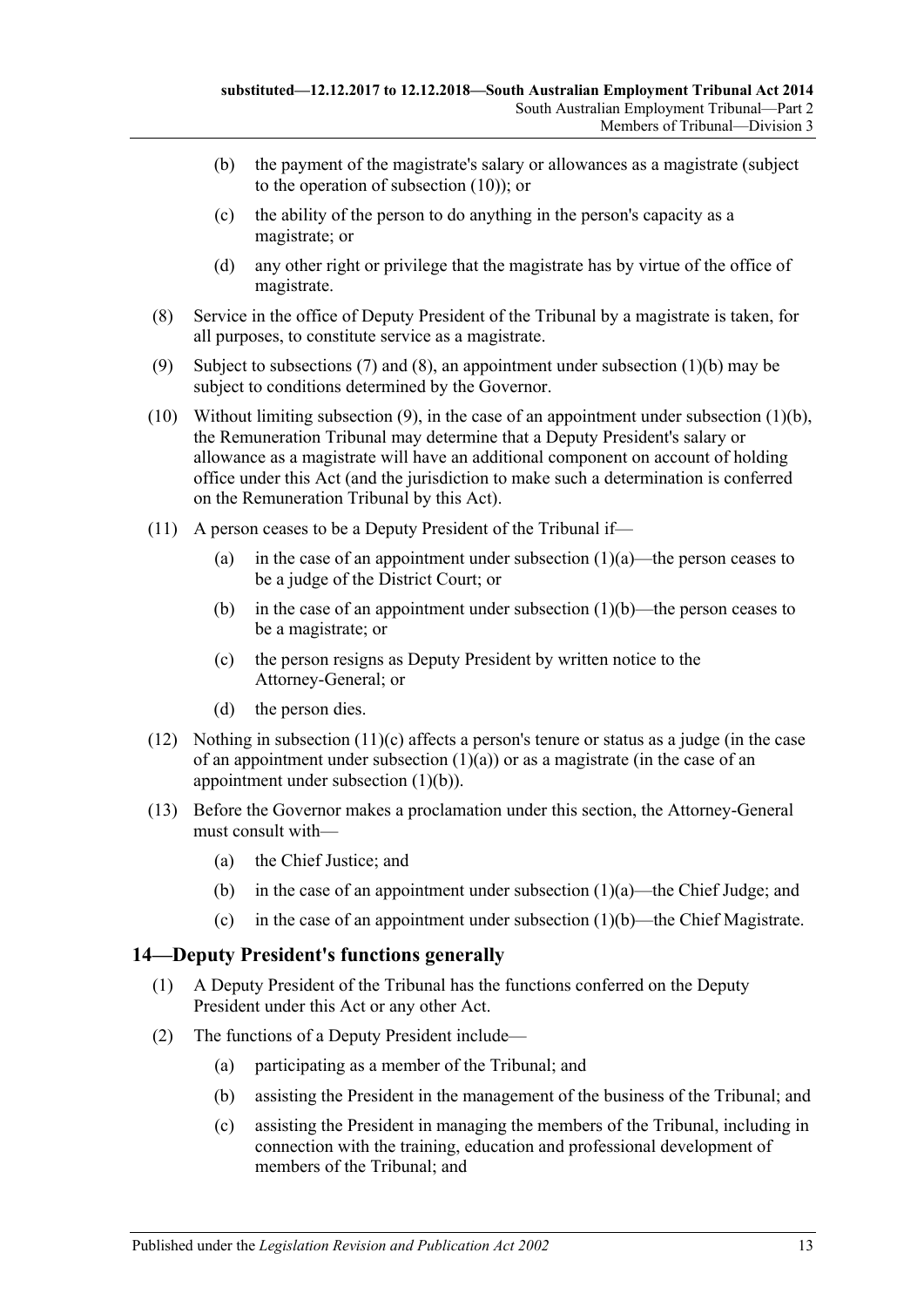(b) the payment of the magistrate's salary or allowances as a magistrate (subject to the operation of subsection (10)); or

(c) the ability of the person to do anything in the person's capacity as a magistrate; or

(d) any other right or privilege that the magistrate has by virtue of the office of magistrate.

(8) Service in the office of Deputy President of the Tribunal by a magistrate is taken, for all purposes, to constitute service as a magistrate.

(9) Subject to subsections (7) and (8), an appointment under subsection (1)(b) may be subject to conditions determined by the Governor.

(10) Without limiting subsection (9), in the case of an appointment under subsection (1)(b), the Remuneration Tribunal may determine that a Deputy President's salary or allowance as a magistrate will have an additional component on account of holding office under this Act (and the jurisdiction to make such a determination is conferred on the Remuneration Tribunal by this Act).

(11) A person ceases to be a Deputy President of the Tribunal if—

(a) in the case of an appointment under subsection (1)(a)—the person ceases to be a judge of the District Court; or

(b) in the case of an appointment under subsection (1)(b)—the person ceases to be a magistrate; or

(c) the person resigns as Deputy President by written notice to the Attorney-General; or

(d) the person dies.

(12) Nothing in subsection (11)(c) affects a person's tenure or status as a judge (in the case of an appointment under subsection (1)(a)) or as a magistrate (in the case of an appointment under subsection (1)(b)).

(13) Before the Governor makes a proclamation under this section, the Attorney-General must consult with—

(a) the Chief Justice; and

(b) in the case of an appointment under subsection (1)(a)—the Chief Judge; and

(c) in the case of an appointment under subsection (1)(b)—the Chief Magistrate.

## 14—Deputy President's functions generally

(1) A Deputy President of the Tribunal has the functions conferred on the Deputy President under this Act or any other Act.

(2) The functions of a Deputy President include—

(a) participating as a member of the Tribunal; and

(b) assisting the President in the management of the business of the Tribunal; and

(c) assisting the President in managing the members of the Tribunal, including in connection with the training, education and professional development of members of the Tribunal; and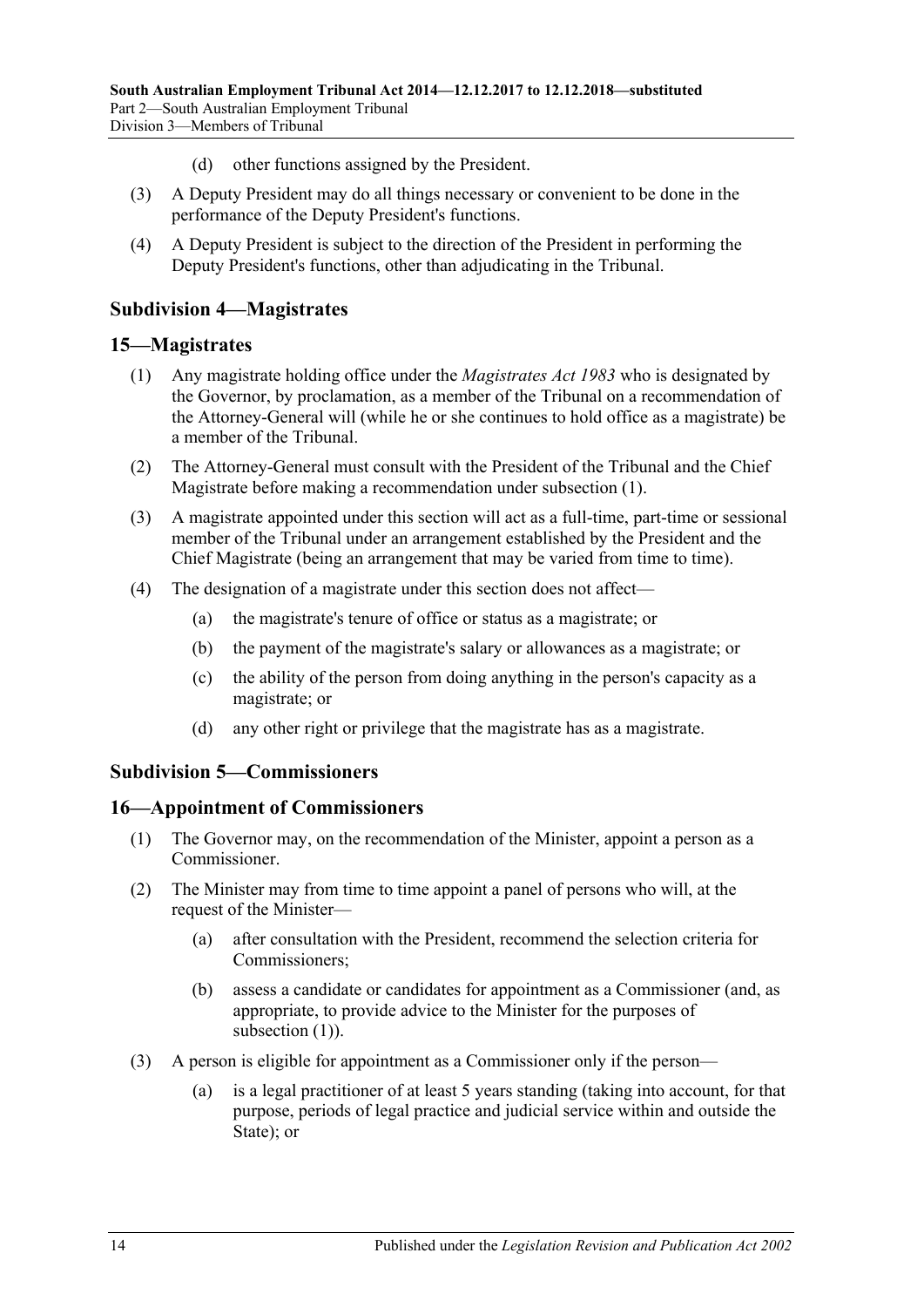(d) other functions assigned by the President.

(3) A Deputy President may do all things necessary or convenient to be done in the performance of the Deputy President's functions.

(4) A Deputy President is subject to the direction of the President in performing the Deputy President's functions, other than adjudicating in the Tribunal.

## Subdivision 4—Magistrates

## 15—Magistrates

(1) Any magistrate holding office under the *Magistrates Act 1983* who is designated by the Governor, by proclamation, as a member of the Tribunal on a recommendation of the Attorney-General will (while he or she continues to hold office as a magistrate) be a member of the Tribunal.

(2) The Attorney-General must consult with the President of the Tribunal and the Chief Magistrate before making a recommendation under subsection (1).

(3) A magistrate appointed under this section will act as a full-time, part-time or sessional member of the Tribunal under an arrangement established by the President and the Chief Magistrate (being an arrangement that may be varied from time to time).

(4) The designation of a magistrate under this section does not affect—

(a) the magistrate's tenure of office or status as a magistrate; or

(b) the payment of the magistrate's salary or allowances as a magistrate; or

(c) the ability of the person from doing anything in the person's capacity as a magistrate; or

(d) any other right or privilege that the magistrate has as a magistrate.

## Subdivision 5—Commissioners

## 16—Appointment of Commissioners

(1) The Governor may, on the recommendation of the Minister, appoint a person as a Commissioner.

(2) The Minister may from time to time appoint a panel of persons who will, at the request of the Minister—

(a) after consultation with the President, recommend the selection criteria for Commissioners;

(b) assess a candidate or candidates for appointment as a Commissioner (and, as appropriate, to provide advice to the Minister for the purposes of subsection (1)).

(3) A person is eligible for appointment as a Commissioner only if the person—

(a) is a legal practitioner of at least 5 years standing (taking into account, for that purpose, periods of legal practice and judicial service within and outside the State); or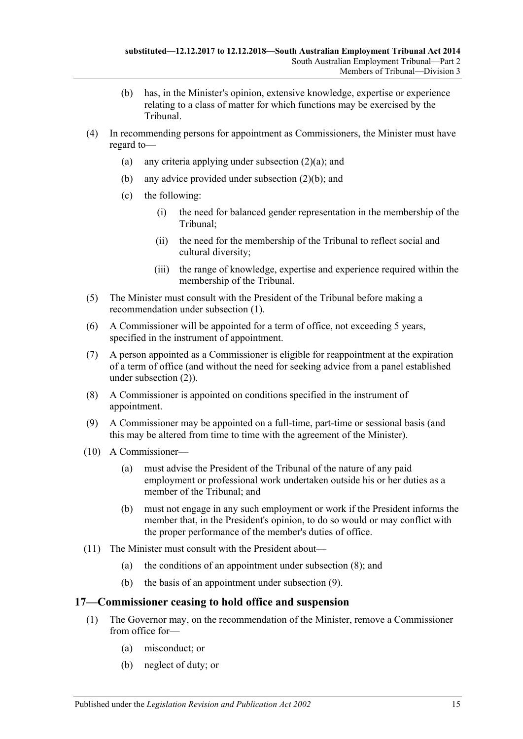(b) has, in the Minister's opinion, extensive knowledge, expertise or experience relating to a class of matter for which functions may be exercised by the Tribunal.

(4) In recommending persons for appointment as Commissioners, the Minister must have regard to—

(a) any criteria applying under subsection (2)(a); and

(b) any advice provided under subsection (2)(b); and

(c) the following:

(i) the need for balanced gender representation in the membership of the Tribunal;

(ii) the need for the membership of the Tribunal to reflect social and cultural diversity;

(iii) the range of knowledge, expertise and experience required within the membership of the Tribunal.

(5) The Minister must consult with the President of the Tribunal before making a recommendation under subsection (1).

(6) A Commissioner will be appointed for a term of office, not exceeding 5 years, specified in the instrument of appointment.

(7) A person appointed as a Commissioner is eligible for reappointment at the expiration of a term of office (and without the need for seeking advice from a panel established under subsection (2)).

(8) A Commissioner is appointed on conditions specified in the instrument of appointment.

(9) A Commissioner may be appointed on a full-time, part-time or sessional basis (and this may be altered from time to time with the agreement of the Minister).

(10) A Commissioner—

(a) must advise the President of the Tribunal of the nature of any paid employment or professional work undertaken outside his or her duties as a member of the Tribunal; and

(b) must not engage in any such employment or work if the President informs the member that, in the President's opinion, to do so would or may conflict with the proper performance of the member's duties of office.

(11) The Minister must consult with the President about—

(a) the conditions of an appointment under subsection (8); and

(b) the basis of an appointment under subsection (9).

## 17—Commissioner ceasing to hold office and suspension

(1) The Governor may, on the recommendation of the Minister, remove a Commissioner from office for—

(a) misconduct; or

(b) neglect of duty; or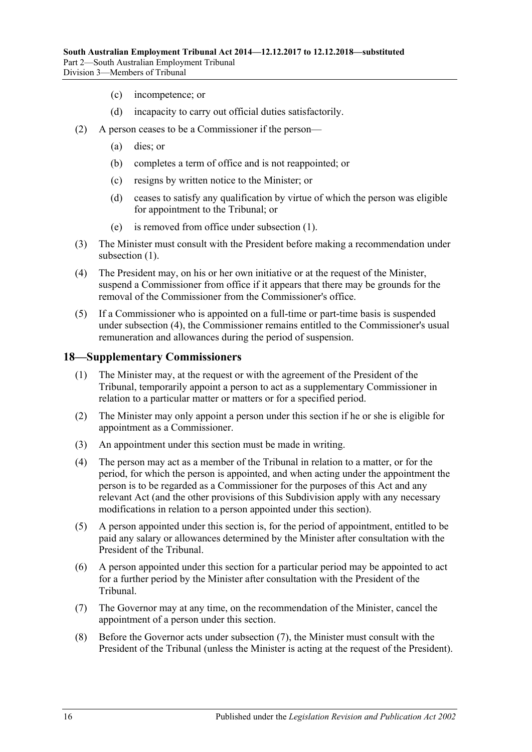(c) incompetence; or

(d) incapacity to carry out official duties satisfactorily.

(2) A person ceases to be a Commissioner if the person—

(a) dies; or

(b) completes a term of office and is not reappointed; or

(c) resigns by written notice to the Minister; or

(d) ceases to satisfy any qualification by virtue of which the person was eligible for appointment to the Tribunal; or

(e) is removed from office under subsection (1).

(3) The Minister must consult with the President before making a recommendation under subsection (1).

(4) The President may, on his or her own initiative or at the request of the Minister, suspend a Commissioner from office if it appears that there may be grounds for the removal of the Commissioner from the Commissioner's office.

(5) If a Commissioner who is appointed on a full-time or part-time basis is suspended under subsection (4), the Commissioner remains entitled to the Commissioner's usual remuneration and allowances during the period of suspension.

## 18—Supplementary Commissioners

(1) The Minister may, at the request or with the agreement of the President of the Tribunal, temporarily appoint a person to act as a supplementary Commissioner in relation to a particular matter or matters or for a specified period.

(2) The Minister may only appoint a person under this section if he or she is eligible for appointment as a Commissioner.

(3) An appointment under this section must be made in writing.

(4) The person may act as a member of the Tribunal in relation to a matter, or for the period, for which the person is appointed, and when acting under the appointment the person is to be regarded as a Commissioner for the purposes of this Act and any relevant Act (and the other provisions of this Subdivision apply with any necessary modifications in relation to a person appointed under this section).

(5) A person appointed under this section is, for the period of appointment, entitled to be paid any salary or allowances determined by the Minister after consultation with the President of the Tribunal.

(6) A person appointed under this section for a particular period may be appointed to act for a further period by the Minister after consultation with the President of the Tribunal.

(7) The Governor may at any time, on the recommendation of the Minister, cancel the appointment of a person under this section.

(8) Before the Governor acts under subsection (7), the Minister must consult with the President of the Tribunal (unless the Minister is acting at the request of the President).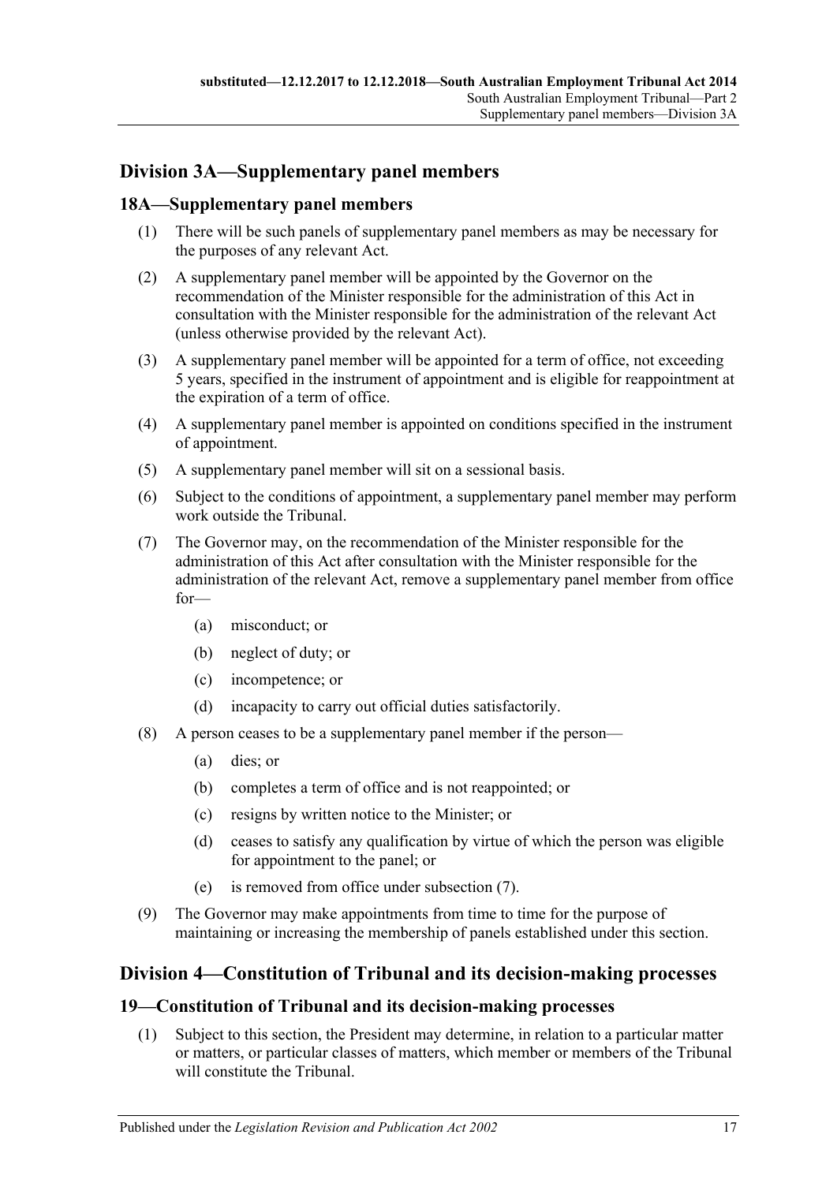## Division 3A—Supplementary panel members

### 18A—Supplementary panel members

(1) There will be such panels of supplementary panel members as may be necessary for the purposes of any relevant Act.

(2) A supplementary panel member will be appointed by the Governor on the recommendation of the Minister responsible for the administration of this Act in consultation with the Minister responsible for the administration of the relevant Act (unless otherwise provided by the relevant Act).

(3) A supplementary panel member will be appointed for a term of office, not exceeding 5 years, specified in the instrument of appointment and is eligible for reappointment at the expiration of a term of office.

(4) A supplementary panel member is appointed on conditions specified in the instrument of appointment.

(5) A supplementary panel member will sit on a sessional basis.

(6) Subject to the conditions of appointment, a supplementary panel member may perform work outside the Tribunal.

(7) The Governor may, on the recommendation of the Minister responsible for the administration of this Act after consultation with the Minister responsible for the administration of the relevant Act, remove a supplementary panel member from office for—

- (a) misconduct; or
- (b) neglect of duty; or
- (c) incompetence; or
- (d) incapacity to carry out official duties satisfactorily.

(8) A person ceases to be a supplementary panel member if the person—

- (a) dies; or
- (b) completes a term of office and is not reappointed; or
- (c) resigns by written notice to the Minister; or
- (d) ceases to satisfy any qualification by virtue of which the person was eligible for appointment to the panel; or
- (e) is removed from office under subsection (7).

(9) The Governor may make appointments from time to time for the purpose of maintaining or increasing the membership of panels established under this section.

## Division 4—Constitution of Tribunal and its decision-making processes

### 19—Constitution of Tribunal and its decision-making processes

(1) Subject to this section, the President may determine, in relation to a particular matter or matters, or particular classes of matters, which member or members of the Tribunal will constitute the Tribunal.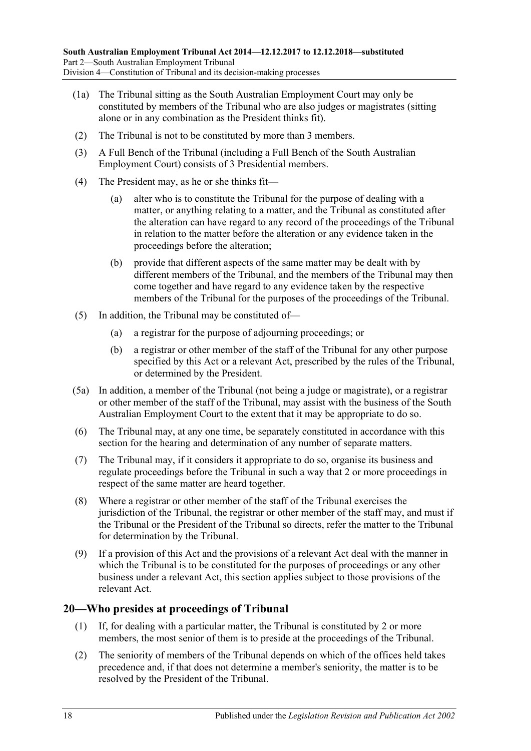(1a) The Tribunal sitting as the South Australian Employment Court may only be constituted by members of the Tribunal who are also judges or magistrates (sitting alone or in any combination as the President thinks fit).

(2) The Tribunal is not to be constituted by more than 3 members.

(3) A Full Bench of the Tribunal (including a Full Bench of the South Australian Employment Court) consists of 3 Presidential members.

(4) The President may, as he or she thinks fit—

(a) alter who is to constitute the Tribunal for the purpose of dealing with a matter, or anything relating to a matter, and the Tribunal as constituted after the alteration can have regard to any record of the proceedings of the Tribunal in relation to the matter before the alteration or any evidence taken in the proceedings before the alteration;

(b) provide that different aspects of the same matter may be dealt with by different members of the Tribunal, and the members of the Tribunal may then come together and have regard to any evidence taken by the respective members of the Tribunal for the purposes of the proceedings of the Tribunal.

(5) In addition, the Tribunal may be constituted of—

(a) a registrar for the purpose of adjourning proceedings; or

(b) a registrar or other member of the staff of the Tribunal for any other purpose specified by this Act or a relevant Act, prescribed by the rules of the Tribunal, or determined by the President.

(5a) In addition, a member of the Tribunal (not being a judge or magistrate), or a registrar or other member of the staff of the Tribunal, may assist with the business of the South Australian Employment Court to the extent that it may be appropriate to do so.

(6) The Tribunal may, at any one time, be separately constituted in accordance with this section for the hearing and determination of any number of separate matters.

(7) The Tribunal may, if it considers it appropriate to do so, organise its business and regulate proceedings before the Tribunal in such a way that 2 or more proceedings in respect of the same matter are heard together.

(8) Where a registrar or other member of the staff of the Tribunal exercises the jurisdiction of the Tribunal, the registrar or other member of the staff may, and must if the Tribunal or the President of the Tribunal so directs, refer the matter to the Tribunal for determination by the Tribunal.

(9) If a provision of this Act and the provisions of a relevant Act deal with the manner in which the Tribunal is to be constituted for the purposes of proceedings or any other business under a relevant Act, this section applies subject to those provisions of the relevant Act.

## 20—Who presides at proceedings of Tribunal

(1) If, for dealing with a particular matter, the Tribunal is constituted by 2 or more members, the most senior of them is to preside at the proceedings of the Tribunal.

(2) The seniority of members of the Tribunal depends on which of the offices held takes precedence and, if that does not determine a member's seniority, the matter is to be resolved by the President of the Tribunal.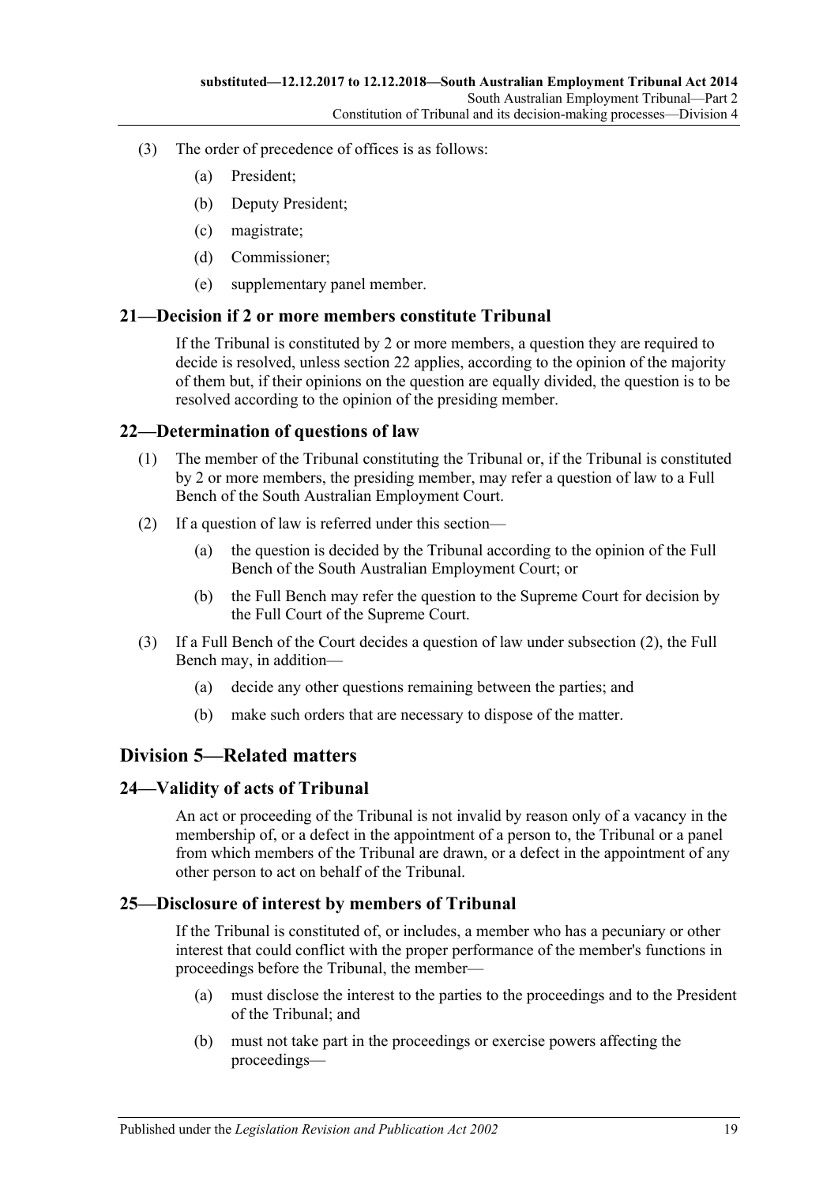(3) The order of precedence of offices is as follows:

(a) President;

(b) Deputy President;

(c) magistrate;

(d) Commissioner;

(e) supplementary panel member.

## 21—Decision if 2 or more members constitute Tribunal

If the Tribunal is constituted by 2 or more members, a question they are required to decide is resolved, unless section 22 applies, according to the opinion of the majority of them but, if their opinions on the question are equally divided, the question is to be resolved according to the opinion of the presiding member.

## 22—Determination of questions of law

(1) The member of the Tribunal constituting the Tribunal or, if the Tribunal is constituted by 2 or more members, the presiding member, may refer a question of law to a Full Bench of the South Australian Employment Court.

(2) If a question of law is referred under this section—

(a) the question is decided by the Tribunal according to the opinion of the Full Bench of the South Australian Employment Court; or

(b) the Full Bench may refer the question to the Supreme Court for decision by the Full Court of the Supreme Court.

(3) If a Full Bench of the Court decides a question of law under subsection (2), the Full Bench may, in addition—

(a) decide any other questions remaining between the parties; and

(b) make such orders that are necessary to dispose of the matter.

# Division 5—Related matters

## 24—Validity of acts of Tribunal

An act or proceeding of the Tribunal is not invalid by reason only of a vacancy in the membership of, or a defect in the appointment of a person to, the Tribunal or a panel from which members of the Tribunal are drawn, or a defect in the appointment of any other person to act on behalf of the Tribunal.

## 25—Disclosure of interest by members of Tribunal

If the Tribunal is constituted of, or includes, a member who has a pecuniary or other interest that could conflict with the proper performance of the member's functions in proceedings before the Tribunal, the member—

(a) must disclose the interest to the parties to the proceedings and to the President of the Tribunal; and

(b) must not take part in the proceedings or exercise powers affecting the proceedings—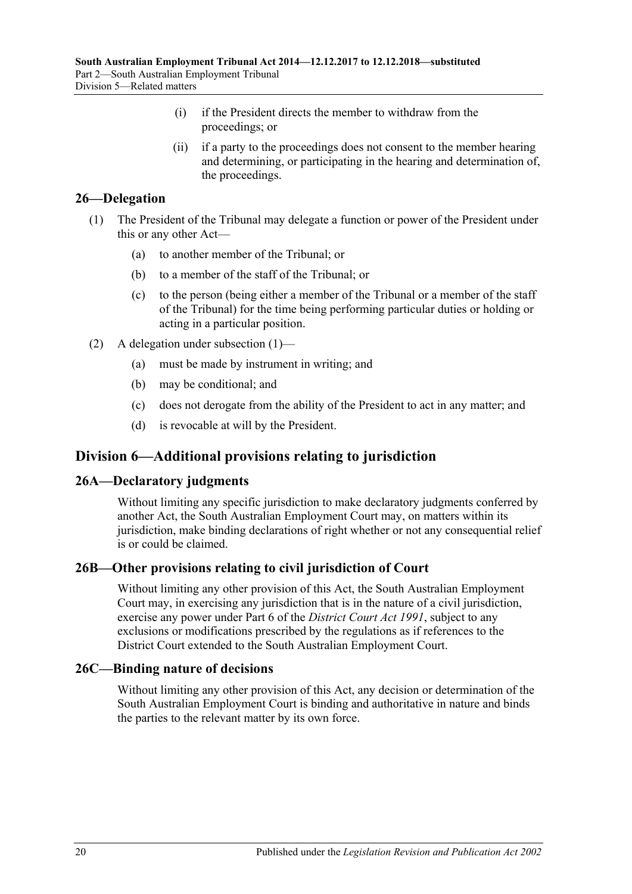(i) if the President directs the member to withdraw from the proceedings; or

(ii) if a party to the proceedings does not consent to the member hearing and determining, or participating in the hearing and determination of, the proceedings.

## 26—Delegation

(1) The President of the Tribunal may delegate a function or power of the President under this or any other Act—

(a) to another member of the Tribunal; or

(b) to a member of the staff of the Tribunal; or

(c) to the person (being either a member of the Tribunal or a member of the staff of the Tribunal) for the time being performing particular duties or holding or acting in a particular position.

(2) A delegation under subsection (1)—

(a) must be made by instrument in writing; and

(b) may be conditional; and

(c) does not derogate from the ability of the President to act in any matter; and

(d) is revocable at will by the President.

# Division 6—Additional provisions relating to jurisdiction

## 26A—Declaratory judgments

Without limiting any specific jurisdiction to make declaratory judgments conferred by another Act, the South Australian Employment Court may, on matters within its jurisdiction, make binding declarations of right whether or not any consequential relief is or could be claimed.

## 26B—Other provisions relating to civil jurisdiction of Court

Without limiting any other provision of this Act, the South Australian Employment Court may, in exercising any jurisdiction that is in the nature of a civil jurisdiction, exercise any power under Part 6 of the *District Court Act 1991*, subject to any exclusions or modifications prescribed by the regulations as if references to the District Court extended to the South Australian Employment Court.

## 26C—Binding nature of decisions

Without limiting any other provision of this Act, any decision or determination of the South Australian Employment Court is binding and authoritative in nature and binds the parties to the relevant matter by its own force.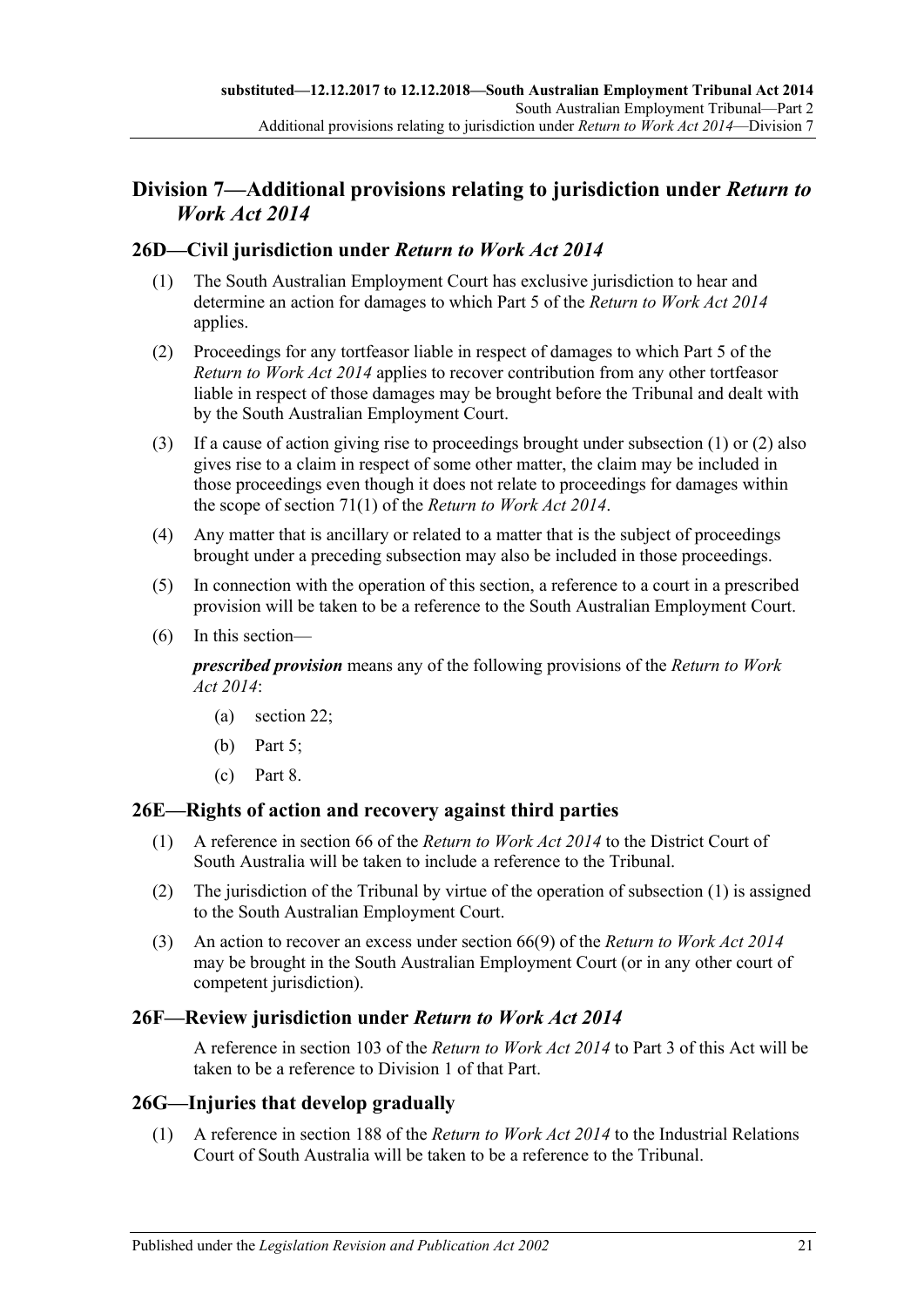## Division 7—Additional provisions relating to jurisdiction under *Return to Work Act 2014*

### 26D—Civil jurisdiction under *Return to Work Act 2014*

(1) The South Australian Employment Court has exclusive jurisdiction to hear and determine an action for damages to which Part 5 of the *Return to Work Act 2014* applies.

(2) Proceedings for any tortfeasor liable in respect of damages to which Part 5 of the *Return to Work Act 2014* applies to recover contribution from any other tortfeasor liable in respect of those damages may be brought before the Tribunal and dealt with by the South Australian Employment Court.

(3) If a cause of action giving rise to proceedings brought under subsection (1) or (2) also gives rise to a claim in respect of some other matter, the claim may be included in those proceedings even though it does not relate to proceedings for damages within the scope of section 71(1) of the *Return to Work Act 2014*.

(4) Any matter that is ancillary or related to a matter that is the subject of proceedings brought under a preceding subsection may also be included in those proceedings.

(5) In connection with the operation of this section, a reference to a court in a prescribed provision will be taken to be a reference to the South Australian Employment Court.

(6) In this section—

***prescribed provision*** means any of the following provisions of the *Return to Work Act 2014*:

- (a) section 22;
- (b) Part 5;
- (c) Part 8.

### 26E—Rights of action and recovery against third parties

(1) A reference in section 66 of the *Return to Work Act 2014* to the District Court of South Australia will be taken to include a reference to the Tribunal.

(2) The jurisdiction of the Tribunal by virtue of the operation of subsection (1) is assigned to the South Australian Employment Court.

(3) An action to recover an excess under section 66(9) of the *Return to Work Act 2014* may be brought in the South Australian Employment Court (or in any other court of competent jurisdiction).

### 26F—Review jurisdiction under *Return to Work Act 2014*

A reference in section 103 of the *Return to Work Act 2014* to Part 3 of this Act will be taken to be a reference to Division 1 of that Part.

### 26G—Injuries that develop gradually

(1) A reference in section 188 of the *Return to Work Act 2014* to the Industrial Relations Court of South Australia will be taken to be a reference to the Tribunal.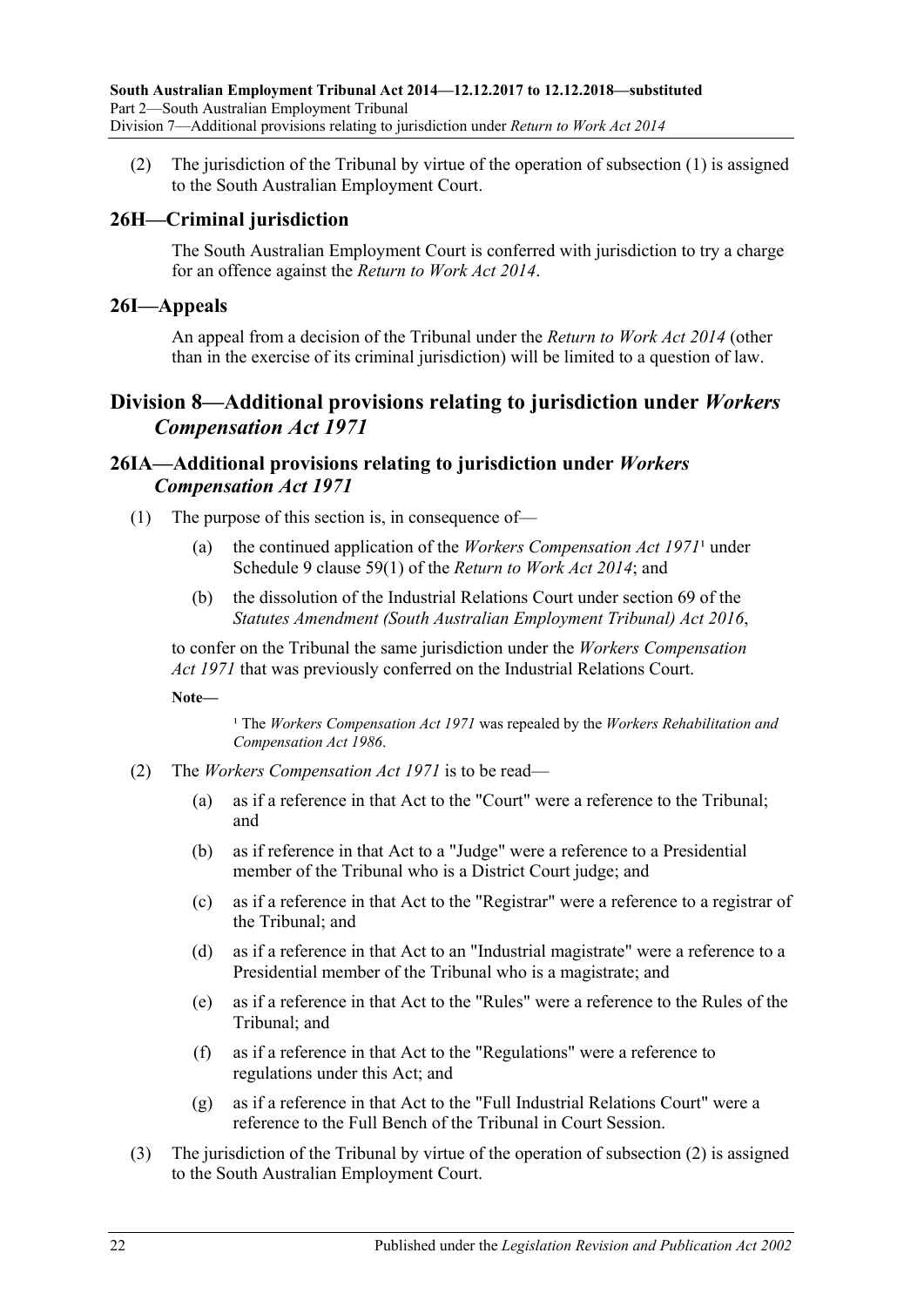(2) The jurisdiction of the Tribunal by virtue of the operation of subsection (1) is assigned to the South Australian Employment Court.

## 26H—Criminal jurisdiction

The South Australian Employment Court is conferred with jurisdiction to try a charge for an offence against the *Return to Work Act 2014*.

## 26I—Appeals

An appeal from a decision of the Tribunal under the *Return to Work Act 2014* (other than in the exercise of its criminal jurisdiction) will be limited to a question of law.

# Division 8—Additional provisions relating to jurisdiction under *Workers Compensation Act 1971*

## 26IA—Additional provisions relating to jurisdiction under *Workers Compensation Act 1971*

(1) The purpose of this section is, in consequence of—

(a) the continued application of the *Workers Compensation Act 1971*[1] under Schedule 9 clause 59(1) of the *Return to Work Act 2014*; and

(b) the dissolution of the Industrial Relations Court under section 69 of the *Statutes Amendment (South Australian Employment Tribunal) Act 2016*,

to confer on the Tribunal the same jurisdiction under the *Workers Compensation Act 1971* that was previously conferred on the Industrial Relations Court.

**Note—**

[1] The *Workers Compensation Act 1971* was repealed by the *Workers Rehabilitation and Compensation Act 1986*.

(2) The *Workers Compensation Act 1971* is to be read—

(a) as if a reference in that Act to the "Court" were a reference to the Tribunal; and

(b) as if reference in that Act to a "Judge" were a reference to a Presidential member of the Tribunal who is a District Court judge; and

(c) as if a reference in that Act to the "Registrar" were a reference to a registrar of the Tribunal; and

(d) as if a reference in that Act to an "Industrial magistrate" were a reference to a Presidential member of the Tribunal who is a magistrate; and

(e) as if a reference in that Act to the "Rules" were a reference to the Rules of the Tribunal; and

(f) as if a reference in that Act to the "Regulations" were a reference to regulations under this Act; and

(g) as if a reference in that Act to the "Full Industrial Relations Court" were a reference to the Full Bench of the Tribunal in Court Session.

(3) The jurisdiction of the Tribunal by virtue of the operation of subsection (2) is assigned to the South Australian Employment Court.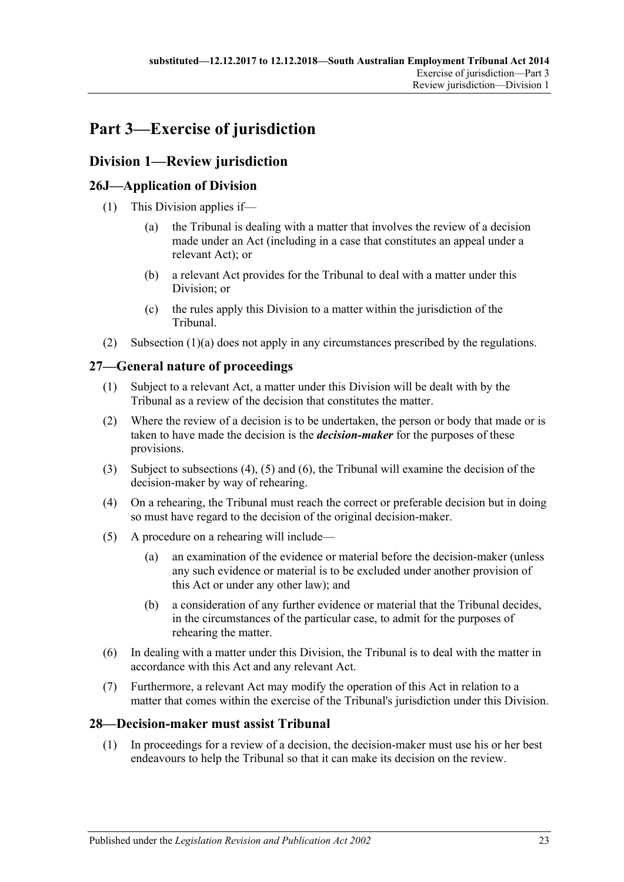# Part 3—Exercise of jurisdiction

## Division 1—Review jurisdiction

### 26J—Application of Division

(1) This Division applies if—

(a) the Tribunal is dealing with a matter that involves the review of a decision made under an Act (including in a case that constitutes an appeal under a relevant Act); or

(b) a relevant Act provides for the Tribunal to deal with a matter under this Division; or

(c) the rules apply this Division to a matter within the jurisdiction of the Tribunal.

(2) Subsection (1)(a) does not apply in any circumstances prescribed by the regulations.

### 27—General nature of proceedings

(1) Subject to a relevant Act, a matter under this Division will be dealt with by the Tribunal as a review of the decision that constitutes the matter.

(2) Where the review of a decision is to be undertaken, the person or body that made or is taken to have made the decision is the ***decision-maker*** for the purposes of these provisions.

(3) Subject to subsections (4), (5) and (6), the Tribunal will examine the decision of the decision-maker by way of rehearing.

(4) On a rehearing, the Tribunal must reach the correct or preferable decision but in doing so must have regard to the decision of the original decision-maker.

(5) A procedure on a rehearing will include—

(a) an examination of the evidence or material before the decision-maker (unless any such evidence or material is to be excluded under another provision of this Act or under any other law); and

(b) a consideration of any further evidence or material that the Tribunal decides, in the circumstances of the particular case, to admit for the purposes of rehearing the matter.

(6) In dealing with a matter under this Division, the Tribunal is to deal with the matter in accordance with this Act and any relevant Act.

(7) Furthermore, a relevant Act may modify the operation of this Act in relation to a matter that comes within the exercise of the Tribunal's jurisdiction under this Division.

### 28—Decision-maker must assist Tribunal

(1) In proceedings for a review of a decision, the decision-maker must use his or her best endeavours to help the Tribunal so that it can make its decision on the review.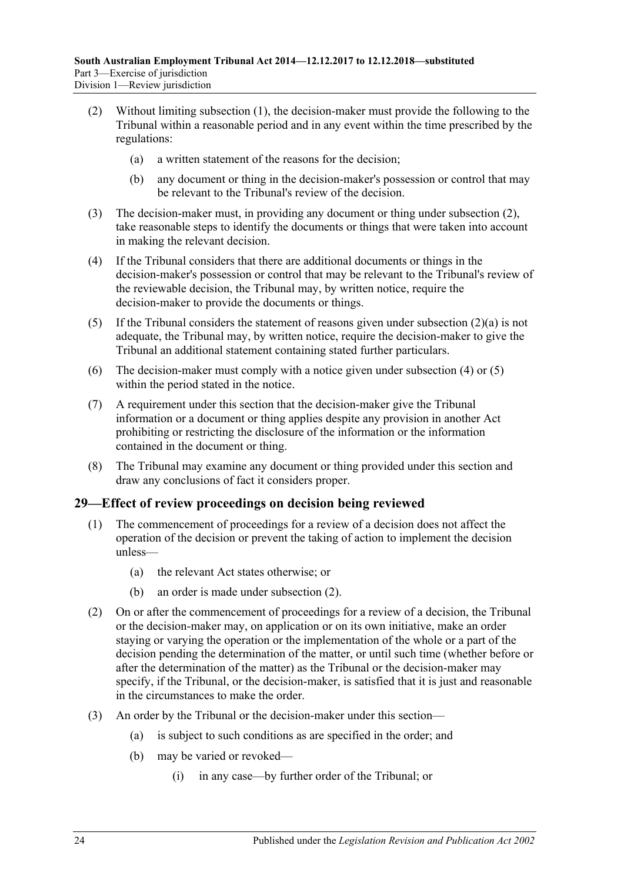(2) Without limiting subsection (1), the decision-maker must provide the following to the Tribunal within a reasonable period and in any event within the time prescribed by the regulations:

(a) a written statement of the reasons for the decision;

(b) any document or thing in the decision-maker's possession or control that may be relevant to the Tribunal's review of the decision.

(3) The decision-maker must, in providing any document or thing under subsection (2), take reasonable steps to identify the documents or things that were taken into account in making the relevant decision.

(4) If the Tribunal considers that there are additional documents or things in the decision-maker's possession or control that may be relevant to the Tribunal's review of the reviewable decision, the Tribunal may, by written notice, require the decision-maker to provide the documents or things.

(5) If the Tribunal considers the statement of reasons given under subsection (2)(a) is not adequate, the Tribunal may, by written notice, require the decision-maker to give the Tribunal an additional statement containing stated further particulars.

(6) The decision-maker must comply with a notice given under subsection (4) or (5) within the period stated in the notice.

(7) A requirement under this section that the decision-maker give the Tribunal information or a document or thing applies despite any provision in another Act prohibiting or restricting the disclosure of the information or the information contained in the document or thing.

(8) The Tribunal may examine any document or thing provided under this section and draw any conclusions of fact it considers proper.

## 29—Effect of review proceedings on decision being reviewed

(1) The commencement of proceedings for a review of a decision does not affect the operation of the decision or prevent the taking of action to implement the decision unless—

(a) the relevant Act states otherwise; or

(b) an order is made under subsection (2).

(2) On or after the commencement of proceedings for a review of a decision, the Tribunal or the decision-maker may, on application or on its own initiative, make an order staying or varying the operation or the implementation of the whole or a part of the decision pending the determination of the matter, or until such time (whether before or after the determination of the matter) as the Tribunal or the decision-maker may specify, if the Tribunal, or the decision-maker, is satisfied that it is just and reasonable in the circumstances to make the order.

(3) An order by the Tribunal or the decision-maker under this section—

(a) is subject to such conditions as are specified in the order; and

(b) may be varied or revoked—

(i) in any case—by further order of the Tribunal; or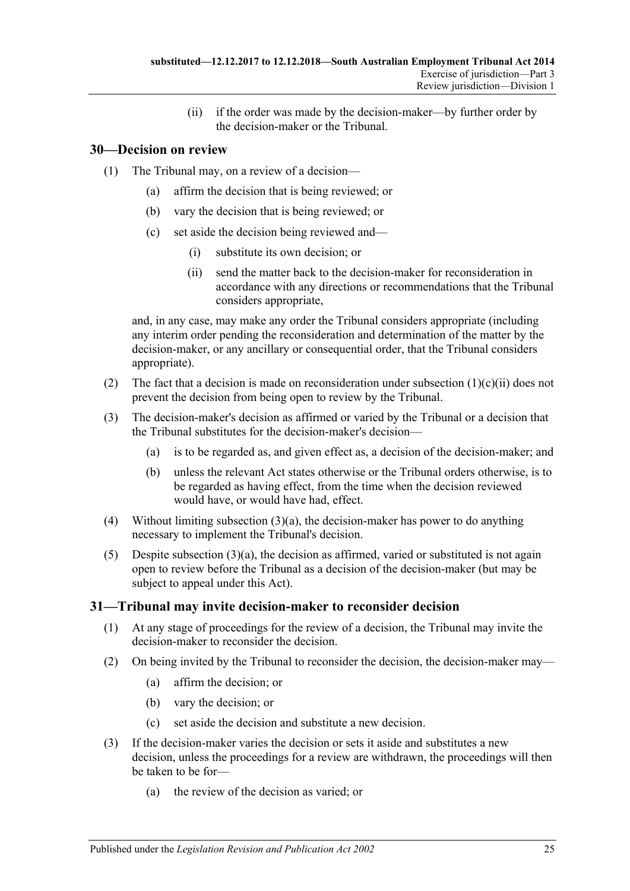(ii) if the order was made by the decision-maker—by further order by the decision-maker or the Tribunal.

## 30—Decision on review

(1) The Tribunal may, on a review of a decision—

(a) affirm the decision that is being reviewed; or

(b) vary the decision that is being reviewed; or

(c) set aside the decision being reviewed and—

(i) substitute its own decision; or

(ii) send the matter back to the decision-maker for reconsideration in accordance with any directions or recommendations that the Tribunal considers appropriate,

and, in any case, may make any order the Tribunal considers appropriate (including any interim order pending the reconsideration and determination of the matter by the decision-maker, or any ancillary or consequential order, that the Tribunal considers appropriate).

(2) The fact that a decision is made on reconsideration under subsection (1)(c)(ii) does not prevent the decision from being open to review by the Tribunal.

(3) The decision-maker's decision as affirmed or varied by the Tribunal or a decision that the Tribunal substitutes for the decision-maker's decision—

(a) is to be regarded as, and given effect as, a decision of the decision-maker; and

(b) unless the relevant Act states otherwise or the Tribunal orders otherwise, is to be regarded as having effect, from the time when the decision reviewed would have, or would have had, effect.

(4) Without limiting subsection (3)(a), the decision-maker has power to do anything necessary to implement the Tribunal's decision.

(5) Despite subsection (3)(a), the decision as affirmed, varied or substituted is not again open to review before the Tribunal as a decision of the decision-maker (but may be subject to appeal under this Act).

## 31—Tribunal may invite decision-maker to reconsider decision

(1) At any stage of proceedings for the review of a decision, the Tribunal may invite the decision-maker to reconsider the decision.

(2) On being invited by the Tribunal to reconsider the decision, the decision-maker may—

(a) affirm the decision; or

(b) vary the decision; or

(c) set aside the decision and substitute a new decision.

(3) If the decision-maker varies the decision or sets it aside and substitutes a new decision, unless the proceedings for a review are withdrawn, the proceedings will then be taken to be for—

(a) the review of the decision as varied; or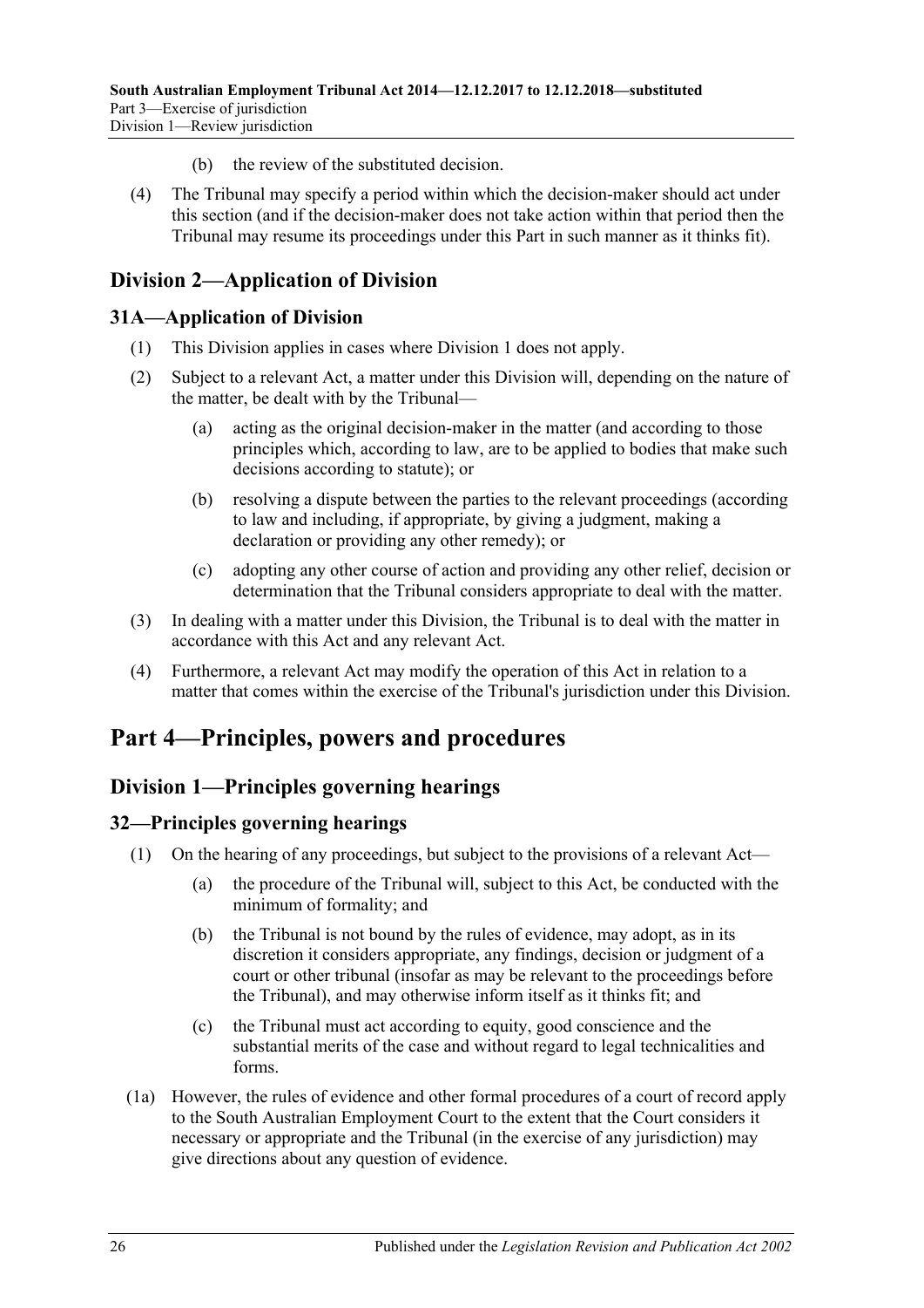(b) the review of the substituted decision.

(4) The Tribunal may specify a period within which the decision-maker should act under this section (and if the decision-maker does not take action within that period then the Tribunal may resume its proceedings under this Part in such manner as it thinks fit).

## Division 2—Application of Division

### 31A—Application of Division

(1) This Division applies in cases where Division 1 does not apply.

(2) Subject to a relevant Act, a matter under this Division will, depending on the nature of the matter, be dealt with by the Tribunal—

(a) acting as the original decision-maker in the matter (and according to those principles which, according to law, are to be applied to bodies that make such decisions according to statute); or

(b) resolving a dispute between the parties to the relevant proceedings (according to law and including, if appropriate, by giving a judgment, making a declaration or providing any other remedy); or

(c) adopting any other course of action and providing any other relief, decision or determination that the Tribunal considers appropriate to deal with the matter.

(3) In dealing with a matter under this Division, the Tribunal is to deal with the matter in accordance with this Act and any relevant Act.

(4) Furthermore, a relevant Act may modify the operation of this Act in relation to a matter that comes within the exercise of the Tribunal's jurisdiction under this Division.

# Part 4—Principles, powers and procedures

## Division 1—Principles governing hearings

### 32—Principles governing hearings

(1) On the hearing of any proceedings, but subject to the provisions of a relevant Act—

(a) the procedure of the Tribunal will, subject to this Act, be conducted with the minimum of formality; and

(b) the Tribunal is not bound by the rules of evidence, may adopt, as in its discretion it considers appropriate, any findings, decision or judgment of a court or other tribunal (insofar as may be relevant to the proceedings before the Tribunal), and may otherwise inform itself as it thinks fit; and

(c) the Tribunal must act according to equity, good conscience and the substantial merits of the case and without regard to legal technicalities and forms.

(1a) However, the rules of evidence and other formal procedures of a court of record apply to the South Australian Employment Court to the extent that the Court considers it necessary or appropriate and the Tribunal (in the exercise of any jurisdiction) may give directions about any question of evidence.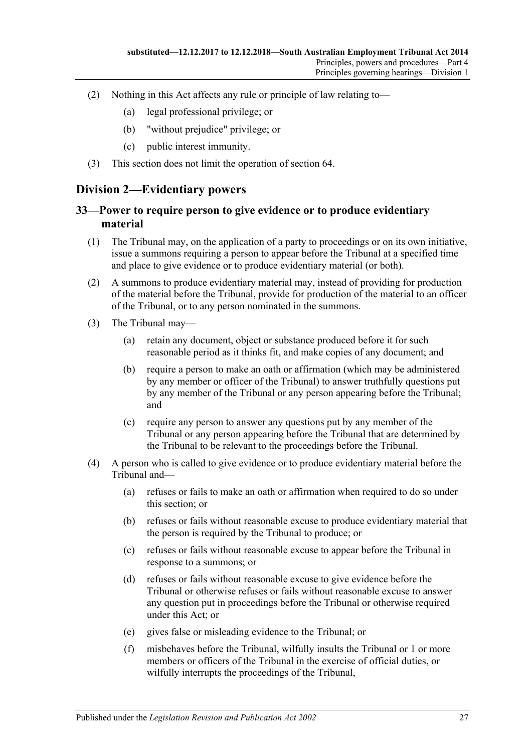(2) Nothing in this Act affects any rule or principle of law relating to—

(a) legal professional privilege; or

(b) "without prejudice" privilege; or

(c) public interest immunity.

(3) This section does not limit the operation of section 64.

## Division 2—Evidentiary powers

### 33—Power to require person to give evidence or to produce evidentiary material

(1) The Tribunal may, on the application of a party to proceedings or on its own initiative, issue a summons requiring a person to appear before the Tribunal at a specified time and place to give evidence or to produce evidentiary material (or both).

(2) A summons to produce evidentiary material may, instead of providing for production of the material before the Tribunal, provide for production of the material to an officer of the Tribunal, or to any person nominated in the summons.

(3) The Tribunal may—

(a) retain any document, object or substance produced before it for such reasonable period as it thinks fit, and make copies of any document; and

(b) require a person to make an oath or affirmation (which may be administered by any member or officer of the Tribunal) to answer truthfully questions put by any member of the Tribunal or any person appearing before the Tribunal; and

(c) require any person to answer any questions put by any member of the Tribunal or any person appearing before the Tribunal that are determined by the Tribunal to be relevant to the proceedings before the Tribunal.

(4) A person who is called to give evidence or to produce evidentiary material before the Tribunal and—

(a) refuses or fails to make an oath or affirmation when required to do so under this section; or

(b) refuses or fails without reasonable excuse to produce evidentiary material that the person is required by the Tribunal to produce; or

(c) refuses or fails without reasonable excuse to appear before the Tribunal in response to a summons; or

(d) refuses or fails without reasonable excuse to give evidence before the Tribunal or otherwise refuses or fails without reasonable excuse to answer any question put in proceedings before the Tribunal or otherwise required under this Act; or

(e) gives false or misleading evidence to the Tribunal; or

(f) misbehaves before the Tribunal, wilfully insults the Tribunal or 1 or more members or officers of the Tribunal in the exercise of official duties, or wilfully interrupts the proceedings of the Tribunal,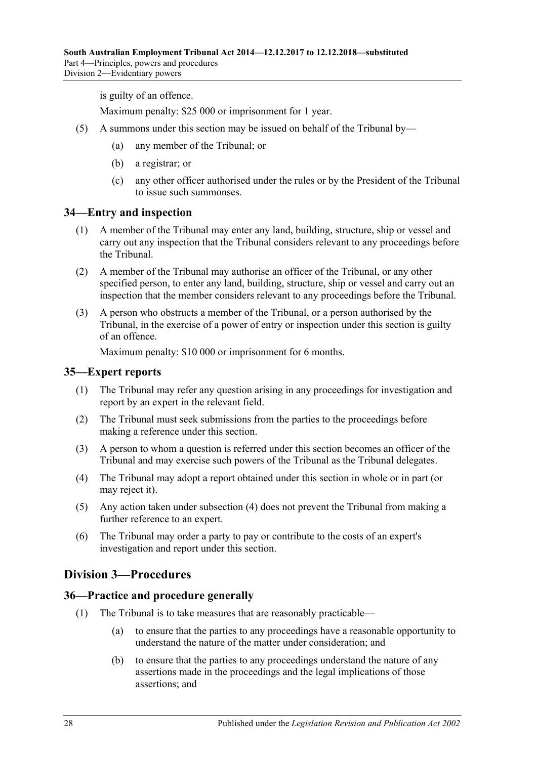is guilty of an offence.

Maximum penalty: $25 000 or imprisonment for 1 year.

(5) A summons under this section may be issued on behalf of the Tribunal by—

(a) any member of the Tribunal; or

(b) a registrar; or

(c) any other officer authorised under the rules or by the President of the Tribunal to issue such summonses.

## 34—Entry and inspection

(1) A member of the Tribunal may enter any land, building, structure, ship or vessel and carry out any inspection that the Tribunal considers relevant to any proceedings before the Tribunal.

(2) A member of the Tribunal may authorise an officer of the Tribunal, or any other specified person, to enter any land, building, structure, ship or vessel and carry out an inspection that the member considers relevant to any proceedings before the Tribunal.

(3) A person who obstructs a member of the Tribunal, or a person authorised by the Tribunal, in the exercise of a power of entry or inspection under this section is guilty of an offence.

Maximum penalty: $10 000 or imprisonment for 6 months.

## 35—Expert reports

(1) The Tribunal may refer any question arising in any proceedings for investigation and report by an expert in the relevant field.

(2) The Tribunal must seek submissions from the parties to the proceedings before making a reference under this section.

(3) A person to whom a question is referred under this section becomes an officer of the Tribunal and may exercise such powers of the Tribunal as the Tribunal delegates.

(4) The Tribunal may adopt a report obtained under this section in whole or in part (or may reject it).

(5) Any action taken under subsection (4) does not prevent the Tribunal from making a further reference to an expert.

(6) The Tribunal may order a party to pay or contribute to the costs of an expert's investigation and report under this section.

# Division 3—Procedures

## 36—Practice and procedure generally

(1) The Tribunal is to take measures that are reasonably practicable—

(a) to ensure that the parties to any proceedings have a reasonable opportunity to understand the nature of the matter under consideration; and

(b) to ensure that the parties to any proceedings understand the nature of any assertions made in the proceedings and the legal implications of those assertions; and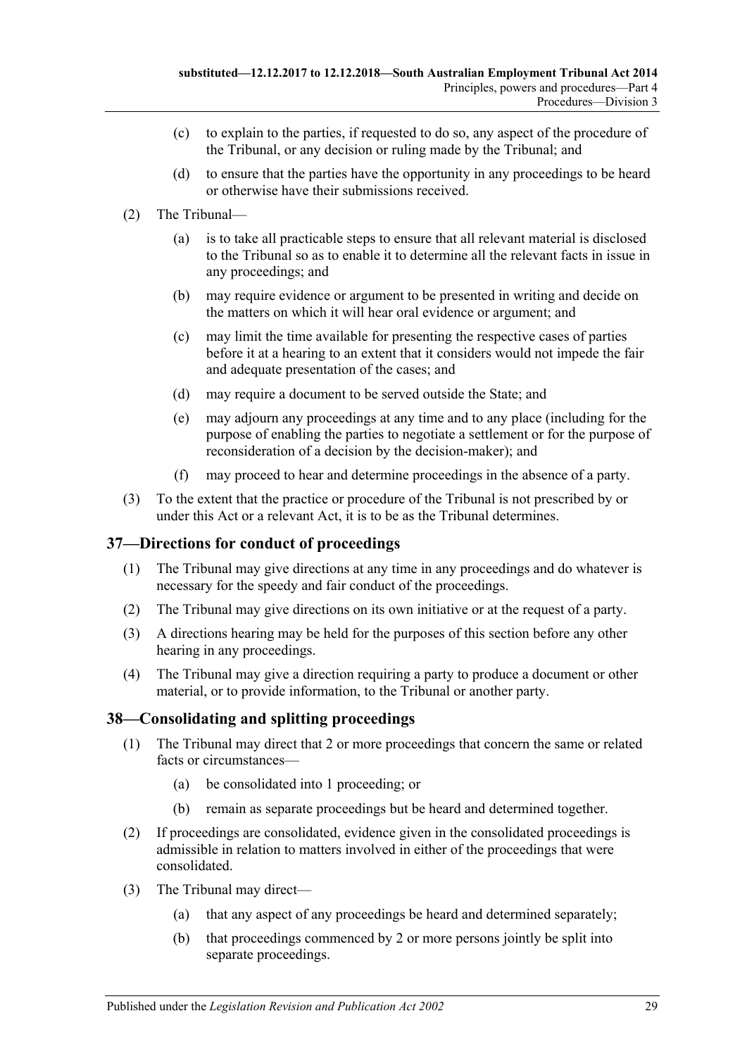(c) to explain to the parties, if requested to do so, any aspect of the procedure of the Tribunal, or any decision or ruling made by the Tribunal; and

(d) to ensure that the parties have the opportunity in any proceedings to be heard or otherwise have their submissions received.

(2) The Tribunal—

(a) is to take all practicable steps to ensure that all relevant material is disclosed to the Tribunal so as to enable it to determine all the relevant facts in issue in any proceedings; and

(b) may require evidence or argument to be presented in writing and decide on the matters on which it will hear oral evidence or argument; and

(c) may limit the time available for presenting the respective cases of parties before it at a hearing to an extent that it considers would not impede the fair and adequate presentation of the cases; and

(d) may require a document to be served outside the State; and

(e) may adjourn any proceedings at any time and to any place (including for the purpose of enabling the parties to negotiate a settlement or for the purpose of reconsideration of a decision by the decision-maker); and

(f) may proceed to hear and determine proceedings in the absence of a party.

(3) To the extent that the practice or procedure of the Tribunal is not prescribed by or under this Act or a relevant Act, it is to be as the Tribunal determines.

## 37—Directions for conduct of proceedings

(1) The Tribunal may give directions at any time in any proceedings and do whatever is necessary for the speedy and fair conduct of the proceedings.

(2) The Tribunal may give directions on its own initiative or at the request of a party.

(3) A directions hearing may be held for the purposes of this section before any other hearing in any proceedings.

(4) The Tribunal may give a direction requiring a party to produce a document or other material, or to provide information, to the Tribunal or another party.

## 38—Consolidating and splitting proceedings

(1) The Tribunal may direct that 2 or more proceedings that concern the same or related facts or circumstances—

(a) be consolidated into 1 proceeding; or

(b) remain as separate proceedings but be heard and determined together.

(2) If proceedings are consolidated, evidence given in the consolidated proceedings is admissible in relation to matters involved in either of the proceedings that were consolidated.

(3) The Tribunal may direct—

(a) that any aspect of any proceedings be heard and determined separately;

(b) that proceedings commenced by 2 or more persons jointly be split into separate proceedings.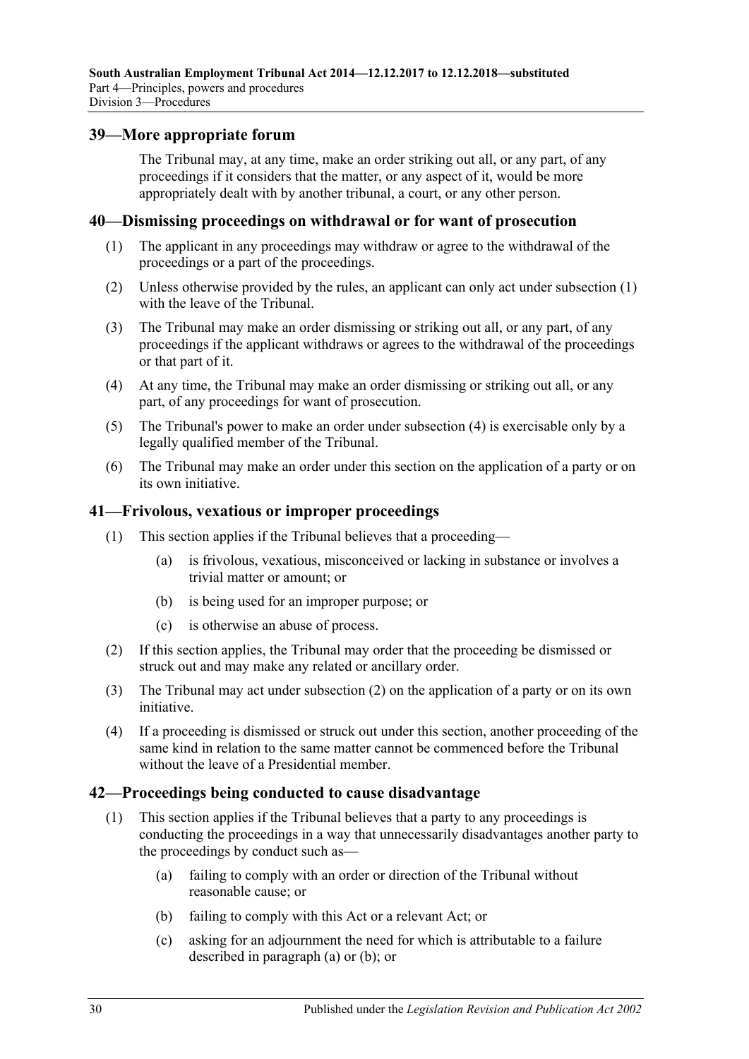## 39—More appropriate forum

The Tribunal may, at any time, make an order striking out all, or any part, of any proceedings if it considers that the matter, or any aspect of it, would be more appropriately dealt with by another tribunal, a court, or any other person.

## 40—Dismissing proceedings on withdrawal or for want of prosecution

(1) The applicant in any proceedings may withdraw or agree to the withdrawal of the proceedings or a part of the proceedings.

(2) Unless otherwise provided by the rules, an applicant can only act under subsection (1) with the leave of the Tribunal.

(3) The Tribunal may make an order dismissing or striking out all, or any part, of any proceedings if the applicant withdraws or agrees to the withdrawal of the proceedings or that part of it.

(4) At any time, the Tribunal may make an order dismissing or striking out all, or any part, of any proceedings for want of prosecution.

(5) The Tribunal's power to make an order under subsection (4) is exercisable only by a legally qualified member of the Tribunal.

(6) The Tribunal may make an order under this section on the application of a party or on its own initiative.

## 41—Frivolous, vexatious or improper proceedings

(1) This section applies if the Tribunal believes that a proceeding—

(a) is frivolous, vexatious, misconceived or lacking in substance or involves a trivial matter or amount; or

(b) is being used for an improper purpose; or

(c) is otherwise an abuse of process.

(2) If this section applies, the Tribunal may order that the proceeding be dismissed or struck out and may make any related or ancillary order.

(3) The Tribunal may act under subsection (2) on the application of a party or on its own initiative.

(4) If a proceeding is dismissed or struck out under this section, another proceeding of the same kind in relation to the same matter cannot be commenced before the Tribunal without the leave of a Presidential member.

## 42—Proceedings being conducted to cause disadvantage

(1) This section applies if the Tribunal believes that a party to any proceedings is conducting the proceedings in a way that unnecessarily disadvantages another party to the proceedings by conduct such as—

(a) failing to comply with an order or direction of the Tribunal without reasonable cause; or

(b) failing to comply with this Act or a relevant Act; or

(c) asking for an adjournment the need for which is attributable to a failure described in paragraph (a) or (b); or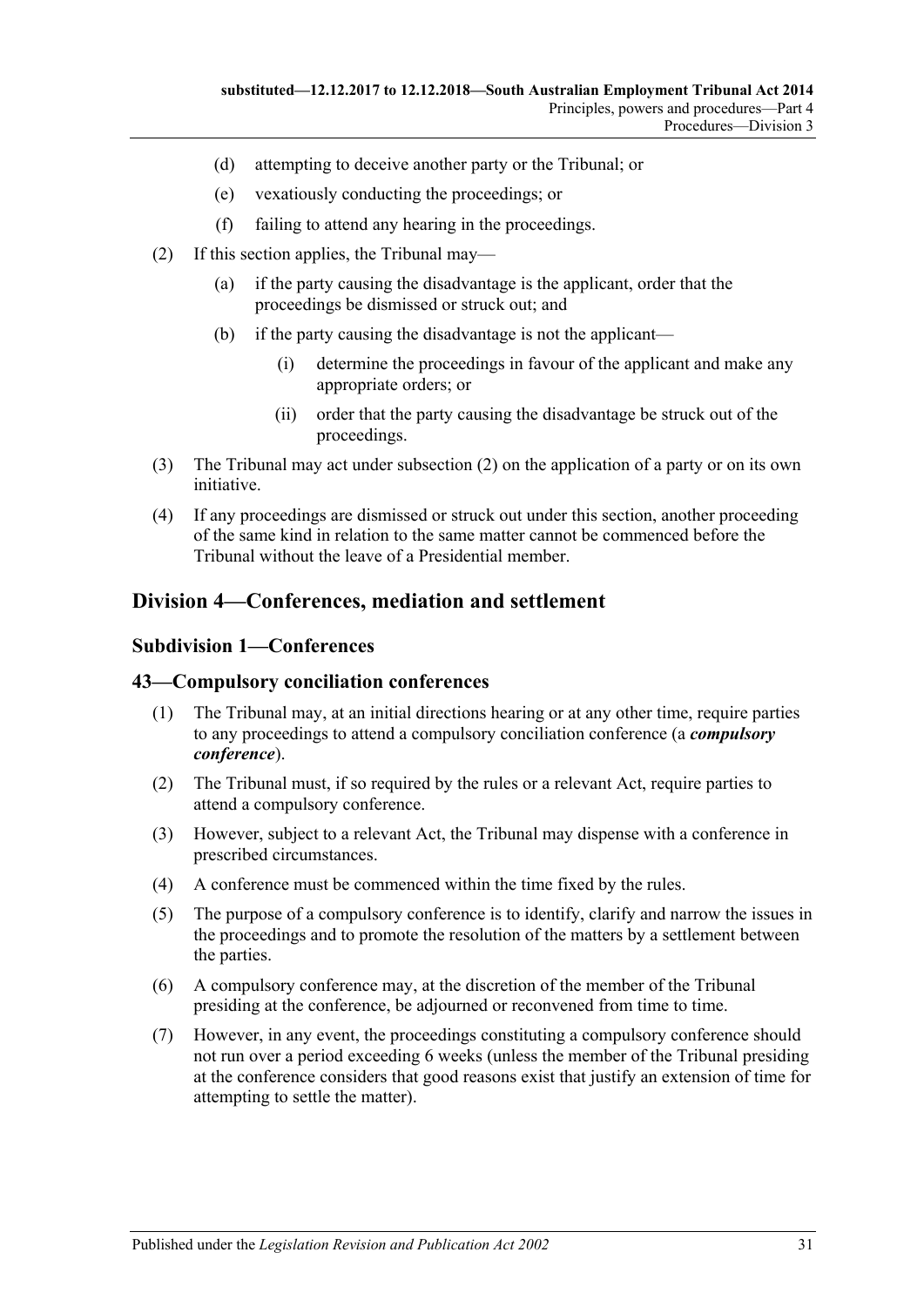(d) attempting to deceive another party or the Tribunal; or

(e) vexatiously conducting the proceedings; or

(f) failing to attend any hearing in the proceedings.

(2) If this section applies, the Tribunal may—

(a) if the party causing the disadvantage is the applicant, order that the proceedings be dismissed or struck out; and

(b) if the party causing the disadvantage is not the applicant—

(i) determine the proceedings in favour of the applicant and make any appropriate orders; or

(ii) order that the party causing the disadvantage be struck out of the proceedings.

(3) The Tribunal may act under subsection (2) on the application of a party or on its own initiative.

(4) If any proceedings are dismissed or struck out under this section, another proceeding of the same kind in relation to the same matter cannot be commenced before the Tribunal without the leave of a Presidential member.

## Division 4—Conferences, mediation and settlement

### Subdivision 1—Conferences

### 43—Compulsory conciliation conferences

(1) The Tribunal may, at an initial directions hearing or at any other time, require parties to any proceedings to attend a compulsory conciliation conference (a ***compulsory conference***).

(2) The Tribunal must, if so required by the rules or a relevant Act, require parties to attend a compulsory conference.

(3) However, subject to a relevant Act, the Tribunal may dispense with a conference in prescribed circumstances.

(4) A conference must be commenced within the time fixed by the rules.

(5) The purpose of a compulsory conference is to identify, clarify and narrow the issues in the proceedings and to promote the resolution of the matters by a settlement between the parties.

(6) A compulsory conference may, at the discretion of the member of the Tribunal presiding at the conference, be adjourned or reconvened from time to time.

(7) However, in any event, the proceedings constituting a compulsory conference should not run over a period exceeding 6 weeks (unless the member of the Tribunal presiding at the conference considers that good reasons exist that justify an extension of time for attempting to settle the matter).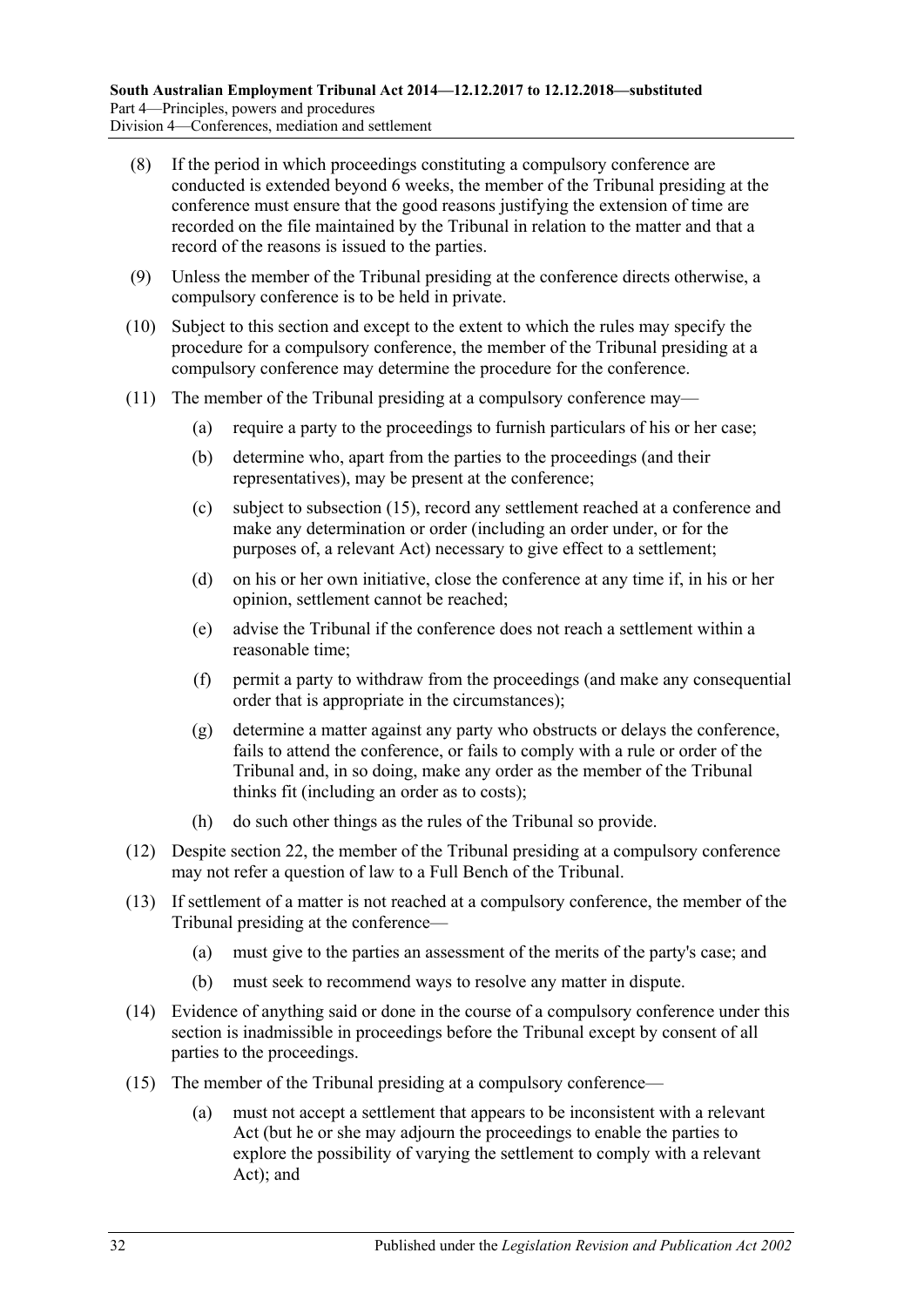(8) If the period in which proceedings constituting a compulsory conference are conducted is extended beyond 6 weeks, the member of the Tribunal presiding at the conference must ensure that the good reasons justifying the extension of time are recorded on the file maintained by the Tribunal in relation to the matter and that a record of the reasons is issued to the parties.

(9) Unless the member of the Tribunal presiding at the conference directs otherwise, a compulsory conference is to be held in private.

(10) Subject to this section and except to the extent to which the rules may specify the procedure for a compulsory conference, the member of the Tribunal presiding at a compulsory conference may determine the procedure for the conference.

(11) The member of the Tribunal presiding at a compulsory conference may—

- (a) require a party to the proceedings to furnish particulars of his or her case;
- (b) determine who, apart from the parties to the proceedings (and their representatives), may be present at the conference;
- (c) subject to subsection (15), record any settlement reached at a conference and make any determination or order (including an order under, or for the purposes of, a relevant Act) necessary to give effect to a settlement;
- (d) on his or her own initiative, close the conference at any time if, in his or her opinion, settlement cannot be reached;
- (e) advise the Tribunal if the conference does not reach a settlement within a reasonable time;
- (f) permit a party to withdraw from the proceedings (and make any consequential order that is appropriate in the circumstances);
- (g) determine a matter against any party who obstructs or delays the conference, fails to attend the conference, or fails to comply with a rule or order of the Tribunal and, in so doing, make any order as the member of the Tribunal thinks fit (including an order as to costs);
- (h) do such other things as the rules of the Tribunal so provide.

(12) Despite section 22, the member of the Tribunal presiding at a compulsory conference may not refer a question of law to a Full Bench of the Tribunal.

(13) If settlement of a matter is not reached at a compulsory conference, the member of the Tribunal presiding at the conference—

- (a) must give to the parties an assessment of the merits of the party's case; and
- (b) must seek to recommend ways to resolve any matter in dispute.

(14) Evidence of anything said or done in the course of a compulsory conference under this section is inadmissible in proceedings before the Tribunal except by consent of all parties to the proceedings.

(15) The member of the Tribunal presiding at a compulsory conference—

- (a) must not accept a settlement that appears to be inconsistent with a relevant Act (but he or she may adjourn the proceedings to enable the parties to explore the possibility of varying the settlement to comply with a relevant Act); and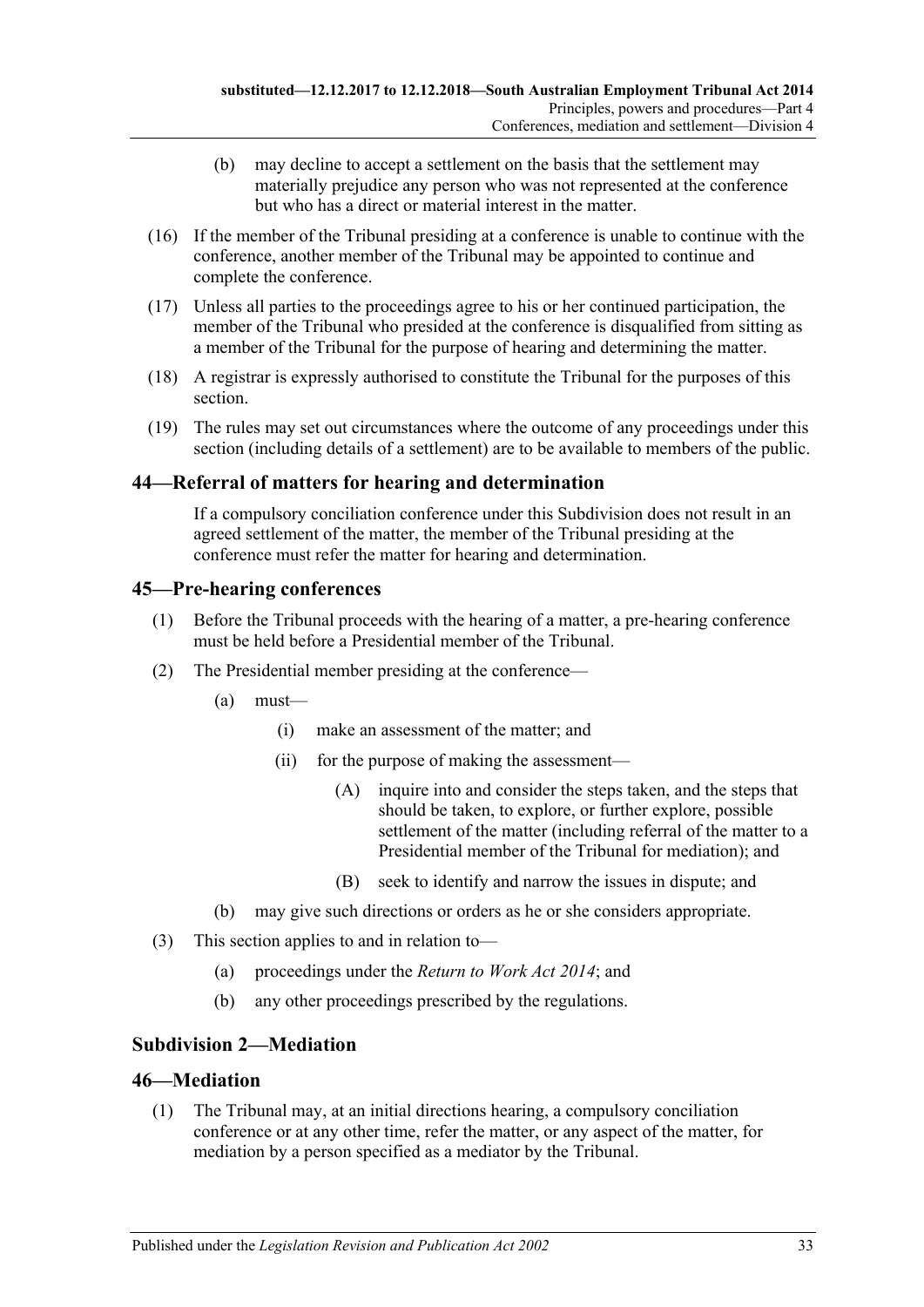(b) may decline to accept a settlement on the basis that the settlement may materially prejudice any person who was not represented at the conference but who has a direct or material interest in the matter.

(16) If the member of the Tribunal presiding at a conference is unable to continue with the conference, another member of the Tribunal may be appointed to continue and complete the conference.

(17) Unless all parties to the proceedings agree to his or her continued participation, the member of the Tribunal who presided at the conference is disqualified from sitting as a member of the Tribunal for the purpose of hearing and determining the matter.

(18) A registrar is expressly authorised to constitute the Tribunal for the purposes of this section.

(19) The rules may set out circumstances where the outcome of any proceedings under this section (including details of a settlement) are to be available to members of the public.

## 44—Referral of matters for hearing and determination

If a compulsory conciliation conference under this Subdivision does not result in an agreed settlement of the matter, the member of the Tribunal presiding at the conference must refer the matter for hearing and determination.

## 45—Pre-hearing conferences

(1) Before the Tribunal proceeds with the hearing of a matter, a pre-hearing conference must be held before a Presidential member of the Tribunal.

(2) The Presidential member presiding at the conference—

(a) must—

(i) make an assessment of the matter; and

(ii) for the purpose of making the assessment—

(A) inquire into and consider the steps taken, and the steps that should be taken, to explore, or further explore, possible settlement of the matter (including referral of the matter to a Presidential member of the Tribunal for mediation); and

(B) seek to identify and narrow the issues in dispute; and

(b) may give such directions or orders as he or she considers appropriate.

(3) This section applies to and in relation to—

(a) proceedings under the *Return to Work Act 2014*; and

(b) any other proceedings prescribed by the regulations.

### Subdivision 2—Mediation

## 46—Mediation

(1) The Tribunal may, at an initial directions hearing, a compulsory conciliation conference or at any other time, refer the matter, or any aspect of the matter, for mediation by a person specified as a mediator by the Tribunal.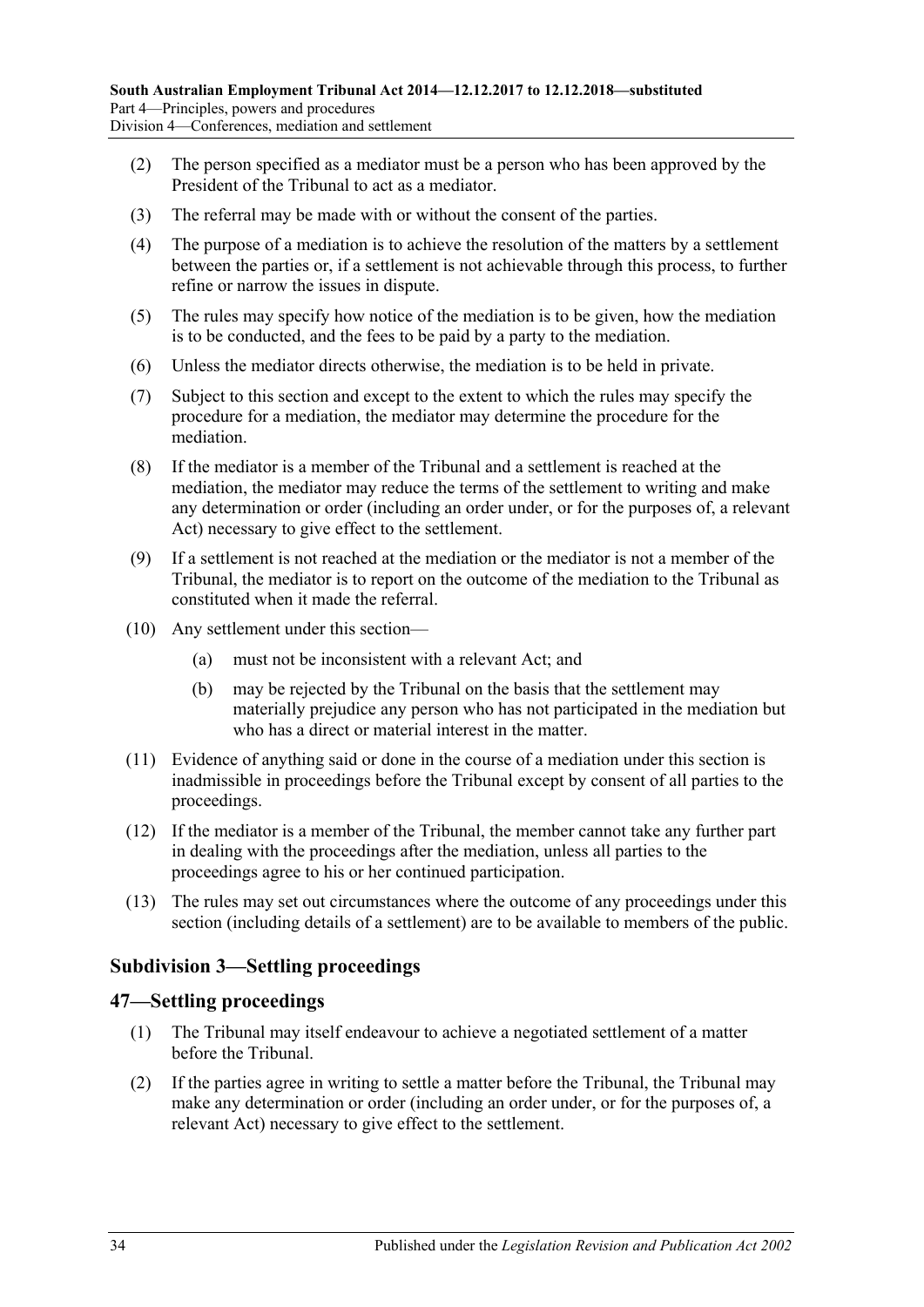(2) The person specified as a mediator must be a person who has been approved by the President of the Tribunal to act as a mediator.

(3) The referral may be made with or without the consent of the parties.

(4) The purpose of a mediation is to achieve the resolution of the matters by a settlement between the parties or, if a settlement is not achievable through this process, to further refine or narrow the issues in dispute.

(5) The rules may specify how notice of the mediation is to be given, how the mediation is to be conducted, and the fees to be paid by a party to the mediation.

(6) Unless the mediator directs otherwise, the mediation is to be held in private.

(7) Subject to this section and except to the extent to which the rules may specify the procedure for a mediation, the mediator may determine the procedure for the mediation.

(8) If the mediator is a member of the Tribunal and a settlement is reached at the mediation, the mediator may reduce the terms of the settlement to writing and make any determination or order (including an order under, or for the purposes of, a relevant Act) necessary to give effect to the settlement.

(9) If a settlement is not reached at the mediation or the mediator is not a member of the Tribunal, the mediator is to report on the outcome of the mediation to the Tribunal as constituted when it made the referral.

(10) Any settlement under this section—

- (a) must not be inconsistent with a relevant Act; and
- (b) may be rejected by the Tribunal on the basis that the settlement may materially prejudice any person who has not participated in the mediation but who has a direct or material interest in the matter.

(11) Evidence of anything said or done in the course of a mediation under this section is inadmissible in proceedings before the Tribunal except by consent of all parties to the proceedings.

(12) If the mediator is a member of the Tribunal, the member cannot take any further part in dealing with the proceedings after the mediation, unless all parties to the proceedings agree to his or her continued participation.

(13) The rules may set out circumstances where the outcome of any proceedings under this section (including details of a settlement) are to be available to members of the public.

## Subdivision 3—Settling proceedings

### 47—Settling proceedings

(1) The Tribunal may itself endeavour to achieve a negotiated settlement of a matter before the Tribunal.

(2) If the parties agree in writing to settle a matter before the Tribunal, the Tribunal may make any determination or order (including an order under, or for the purposes of, a relevant Act) necessary to give effect to the settlement.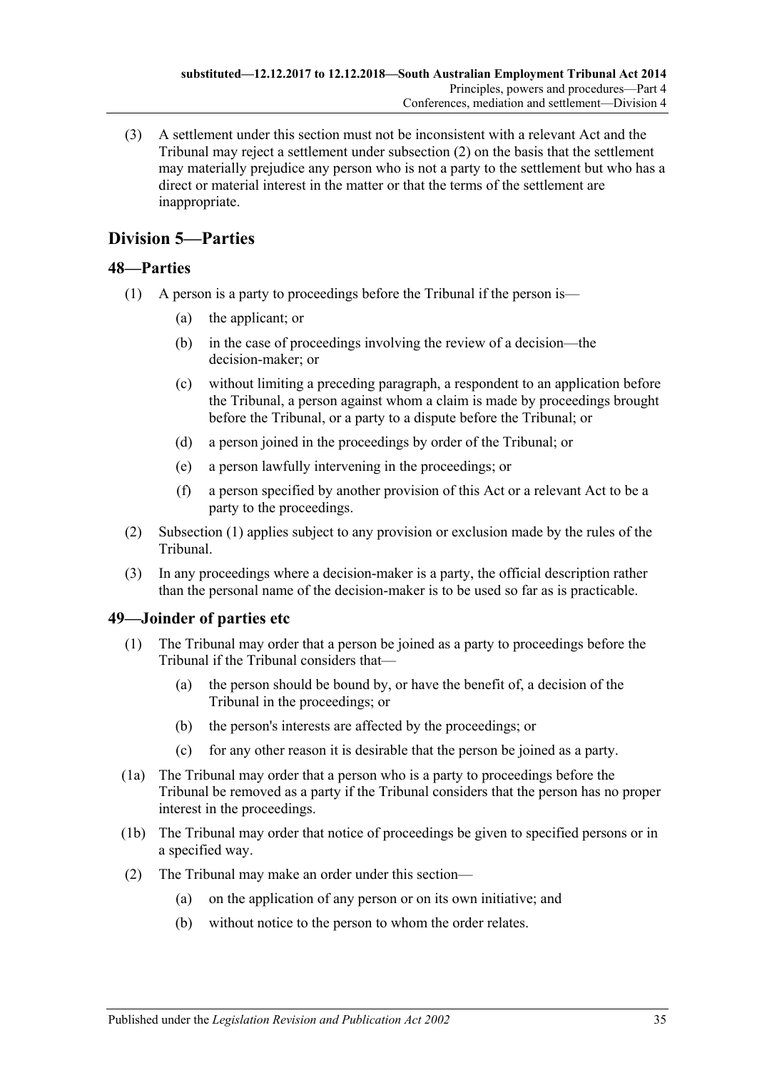(3) A settlement under this section must not be inconsistent with a relevant Act and the Tribunal may reject a settlement under subsection (2) on the basis that the settlement may materially prejudice any person who is not a party to the settlement but who has a direct or material interest in the matter or that the terms of the settlement are inappropriate.

## Division 5—Parties

### 48—Parties

(1) A person is a party to proceedings before the Tribunal if the person is—

(a) the applicant; or

(b) in the case of proceedings involving the review of a decision—the decision-maker; or

(c) without limiting a preceding paragraph, a respondent to an application before the Tribunal, a person against whom a claim is made by proceedings brought before the Tribunal, or a party to a dispute before the Tribunal; or

(d) a person joined in the proceedings by order of the Tribunal; or

(e) a person lawfully intervening in the proceedings; or

(f) a person specified by another provision of this Act or a relevant Act to be a party to the proceedings.

(2) Subsection (1) applies subject to any provision or exclusion made by the rules of the Tribunal.

(3) In any proceedings where a decision-maker is a party, the official description rather than the personal name of the decision-maker is to be used so far as is practicable.

### 49—Joinder of parties etc

(1) The Tribunal may order that a person be joined as a party to proceedings before the Tribunal if the Tribunal considers that—

(a) the person should be bound by, or have the benefit of, a decision of the Tribunal in the proceedings; or

(b) the person's interests are affected by the proceedings; or

(c) for any other reason it is desirable that the person be joined as a party.

(1a) The Tribunal may order that a person who is a party to proceedings before the Tribunal be removed as a party if the Tribunal considers that the person has no proper interest in the proceedings.

(1b) The Tribunal may order that notice of proceedings be given to specified persons or in a specified way.

(2) The Tribunal may make an order under this section—

(a) on the application of any person or on its own initiative; and

(b) without notice to the person to whom the order relates.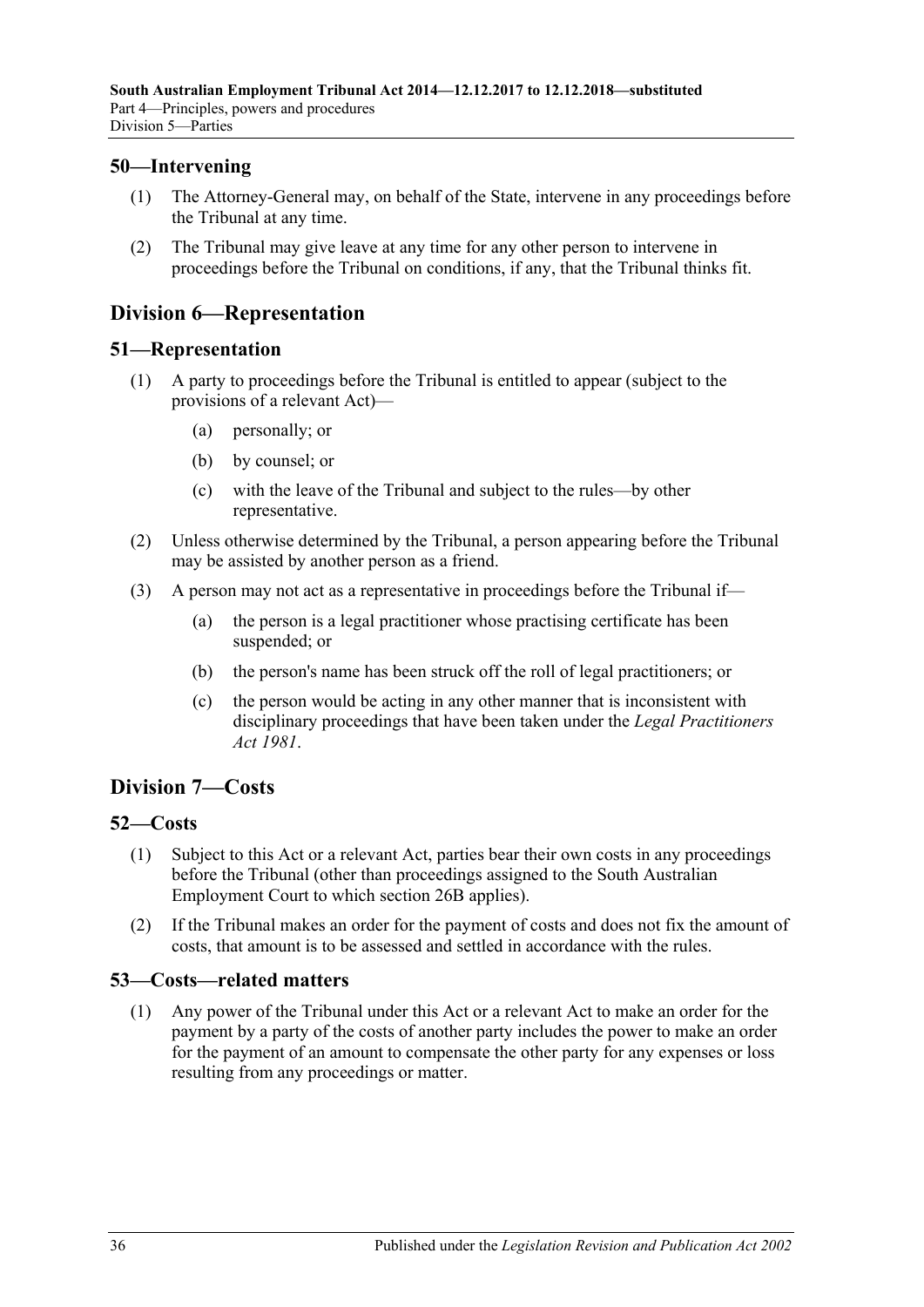## 50—Intervening

(1) The Attorney-General may, on behalf of the State, intervene in any proceedings before the Tribunal at any time.

(2) The Tribunal may give leave at any time for any other person to intervene in proceedings before the Tribunal on conditions, if any, that the Tribunal thinks fit.

# Division 6—Representation

## 51—Representation

(1) A party to proceedings before the Tribunal is entitled to appear (subject to the provisions of a relevant Act)—

(a) personally; or

(b) by counsel; or

(c) with the leave of the Tribunal and subject to the rules—by other representative.

(2) Unless otherwise determined by the Tribunal, a person appearing before the Tribunal may be assisted by another person as a friend.

(3) A person may not act as a representative in proceedings before the Tribunal if—

(a) the person is a legal practitioner whose practising certificate has been suspended; or

(b) the person's name has been struck off the roll of legal practitioners; or

(c) the person would be acting in any other manner that is inconsistent with disciplinary proceedings that have been taken under the *Legal Practitioners Act 1981*.

# Division 7—Costs

## 52—Costs

(1) Subject to this Act or a relevant Act, parties bear their own costs in any proceedings before the Tribunal (other than proceedings assigned to the South Australian Employment Court to which section 26B applies).

(2) If the Tribunal makes an order for the payment of costs and does not fix the amount of costs, that amount is to be assessed and settled in accordance with the rules.

## 53—Costs—related matters

(1) Any power of the Tribunal under this Act or a relevant Act to make an order for the payment by a party of the costs of another party includes the power to make an order for the payment of an amount to compensate the other party for any expenses or loss resulting from any proceedings or matter.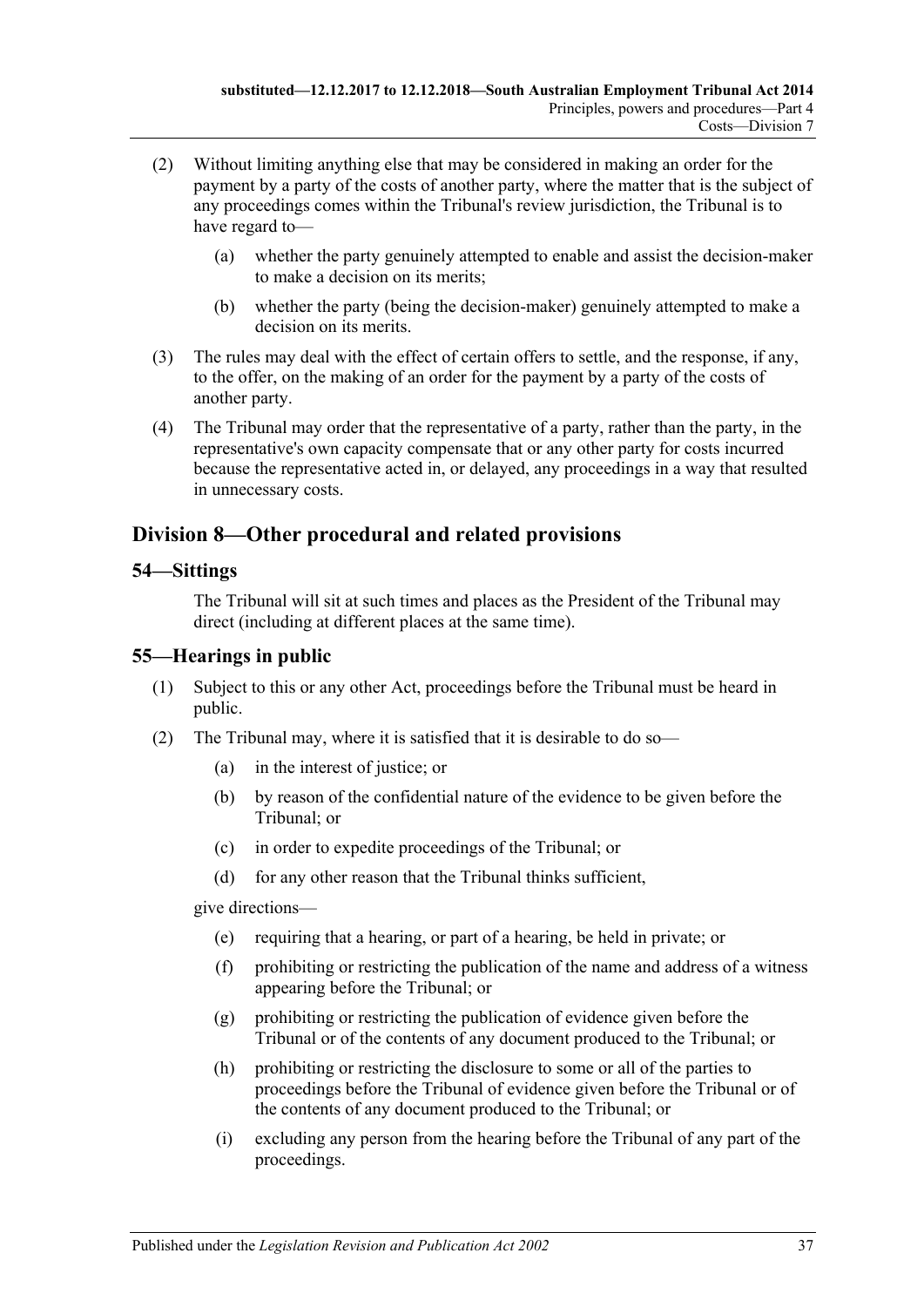(2) Without limiting anything else that may be considered in making an order for the payment by a party of the costs of another party, where the matter that is the subject of any proceedings comes within the Tribunal's review jurisdiction, the Tribunal is to have regard to—

(a) whether the party genuinely attempted to enable and assist the decision-maker to make a decision on its merits;

(b) whether the party (being the decision-maker) genuinely attempted to make a decision on its merits.

(3) The rules may deal with the effect of certain offers to settle, and the response, if any, to the offer, on the making of an order for the payment by a party of the costs of another party.

(4) The Tribunal may order that the representative of a party, rather than the party, in the representative's own capacity compensate that or any other party for costs incurred because the representative acted in, or delayed, any proceedings in a way that resulted in unnecessary costs.

## Division 8—Other procedural and related provisions

### 54—Sittings

The Tribunal will sit at such times and places as the President of the Tribunal may direct (including at different places at the same time).

### 55—Hearings in public

(1) Subject to this or any other Act, proceedings before the Tribunal must be heard in public.

(2) The Tribunal may, where it is satisfied that it is desirable to do so—

(a) in the interest of justice; or

(b) by reason of the confidential nature of the evidence to be given before the Tribunal; or

(c) in order to expedite proceedings of the Tribunal; or

(d) for any other reason that the Tribunal thinks sufficient,

give directions—

(e) requiring that a hearing, or part of a hearing, be held in private; or

(f) prohibiting or restricting the publication of the name and address of a witness appearing before the Tribunal; or

(g) prohibiting or restricting the publication of evidence given before the Tribunal or of the contents of any document produced to the Tribunal; or

(h) prohibiting or restricting the disclosure to some or all of the parties to proceedings before the Tribunal of evidence given before the Tribunal or of the contents of any document produced to the Tribunal; or

(i) excluding any person from the hearing before the Tribunal of any part of the proceedings.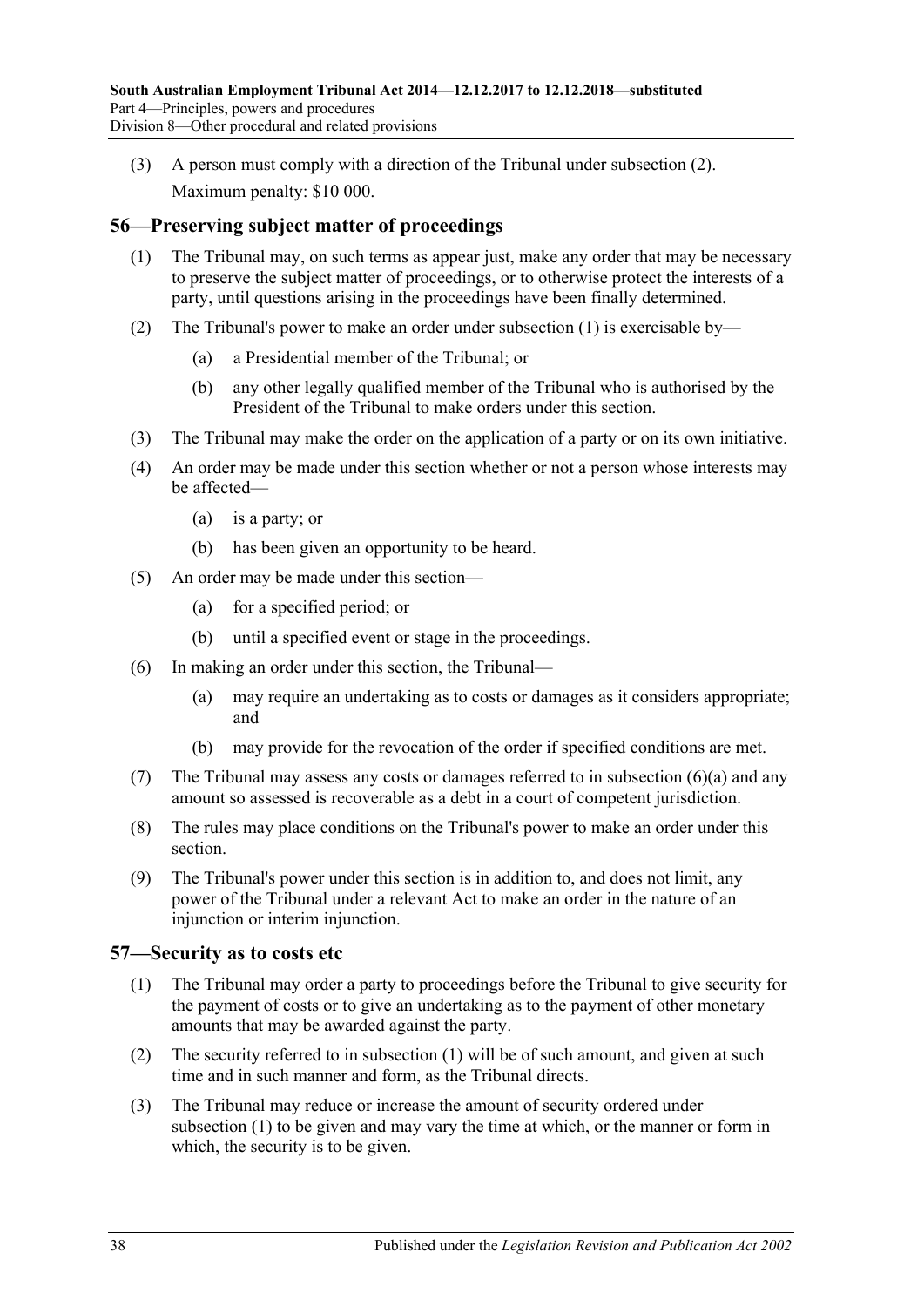(3) A person must comply with a direction of the Tribunal under subsection (2).

Maximum penalty: $10 000.

## 56—Preserving subject matter of proceedings

(1) The Tribunal may, on such terms as appear just, make any order that may be necessary to preserve the subject matter of proceedings, or to otherwise protect the interests of a party, until questions arising in the proceedings have been finally determined.

(2) The Tribunal's power to make an order under subsection (1) is exercisable by—

(a) a Presidential member of the Tribunal; or

(b) any other legally qualified member of the Tribunal who is authorised by the President of the Tribunal to make orders under this section.

(3) The Tribunal may make the order on the application of a party or on its own initiative.

(4) An order may be made under this section whether or not a person whose interests may be affected—

(a) is a party; or

(b) has been given an opportunity to be heard.

(5) An order may be made under this section—

(a) for a specified period; or

(b) until a specified event or stage in the proceedings.

(6) In making an order under this section, the Tribunal—

(a) may require an undertaking as to costs or damages as it considers appropriate; and

(b) may provide for the revocation of the order if specified conditions are met.

(7) The Tribunal may assess any costs or damages referred to in subsection (6)(a) and any amount so assessed is recoverable as a debt in a court of competent jurisdiction.

(8) The rules may place conditions on the Tribunal's power to make an order under this section.

(9) The Tribunal's power under this section is in addition to, and does not limit, any power of the Tribunal under a relevant Act to make an order in the nature of an injunction or interim injunction.

## 57—Security as to costs etc

(1) The Tribunal may order a party to proceedings before the Tribunal to give security for the payment of costs or to give an undertaking as to the payment of other monetary amounts that may be awarded against the party.

(2) The security referred to in subsection (1) will be of such amount, and given at such time and in such manner and form, as the Tribunal directs.

(3) The Tribunal may reduce or increase the amount of security ordered under subsection (1) to be given and may vary the time at which, or the manner or form in which, the security is to be given.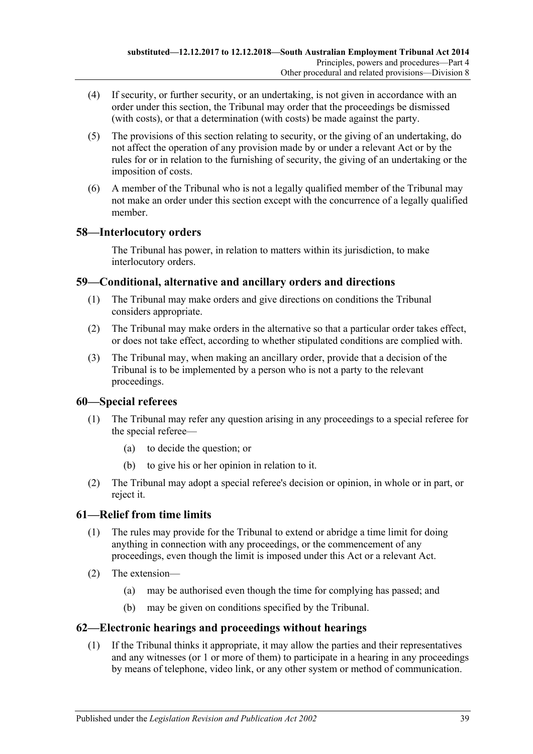(4) If security, or further security, or an undertaking, is not given in accordance with an order under this section, the Tribunal may order that the proceedings be dismissed (with costs), or that a determination (with costs) be made against the party.

(5) The provisions of this section relating to security, or the giving of an undertaking, do not affect the operation of any provision made by or under a relevant Act or by the rules for or in relation to the furnishing of security, the giving of an undertaking or the imposition of costs.

(6) A member of the Tribunal who is not a legally qualified member of the Tribunal may not make an order under this section except with the concurrence of a legally qualified member.

## 58—Interlocutory orders

The Tribunal has power, in relation to matters within its jurisdiction, to make interlocutory orders.

## 59—Conditional, alternative and ancillary orders and directions

(1) The Tribunal may make orders and give directions on conditions the Tribunal considers appropriate.

(2) The Tribunal may make orders in the alternative so that a particular order takes effect, or does not take effect, according to whether stipulated conditions are complied with.

(3) The Tribunal may, when making an ancillary order, provide that a decision of the Tribunal is to be implemented by a person who is not a party to the relevant proceedings.

## 60—Special referees

(1) The Tribunal may refer any question arising in any proceedings to a special referee for the special referee—

  (a) to decide the question; or

  (b) to give his or her opinion in relation to it.

(2) The Tribunal may adopt a special referee's decision or opinion, in whole or in part, or reject it.

## 61—Relief from time limits

(1) The rules may provide for the Tribunal to extend or abridge a time limit for doing anything in connection with any proceedings, or the commencement of any proceedings, even though the limit is imposed under this Act or a relevant Act.

(2) The extension—

  (a) may be authorised even though the time for complying has passed; and

  (b) may be given on conditions specified by the Tribunal.

## 62—Electronic hearings and proceedings without hearings

(1) If the Tribunal thinks it appropriate, it may allow the parties and their representatives and any witnesses (or 1 or more of them) to participate in a hearing in any proceedings by means of telephone, video link, or any other system or method of communication.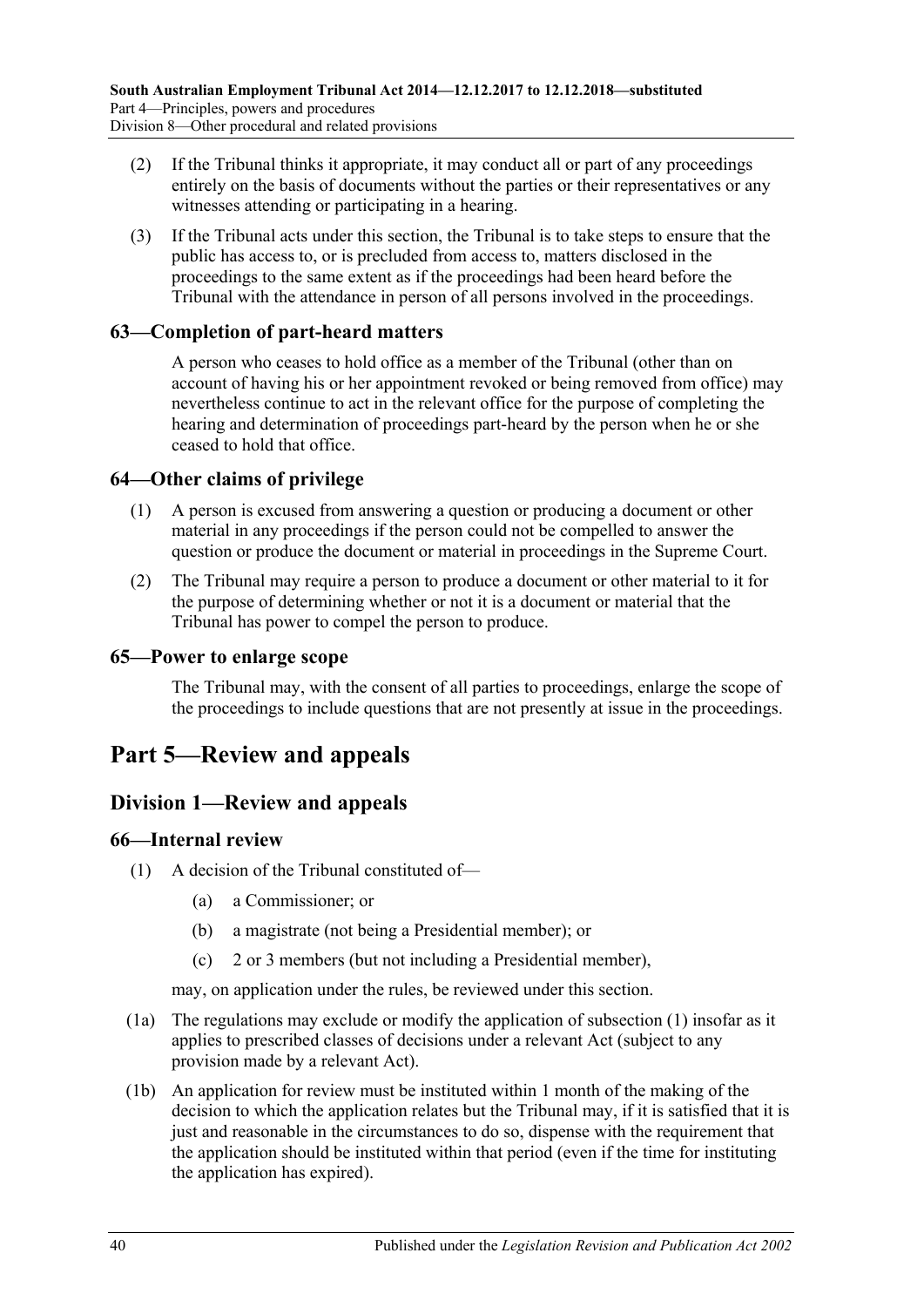(2) If the Tribunal thinks it appropriate, it may conduct all or part of any proceedings entirely on the basis of documents without the parties or their representatives or any witnesses attending or participating in a hearing.

(3) If the Tribunal acts under this section, the Tribunal is to take steps to ensure that the public has access to, or is precluded from access to, matters disclosed in the proceedings to the same extent as if the proceedings had been heard before the Tribunal with the attendance in person of all persons involved in the proceedings.

### 63—Completion of part-heard matters

A person who ceases to hold office as a member of the Tribunal (other than on account of having his or her appointment revoked or being removed from office) may nevertheless continue to act in the relevant office for the purpose of completing the hearing and determination of proceedings part-heard by the person when he or she ceased to hold that office.

### 64—Other claims of privilege

(1) A person is excused from answering a question or producing a document or other material in any proceedings if the person could not be compelled to answer the question or produce the document or material in proceedings in the Supreme Court.

(2) The Tribunal may require a person to produce a document or other material to it for the purpose of determining whether or not it is a document or material that the Tribunal has power to compel the person to produce.

### 65—Power to enlarge scope

The Tribunal may, with the consent of all parties to proceedings, enlarge the scope of the proceedings to include questions that are not presently at issue in the proceedings.

# Part 5—Review and appeals

## Division 1—Review and appeals

### 66—Internal review

(1) A decision of the Tribunal constituted of—

(a) a Commissioner; or

(b) a magistrate (not being a Presidential member); or

(c) 2 or 3 members (but not including a Presidential member),

may, on application under the rules, be reviewed under this section.

(1a) The regulations may exclude or modify the application of subsection (1) insofar as it applies to prescribed classes of decisions under a relevant Act (subject to any provision made by a relevant Act).

(1b) An application for review must be instituted within 1 month of the making of the decision to which the application relates but the Tribunal may, if it is satisfied that it is just and reasonable in the circumstances to do so, dispense with the requirement that the application should be instituted within that period (even if the time for instituting the application has expired).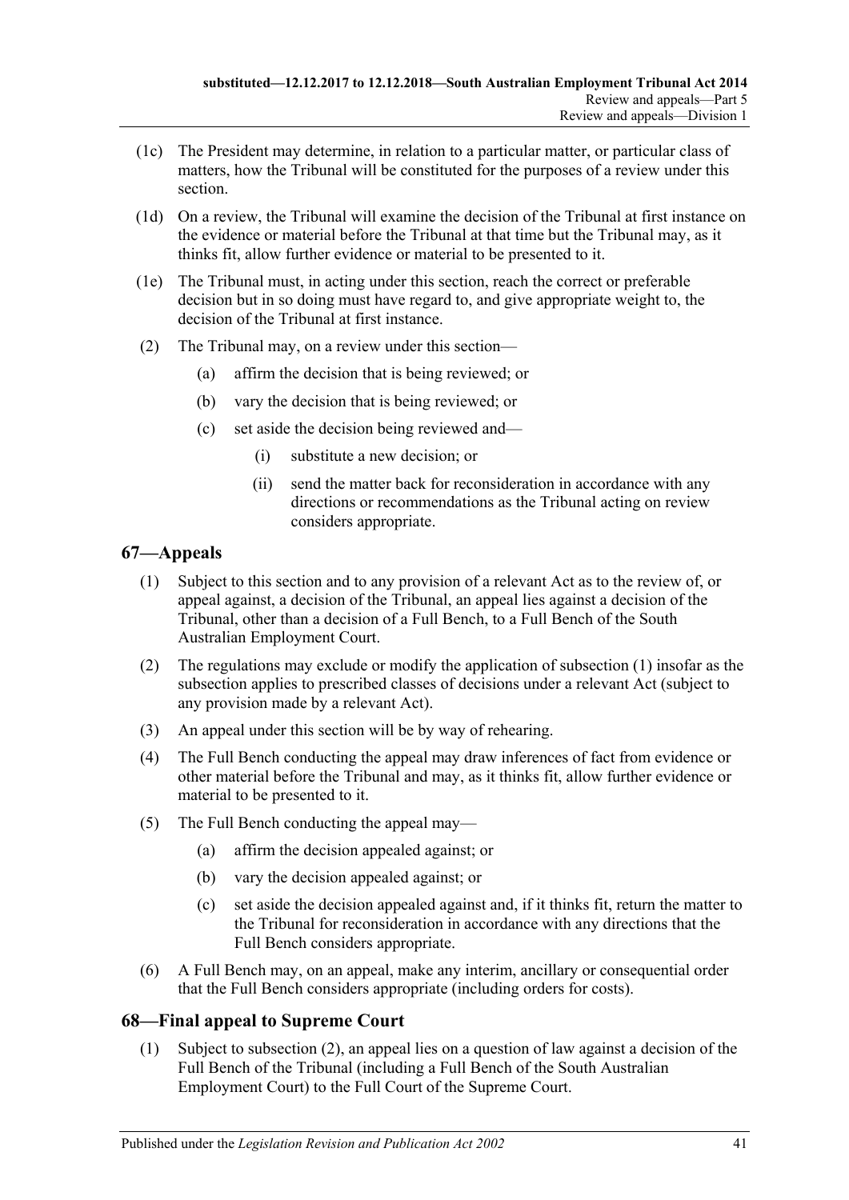(1c) The President may determine, in relation to a particular matter, or particular class of matters, how the Tribunal will be constituted for the purposes of a review under this section.

(1d) On a review, the Tribunal will examine the decision of the Tribunal at first instance on the evidence or material before the Tribunal at that time but the Tribunal may, as it thinks fit, allow further evidence or material to be presented to it.

(1e) The Tribunal must, in acting under this section, reach the correct or preferable decision but in so doing must have regard to, and give appropriate weight to, the decision of the Tribunal at first instance.

(2) The Tribunal may, on a review under this section—

(a) affirm the decision that is being reviewed; or

(b) vary the decision that is being reviewed; or

(c) set aside the decision being reviewed and—

(i) substitute a new decision; or

(ii) send the matter back for reconsideration in accordance with any directions or recommendations as the Tribunal acting on review considers appropriate.

## 67—Appeals

(1) Subject to this section and to any provision of a relevant Act as to the review of, or appeal against, a decision of the Tribunal, an appeal lies against a decision of the Tribunal, other than a decision of a Full Bench, to a Full Bench of the South Australian Employment Court.

(2) The regulations may exclude or modify the application of subsection (1) insofar as the subsection applies to prescribed classes of decisions under a relevant Act (subject to any provision made by a relevant Act).

(3) An appeal under this section will be by way of rehearing.

(4) The Full Bench conducting the appeal may draw inferences of fact from evidence or other material before the Tribunal and may, as it thinks fit, allow further evidence or material to be presented to it.

(5) The Full Bench conducting the appeal may—

(a) affirm the decision appealed against; or

(b) vary the decision appealed against; or

(c) set aside the decision appealed against and, if it thinks fit, return the matter to the Tribunal for reconsideration in accordance with any directions that the Full Bench considers appropriate.

(6) A Full Bench may, on an appeal, make any interim, ancillary or consequential order that the Full Bench considers appropriate (including orders for costs).

## 68—Final appeal to Supreme Court

(1) Subject to subsection (2), an appeal lies on a question of law against a decision of the Full Bench of the Tribunal (including a Full Bench of the South Australian Employment Court) to the Full Court of the Supreme Court.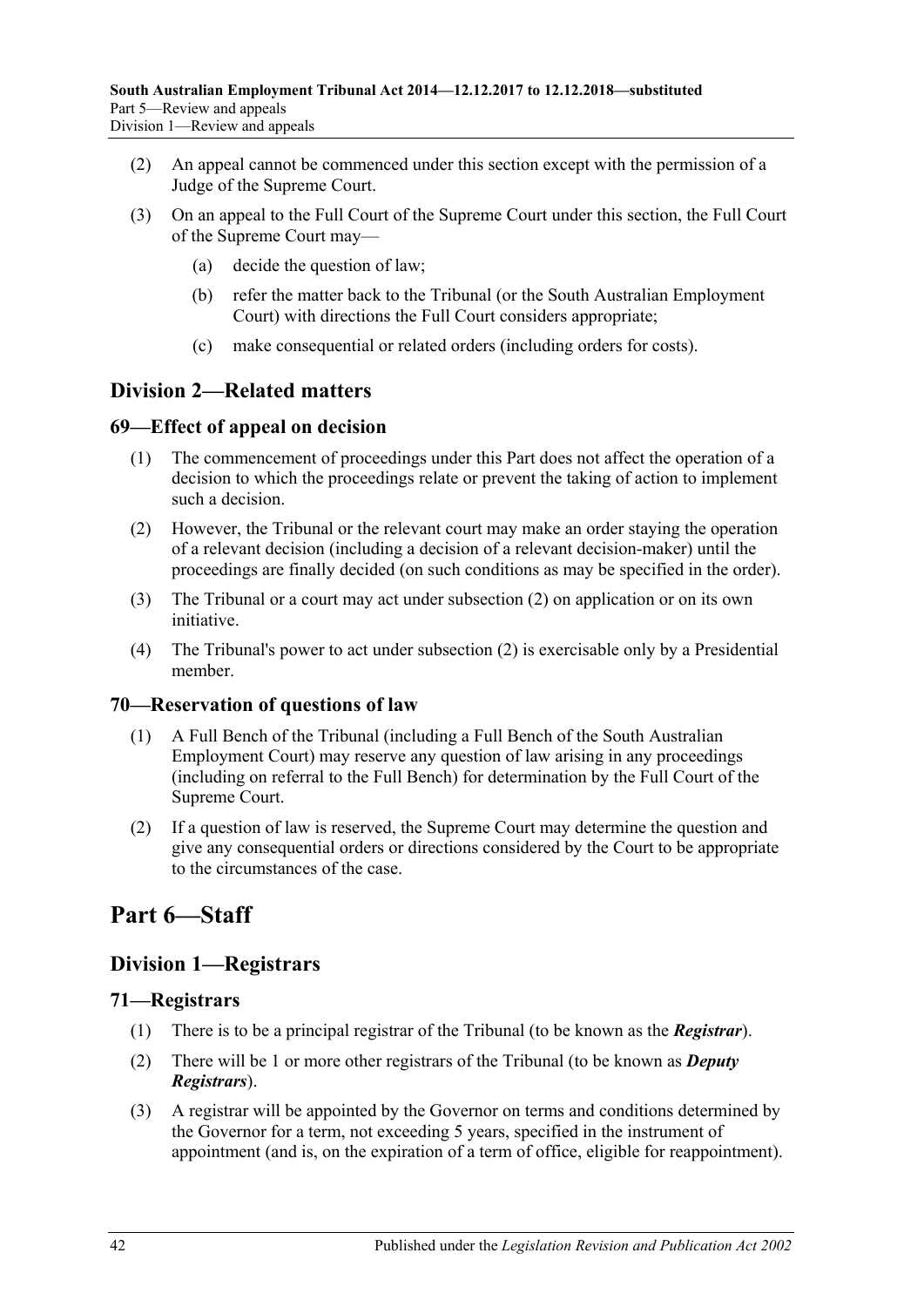(2) An appeal cannot be commenced under this section except with the permission of a Judge of the Supreme Court.

(3) On an appeal to the Full Court of the Supreme Court under this section, the Full Court of the Supreme Court may—

(a) decide the question of law;

(b) refer the matter back to the Tribunal (or the South Australian Employment Court) with directions the Full Court considers appropriate;

(c) make consequential or related orders (including orders for costs).

## Division 2—Related matters

### 69—Effect of appeal on decision

(1) The commencement of proceedings under this Part does not affect the operation of a decision to which the proceedings relate or prevent the taking of action to implement such a decision.

(2) However, the Tribunal or the relevant court may make an order staying the operation of a relevant decision (including a decision of a relevant decision-maker) until the proceedings are finally decided (on such conditions as may be specified in the order).

(3) The Tribunal or a court may act under subsection (2) on application or on its own initiative.

(4) The Tribunal's power to act under subsection (2) is exercisable only by a Presidential member.

### 70—Reservation of questions of law

(1) A Full Bench of the Tribunal (including a Full Bench of the South Australian Employment Court) may reserve any question of law arising in any proceedings (including on referral to the Full Bench) for determination by the Full Court of the Supreme Court.

(2) If a question of law is reserved, the Supreme Court may determine the question and give any consequential orders or directions considered by the Court to be appropriate to the circumstances of the case.

# Part 6—Staff

## Division 1—Registrars

### 71—Registrars

(1) There is to be a principal registrar of the Tribunal (to be known as the ***Registrar***).

(2) There will be 1 or more other registrars of the Tribunal (to be known as ***Deputy Registrars***).

(3) A registrar will be appointed by the Governor on terms and conditions determined by the Governor for a term, not exceeding 5 years, specified in the instrument of appointment (and is, on the expiration of a term of office, eligible for reappointment).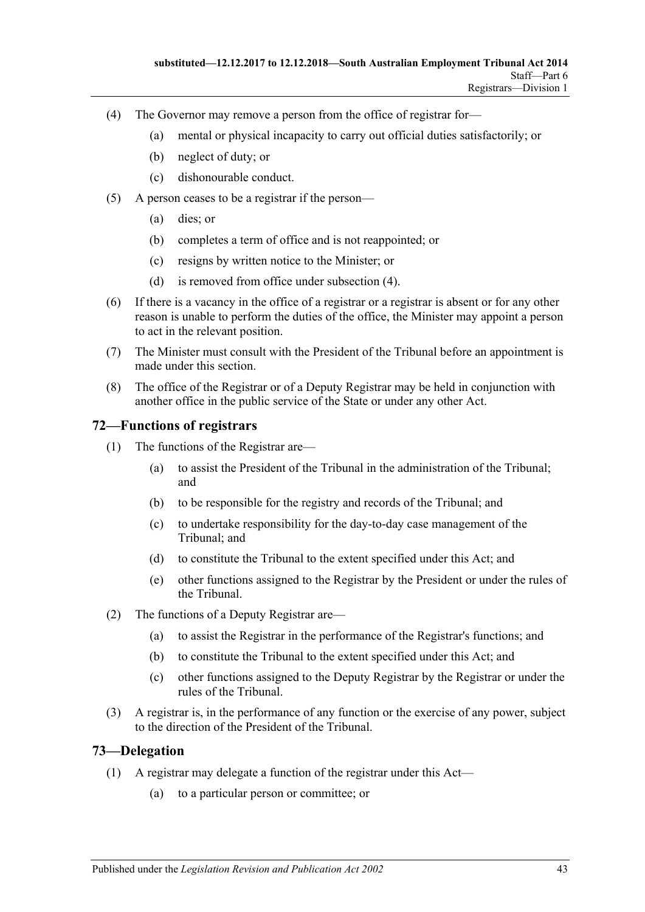(4) The Governor may remove a person from the office of registrar for—

(a) mental or physical incapacity to carry out official duties satisfactorily; or

(b) neglect of duty; or

(c) dishonourable conduct.

(5) A person ceases to be a registrar if the person—

(a) dies; or

(b) completes a term of office and is not reappointed; or

(c) resigns by written notice to the Minister; or

(d) is removed from office under subsection (4).

(6) If there is a vacancy in the office of a registrar or a registrar is absent or for any other reason is unable to perform the duties of the office, the Minister may appoint a person to act in the relevant position.

(7) The Minister must consult with the President of the Tribunal before an appointment is made under this section.

(8) The office of the Registrar or of a Deputy Registrar may be held in conjunction with another office in the public service of the State or under any other Act.

## 72—Functions of registrars

(1) The functions of the Registrar are—

(a) to assist the President of the Tribunal in the administration of the Tribunal; and

(b) to be responsible for the registry and records of the Tribunal; and

(c) to undertake responsibility for the day-to-day case management of the Tribunal; and

(d) to constitute the Tribunal to the extent specified under this Act; and

(e) other functions assigned to the Registrar by the President or under the rules of the Tribunal.

(2) The functions of a Deputy Registrar are—

(a) to assist the Registrar in the performance of the Registrar's functions; and

(b) to constitute the Tribunal to the extent specified under this Act; and

(c) other functions assigned to the Deputy Registrar by the Registrar or under the rules of the Tribunal.

(3) A registrar is, in the performance of any function or the exercise of any power, subject to the direction of the President of the Tribunal.

## 73—Delegation

(1) A registrar may delegate a function of the registrar under this Act—

(a) to a particular person or committee; or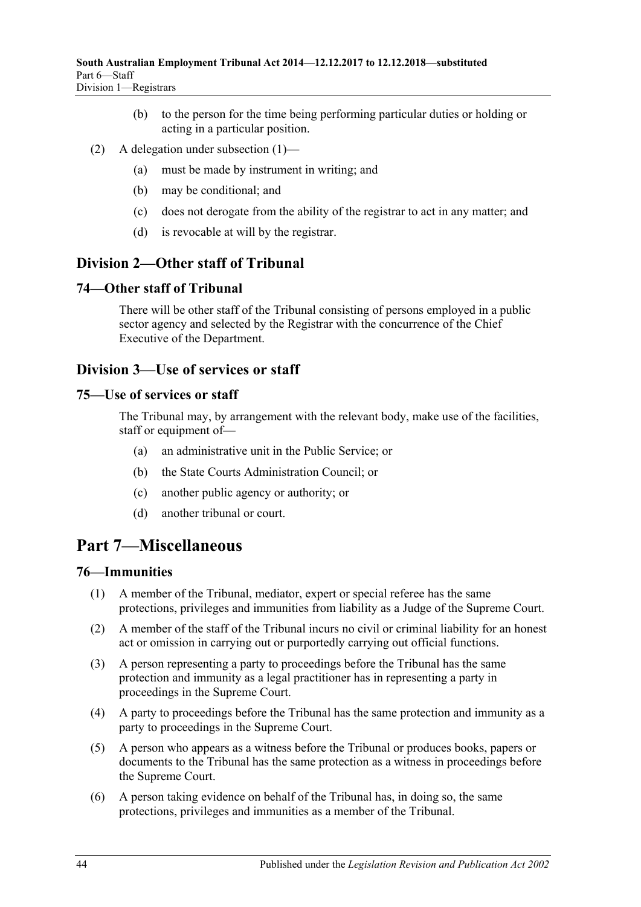(b) to the person for the time being performing particular duties or holding or acting in a particular position.

(2) A delegation under subsection (1)—

(a) must be made by instrument in writing; and

(b) may be conditional; and

(c) does not derogate from the ability of the registrar to act in any matter; and

(d) is revocable at will by the registrar.

## Division 2—Other staff of Tribunal

### 74—Other staff of Tribunal

There will be other staff of the Tribunal consisting of persons employed in a public sector agency and selected by the Registrar with the concurrence of the Chief Executive of the Department.

## Division 3—Use of services or staff

### 75—Use of services or staff

The Tribunal may, by arrangement with the relevant body, make use of the facilities, staff or equipment of—

(a) an administrative unit in the Public Service; or

(b) the State Courts Administration Council; or

(c) another public agency or authority; or

(d) another tribunal or court.

# Part 7—Miscellaneous

### 76—Immunities

(1) A member of the Tribunal, mediator, expert or special referee has the same protections, privileges and immunities from liability as a Judge of the Supreme Court.

(2) A member of the staff of the Tribunal incurs no civil or criminal liability for an honest act or omission in carrying out or purportedly carrying out official functions.

(3) A person representing a party to proceedings before the Tribunal has the same protection and immunity as a legal practitioner has in representing a party in proceedings in the Supreme Court.

(4) A party to proceedings before the Tribunal has the same protection and immunity as a party to proceedings in the Supreme Court.

(5) A person who appears as a witness before the Tribunal or produces books, papers or documents to the Tribunal has the same protection as a witness in proceedings before the Supreme Court.

(6) A person taking evidence on behalf of the Tribunal has, in doing so, the same protections, privileges and immunities as a member of the Tribunal.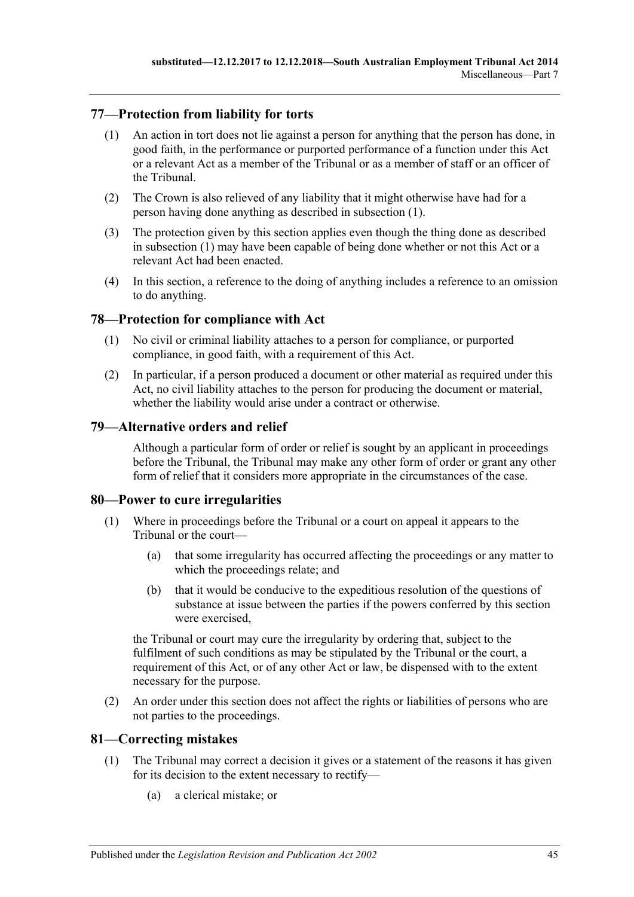## 77—Protection from liability for torts

(1) An action in tort does not lie against a person for anything that the person has done, in good faith, in the performance or purported performance of a function under this Act or a relevant Act as a member of the Tribunal or as a member of staff or an officer of the Tribunal.

(2) The Crown is also relieved of any liability that it might otherwise have had for a person having done anything as described in subsection (1).

(3) The protection given by this section applies even though the thing done as described in subsection (1) may have been capable of being done whether or not this Act or a relevant Act had been enacted.

(4) In this section, a reference to the doing of anything includes a reference to an omission to do anything.

## 78—Protection for compliance with Act

(1) No civil or criminal liability attaches to a person for compliance, or purported compliance, in good faith, with a requirement of this Act.

(2) In particular, if a person produced a document or other material as required under this Act, no civil liability attaches to the person for producing the document or material, whether the liability would arise under a contract or otherwise.

## 79—Alternative orders and relief

Although a particular form of order or relief is sought by an applicant in proceedings before the Tribunal, the Tribunal may make any other form of order or grant any other form of relief that it considers more appropriate in the circumstances of the case.

## 80—Power to cure irregularities

(1) Where in proceedings before the Tribunal or a court on appeal it appears to the Tribunal or the court—

(a) that some irregularity has occurred affecting the proceedings or any matter to which the proceedings relate; and

(b) that it would be conducive to the expeditious resolution of the questions of substance at issue between the parties if the powers conferred by this section were exercised,

the Tribunal or court may cure the irregularity by ordering that, subject to the fulfilment of such conditions as may be stipulated by the Tribunal or the court, a requirement of this Act, or of any other Act or law, be dispensed with to the extent necessary for the purpose.

(2) An order under this section does not affect the rights or liabilities of persons who are not parties to the proceedings.

## 81—Correcting mistakes

(1) The Tribunal may correct a decision it gives or a statement of the reasons it has given for its decision to the extent necessary to rectify—

(a) a clerical mistake; or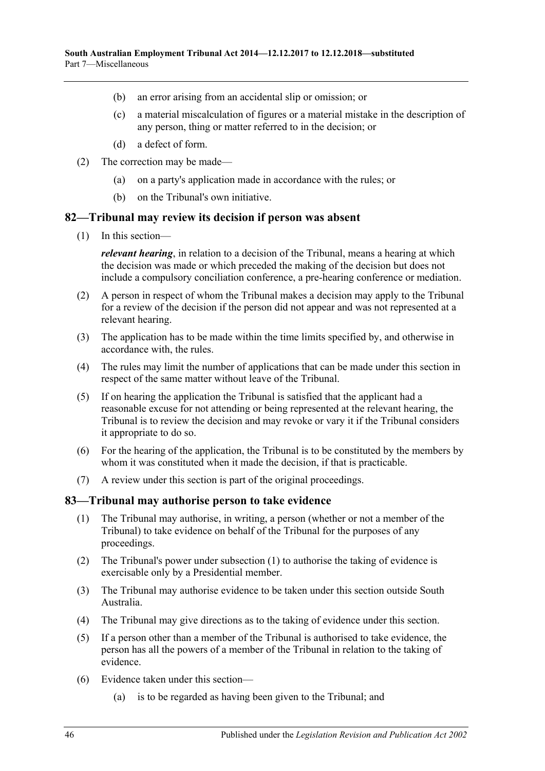(b) an error arising from an accidental slip or omission; or

(c) a material miscalculation of figures or a material mistake in the description of any person, thing or matter referred to in the decision; or

(d) a defect of form.

(2) The correction may be made—

(a) on a party's application made in accordance with the rules; or

(b) on the Tribunal's own initiative.

## 82—Tribunal may review its decision if person was absent

(1) In this section—

***relevant hearing***, in relation to a decision of the Tribunal, means a hearing at which the decision was made or which preceded the making of the decision but does not include a compulsory conciliation conference, a pre-hearing conference or mediation.

(2) A person in respect of whom the Tribunal makes a decision may apply to the Tribunal for a review of the decision if the person did not appear and was not represented at a relevant hearing.

(3) The application has to be made within the time limits specified by, and otherwise in accordance with, the rules.

(4) The rules may limit the number of applications that can be made under this section in respect of the same matter without leave of the Tribunal.

(5) If on hearing the application the Tribunal is satisfied that the applicant had a reasonable excuse for not attending or being represented at the relevant hearing, the Tribunal is to review the decision and may revoke or vary it if the Tribunal considers it appropriate to do so.

(6) For the hearing of the application, the Tribunal is to be constituted by the members by whom it was constituted when it made the decision, if that is practicable.

(7) A review under this section is part of the original proceedings.

## 83—Tribunal may authorise person to take evidence

(1) The Tribunal may authorise, in writing, a person (whether or not a member of the Tribunal) to take evidence on behalf of the Tribunal for the purposes of any proceedings.

(2) The Tribunal's power under subsection (1) to authorise the taking of evidence is exercisable only by a Presidential member.

(3) The Tribunal may authorise evidence to be taken under this section outside South Australia.

(4) The Tribunal may give directions as to the taking of evidence under this section.

(5) If a person other than a member of the Tribunal is authorised to take evidence, the person has all the powers of a member of the Tribunal in relation to the taking of evidence.

(6) Evidence taken under this section—

(a) is to be regarded as having been given to the Tribunal; and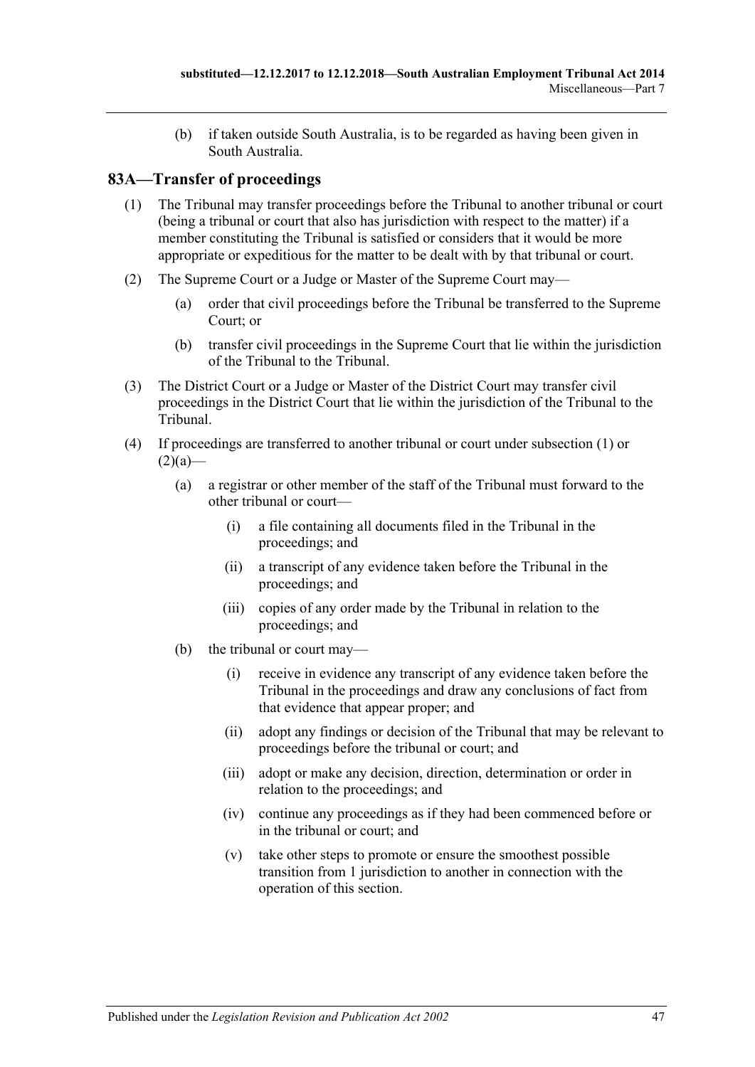(b) if taken outside South Australia, is to be regarded as having been given in South Australia.

## 83A—Transfer of proceedings

(1) The Tribunal may transfer proceedings before the Tribunal to another tribunal or court (being a tribunal or court that also has jurisdiction with respect to the matter) if a member constituting the Tribunal is satisfied or considers that it would be more appropriate or expeditious for the matter to be dealt with by that tribunal or court.

(2) The Supreme Court or a Judge or Master of the Supreme Court may—

(a) order that civil proceedings before the Tribunal be transferred to the Supreme Court; or

(b) transfer civil proceedings in the Supreme Court that lie within the jurisdiction of the Tribunal to the Tribunal.

(3) The District Court or a Judge or Master of the District Court may transfer civil proceedings in the District Court that lie within the jurisdiction of the Tribunal to the Tribunal.

(4) If proceedings are transferred to another tribunal or court under subsection (1) or (2)(a)—

(a) a registrar or other member of the staff of the Tribunal must forward to the other tribunal or court—

(i) a file containing all documents filed in the Tribunal in the proceedings; and

(ii) a transcript of any evidence taken before the Tribunal in the proceedings; and

(iii) copies of any order made by the Tribunal in relation to the proceedings; and

(b) the tribunal or court may—

(i) receive in evidence any transcript of any evidence taken before the Tribunal in the proceedings and draw any conclusions of fact from that evidence that appear proper; and

(ii) adopt any findings or decision of the Tribunal that may be relevant to proceedings before the tribunal or court; and

(iii) adopt or make any decision, direction, determination or order in relation to the proceedings; and

(iv) continue any proceedings as if they had been commenced before or in the tribunal or court; and

(v) take other steps to promote or ensure the smoothest possible transition from 1 jurisdiction to another in connection with the operation of this section.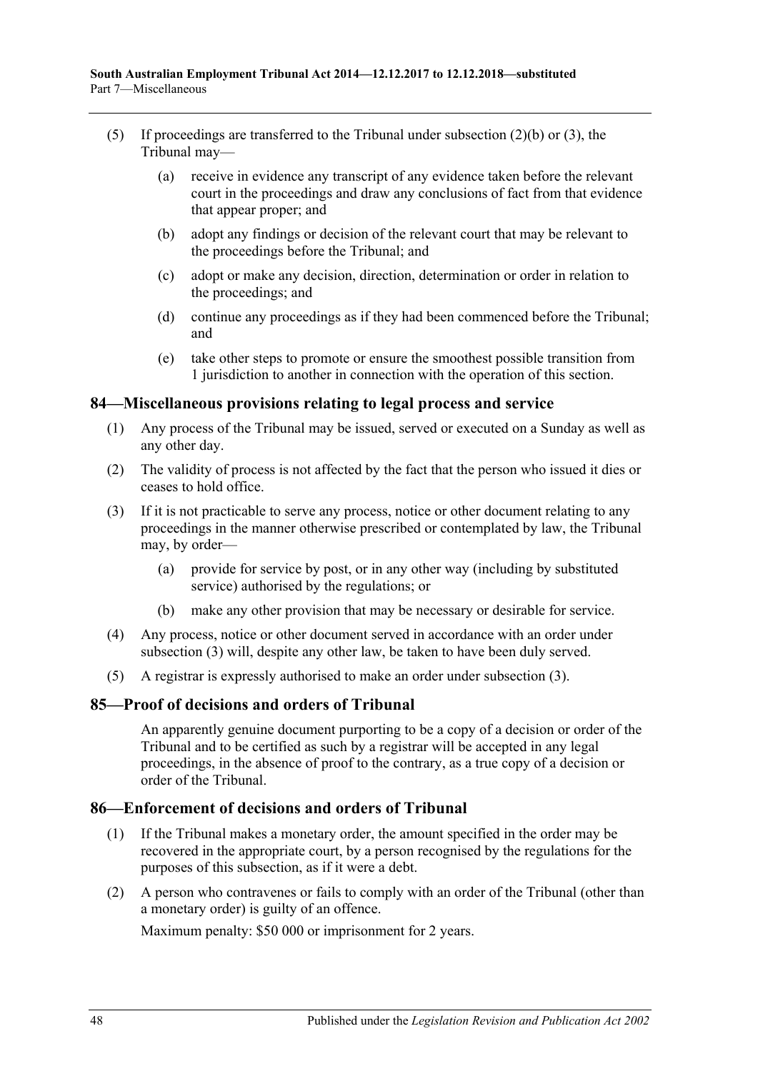(5) If proceedings are transferred to the Tribunal under subsection (2)(b) or (3), the Tribunal may—

  (a) receive in evidence any transcript of any evidence taken before the relevant court in the proceedings and draw any conclusions of fact from that evidence that appear proper; and

  (b) adopt any findings or decision of the relevant court that may be relevant to the proceedings before the Tribunal; and

  (c) adopt or make any decision, direction, determination or order in relation to the proceedings; and

  (d) continue any proceedings as if they had been commenced before the Tribunal; and

  (e) take other steps to promote or ensure the smoothest possible transition from 1 jurisdiction to another in connection with the operation of this section.

## 84—Miscellaneous provisions relating to legal process and service

(1) Any process of the Tribunal may be issued, served or executed on a Sunday as well as any other day.

(2) The validity of process is not affected by the fact that the person who issued it dies or ceases to hold office.

(3) If it is not practicable to serve any process, notice or other document relating to any proceedings in the manner otherwise prescribed or contemplated by law, the Tribunal may, by order—

  (a) provide for service by post, or in any other way (including by substituted service) authorised by the regulations; or

  (b) make any other provision that may be necessary or desirable for service.

(4) Any process, notice or other document served in accordance with an order under subsection (3) will, despite any other law, be taken to have been duly served.

(5) A registrar is expressly authorised to make an order under subsection (3).

## 85—Proof of decisions and orders of Tribunal

An apparently genuine document purporting to be a copy of a decision or order of the Tribunal and to be certified as such by a registrar will be accepted in any legal proceedings, in the absence of proof to the contrary, as a true copy of a decision or order of the Tribunal.

## 86—Enforcement of decisions and orders of Tribunal

(1) If the Tribunal makes a monetary order, the amount specified in the order may be recovered in the appropriate court, by a person recognised by the regulations for the purposes of this subsection, as if it were a debt.

(2) A person who contravenes or fails to comply with an order of the Tribunal (other than a monetary order) is guilty of an offence.

Maximum penalty: $50 000 or imprisonment for 2 years.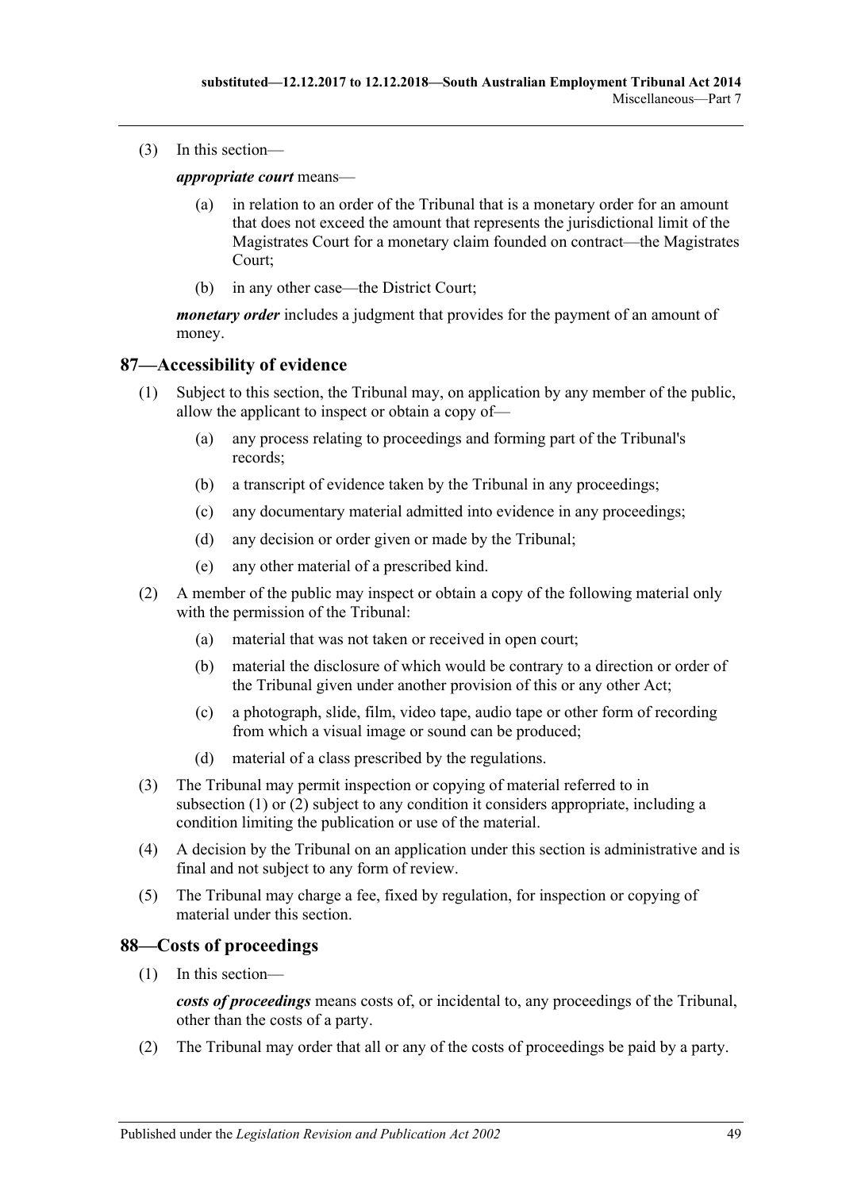(3) In this section—

***appropriate court*** means—

(a) in relation to an order of the Tribunal that is a monetary order for an amount that does not exceed the amount that represents the jurisdictional limit of the Magistrates Court for a monetary claim founded on contract—the Magistrates Court;

(b) in any other case—the District Court;

***monetary order*** includes a judgment that provides for the payment of an amount of money.

## 87—Accessibility of evidence

(1) Subject to this section, the Tribunal may, on application by any member of the public, allow the applicant to inspect or obtain a copy of—

(a) any process relating to proceedings and forming part of the Tribunal's records;

(b) a transcript of evidence taken by the Tribunal in any proceedings;

(c) any documentary material admitted into evidence in any proceedings;

(d) any decision or order given or made by the Tribunal;

(e) any other material of a prescribed kind.

(2) A member of the public may inspect or obtain a copy of the following material only with the permission of the Tribunal:

(a) material that was not taken or received in open court;

(b) material the disclosure of which would be contrary to a direction or order of the Tribunal given under another provision of this or any other Act;

(c) a photograph, slide, film, video tape, audio tape or other form of recording from which a visual image or sound can be produced;

(d) material of a class prescribed by the regulations.

(3) The Tribunal may permit inspection or copying of material referred to in subsection (1) or (2) subject to any condition it considers appropriate, including a condition limiting the publication or use of the material.

(4) A decision by the Tribunal on an application under this section is administrative and is final and not subject to any form of review.

(5) The Tribunal may charge a fee, fixed by regulation, for inspection or copying of material under this section.

## 88—Costs of proceedings

(1) In this section—

***costs of proceedings*** means costs of, or incidental to, any proceedings of the Tribunal, other than the costs of a party.

(2) The Tribunal may order that all or any of the costs of proceedings be paid by a party.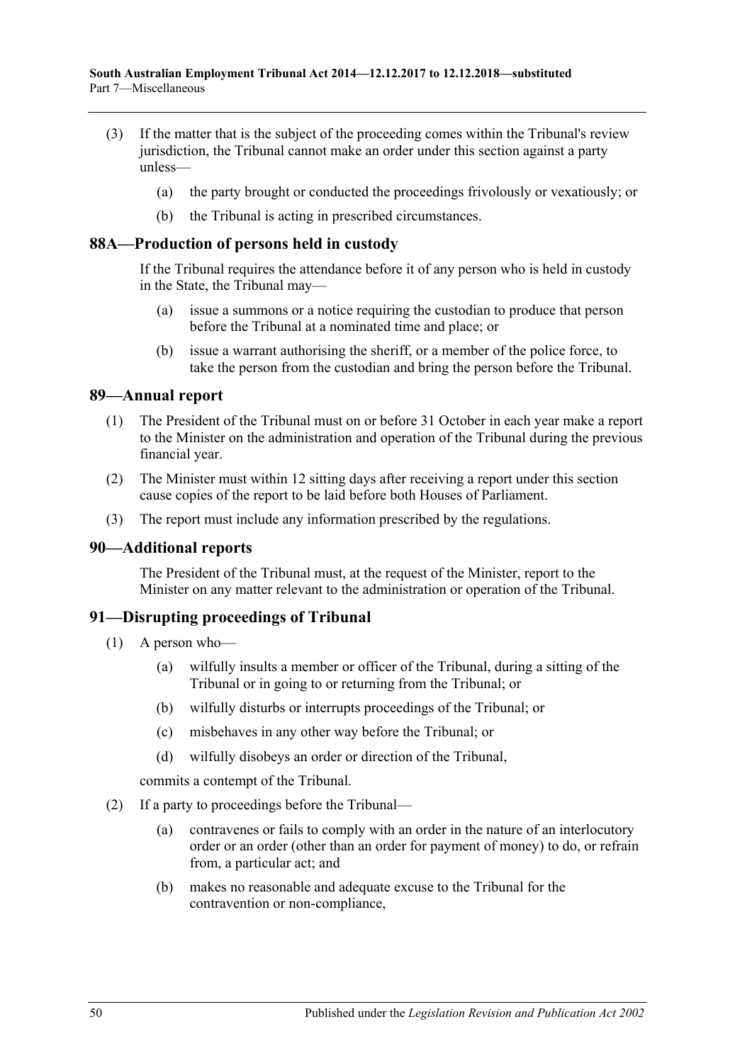(3) If the matter that is the subject of the proceeding comes within the Tribunal's review jurisdiction, the Tribunal cannot make an order under this section against a party unless—

(a) the party brought or conducted the proceedings frivolously or vexatiously; or

(b) the Tribunal is acting in prescribed circumstances.

## 88A—Production of persons held in custody

If the Tribunal requires the attendance before it of any person who is held in custody in the State, the Tribunal may—

(a) issue a summons or a notice requiring the custodian to produce that person before the Tribunal at a nominated time and place; or

(b) issue a warrant authorising the sheriff, or a member of the police force, to take the person from the custodian and bring the person before the Tribunal.

## 89—Annual report

(1) The President of the Tribunal must on or before 31 October in each year make a report to the Minister on the administration and operation of the Tribunal during the previous financial year.

(2) The Minister must within 12 sitting days after receiving a report under this section cause copies of the report to be laid before both Houses of Parliament.

(3) The report must include any information prescribed by the regulations.

## 90—Additional reports

The President of the Tribunal must, at the request of the Minister, report to the Minister on any matter relevant to the administration or operation of the Tribunal.

## 91—Disrupting proceedings of Tribunal

(1) A person who—

(a) wilfully insults a member or officer of the Tribunal, during a sitting of the Tribunal or in going to or returning from the Tribunal; or

(b) wilfully disturbs or interrupts proceedings of the Tribunal; or

(c) misbehaves in any other way before the Tribunal; or

(d) wilfully disobeys an order or direction of the Tribunal,

commits a contempt of the Tribunal.

(2) If a party to proceedings before the Tribunal—

(a) contravenes or fails to comply with an order in the nature of an interlocutory order or an order (other than an order for payment of money) to do, or refrain from, a particular act; and

(b) makes no reasonable and adequate excuse to the Tribunal for the contravention or non-compliance,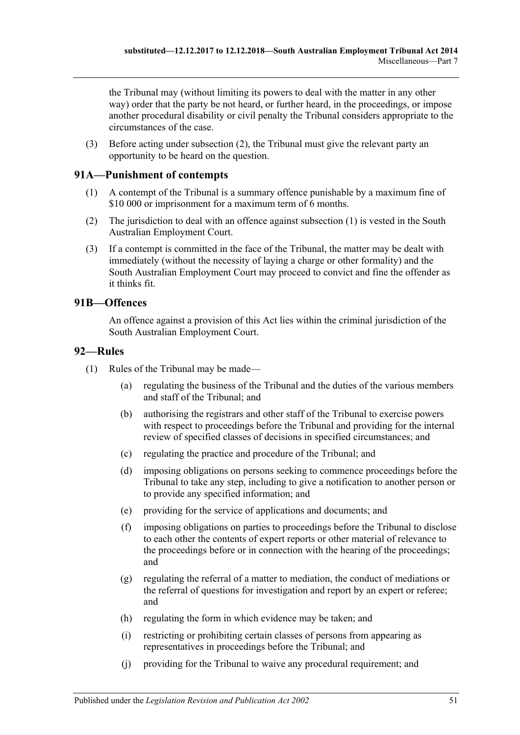the Tribunal may (without limiting its powers to deal with the matter in any other way) order that the party be not heard, or further heard, in the proceedings, or impose another procedural disability or civil penalty the Tribunal considers appropriate to the circumstances of the case.

(3) Before acting under subsection (2), the Tribunal must give the relevant party an opportunity to be heard on the question.

## 91A—Punishment of contempts

(1) A contempt of the Tribunal is a summary offence punishable by a maximum fine of $10 000 or imprisonment for a maximum term of 6 months.

(2) The jurisdiction to deal with an offence against subsection (1) is vested in the South Australian Employment Court.

(3) If a contempt is committed in the face of the Tribunal, the matter may be dealt with immediately (without the necessity of laying a charge or other formality) and the South Australian Employment Court may proceed to convict and fine the offender as it thinks fit.

## 91B—Offences

An offence against a provision of this Act lies within the criminal jurisdiction of the South Australian Employment Court.

## 92—Rules

(1) Rules of the Tribunal may be made—

(a) regulating the business of the Tribunal and the duties of the various members and staff of the Tribunal; and

(b) authorising the registrars and other staff of the Tribunal to exercise powers with respect to proceedings before the Tribunal and providing for the internal review of specified classes of decisions in specified circumstances; and

(c) regulating the practice and procedure of the Tribunal; and

(d) imposing obligations on persons seeking to commence proceedings before the Tribunal to take any step, including to give a notification to another person or to provide any specified information; and

(e) providing for the service of applications and documents; and

(f) imposing obligations on parties to proceedings before the Tribunal to disclose to each other the contents of expert reports or other material of relevance to the proceedings before or in connection with the hearing of the proceedings; and

(g) regulating the referral of a matter to mediation, the conduct of mediations or the referral of questions for investigation and report by an expert or referee; and

(h) regulating the form in which evidence may be taken; and

(i) restricting or prohibiting certain classes of persons from appearing as representatives in proceedings before the Tribunal; and

(j) providing for the Tribunal to waive any procedural requirement; and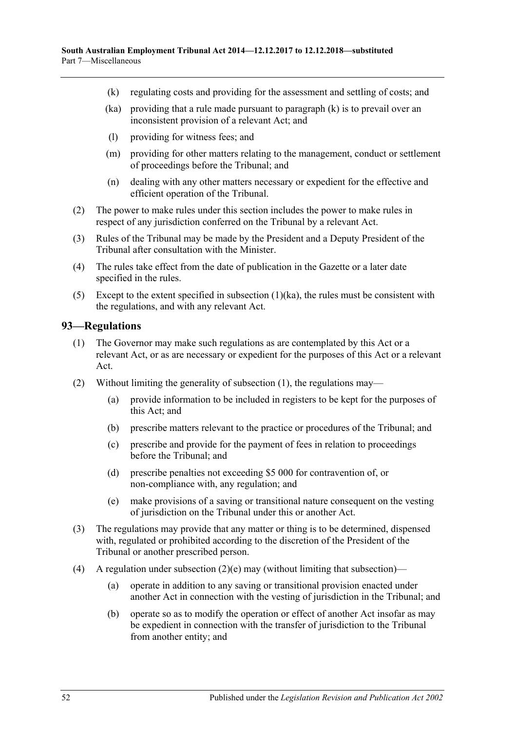(k) regulating costs and providing for the assessment and settling of costs; and

(ka) providing that a rule made pursuant to paragraph (k) is to prevail over an inconsistent provision of a relevant Act; and

(l) providing for witness fees; and

(m) providing for other matters relating to the management, conduct or settlement of proceedings before the Tribunal; and

(n) dealing with any other matters necessary or expedient for the effective and efficient operation of the Tribunal.

(2) The power to make rules under this section includes the power to make rules in respect of any jurisdiction conferred on the Tribunal by a relevant Act.

(3) Rules of the Tribunal may be made by the President and a Deputy President of the Tribunal after consultation with the Minister.

(4) The rules take effect from the date of publication in the Gazette or a later date specified in the rules.

(5) Except to the extent specified in subsection (1)(ka), the rules must be consistent with the regulations, and with any relevant Act.

## 93—Regulations

(1) The Governor may make such regulations as are contemplated by this Act or a relevant Act, or as are necessary or expedient for the purposes of this Act or a relevant Act.

(2) Without limiting the generality of subsection (1), the regulations may—

(a) provide information to be included in registers to be kept for the purposes of this Act; and

(b) prescribe matters relevant to the practice or procedures of the Tribunal; and

(c) prescribe and provide for the payment of fees in relation to proceedings before the Tribunal; and

(d) prescribe penalties not exceeding $5 000 for contravention of, or non-compliance with, any regulation; and

(e) make provisions of a saving or transitional nature consequent on the vesting of jurisdiction on the Tribunal under this or another Act.

(3) The regulations may provide that any matter or thing is to be determined, dispensed with, regulated or prohibited according to the discretion of the President of the Tribunal or another prescribed person.

(4) A regulation under subsection (2)(e) may (without limiting that subsection)—

(a) operate in addition to any saving or transitional provision enacted under another Act in connection with the vesting of jurisdiction in the Tribunal; and

(b) operate so as to modify the operation or effect of another Act insofar as may be expedient in connection with the transfer of jurisdiction to the Tribunal from another entity; and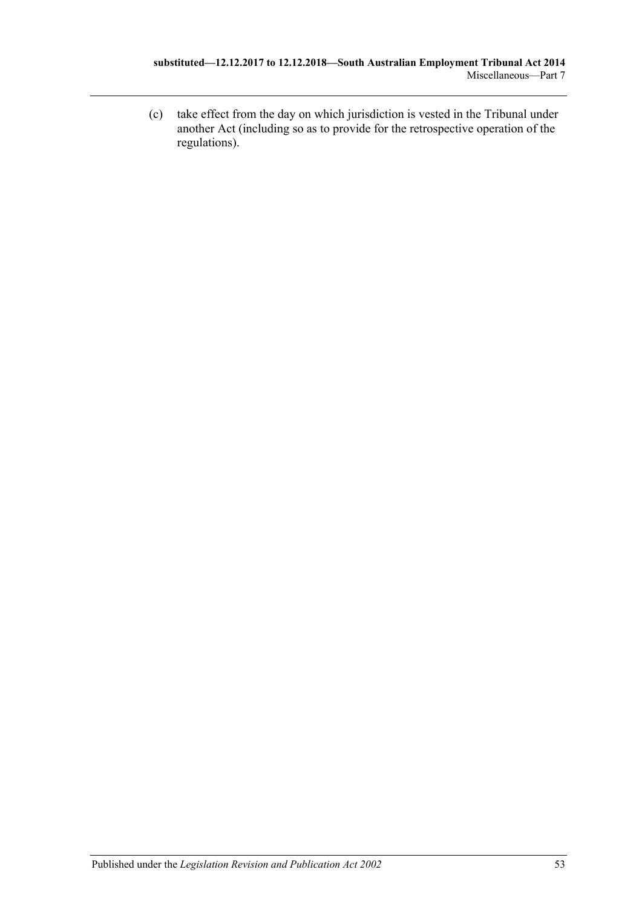(c) take effect from the day on which jurisdiction is vested in the Tribunal under another Act (including so as to provide for the retrospective operation of the regulations).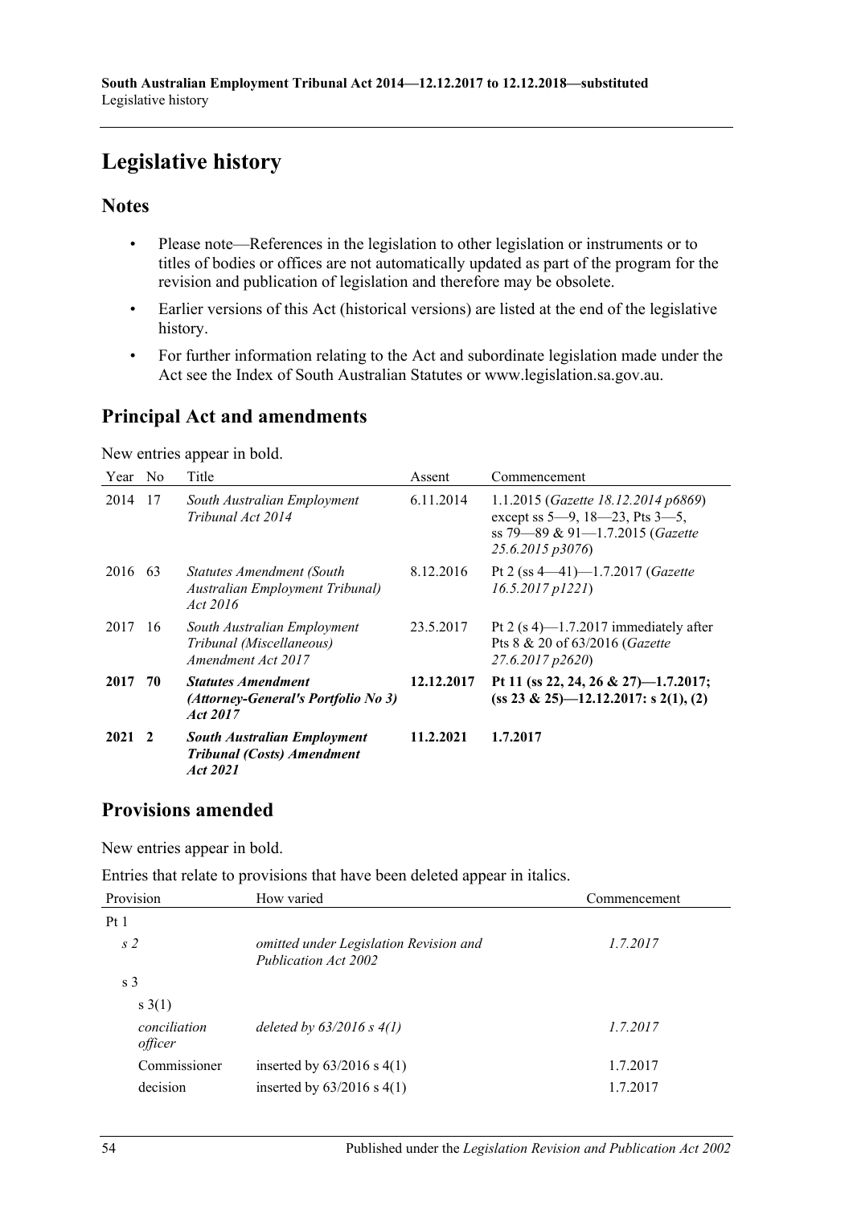# Legislative history

## Notes

- Please note—References in the legislation to other legislation or instruments or to titles of bodies or offices are not automatically updated as part of the program for the revision and publication of legislation and therefore may be obsolete.
- Earlier versions of this Act (historical versions) are listed at the end of the legislative history.
- For further information relating to the Act and subordinate legislation made under the Act see the Index of South Australian Statutes or www.legislation.sa.gov.au.

## Principal Act and amendments

New entries appear in bold.

| Year | No | Title | Assent | Commencement |
|---|---|---|---|---|
| 2014 | 17 | *South Australian Employment Tribunal Act 2014* | 6.11.2014 | 1.1.2015 (*Gazette 18.12.2014 p6869*) except ss 5—9, 18—23, Pts 3—5, ss 79—89 & 91—1.7.2015 (*Gazette 25.6.2015 p3076*) |
| 2016 | 63 | *Statutes Amendment (South Australian Employment Tribunal) Act 2016* | 8.12.2016 | Pt 2 (ss 4—41)—1.7.2017 (*Gazette 16.5.2017 p1221*) |
| 2017 | 16 | *South Australian Employment Tribunal (Miscellaneous) Amendment Act 2017* | 23.5.2017 | Pt 2 (s 4)—1.7.2017 immediately after Pts 8 & 20 of 63/2016 (*Gazette 27.6.2017 p2620*) |
| **2017** | **70** | ***Statutes Amendment (Attorney-General's Portfolio No 3) Act 2017*** | **12.12.2017** | **Pt 11 (ss 22, 24, 26 & 27)—1.7.2017; (ss 23 & 25)—12.12.2017: s 2(1), (2)** |
| **2021** | **2** | ***South Australian Employment Tribunal (Costs) Amendment Act 2021*** | **11.2.2021** | **1.7.2017** |

## Provisions amended

New entries appear in bold.

Entries that relate to provisions that have been deleted appear in italics.

| Provision | How varied | Commencement |
|---|---|---|
| Pt 1 | | |
| *s 2* | *omitted under Legislation Revision and Publication Act 2002* | *1.7.2017* |
| s 3 | | |
| s 3(1) | | |
| *conciliation officer* | *deleted by 63/2016 s 4(1)* | *1.7.2017* |
| Commissioner | inserted by 63/2016 s 4(1) | 1.7.2017 |
| decision | inserted by 63/2016 s 4(1) | 1.7.2017 |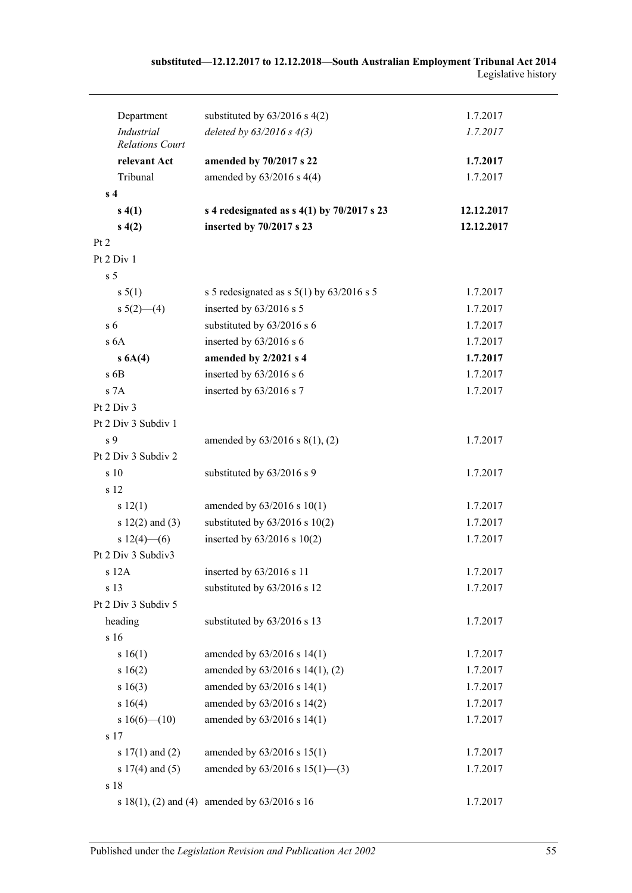| | | |
|---|---|---|
| Department | substituted by 63/2016 s 4(2) | 1.7.2017 |
| *Industrial Relations Court* | *deleted by 63/2016 s 4(3)* | *1.7.2017* |
| **relevant Act** | **amended by 70/2017 s 22** | **1.7.2017** |
| Tribunal | amended by 63/2016 s 4(4) | 1.7.2017 |
| **s 4** | | |
| **s 4(1)** | **s 4 redesignated as s 4(1) by 70/2017 s 23** | **12.12.2017** |
| **s 4(2)** | **inserted by 70/2017 s 23** | **12.12.2017** |
| Pt 2 | | |
| Pt 2 Div 1 | | |
| s 5 | | |
| s 5(1) | s 5 redesignated as s 5(1) by 63/2016 s 5 | 1.7.2017 |
| s 5(2)—(4) | inserted by 63/2016 s 5 | 1.7.2017 |
| s 6 | substituted by 63/2016 s 6 | 1.7.2017 |
| s 6A | inserted by 63/2016 s 6 | 1.7.2017 |
| **s 6A(4)** | **amended by 2/2021 s 4** | **1.7.2017** |
| s 6B | inserted by 63/2016 s 6 | 1.7.2017 |
| s 7A | inserted by 63/2016 s 7 | 1.7.2017 |
| Pt 2 Div 3 | | |
| Pt 2 Div 3 Subdiv 1 | | |
| s 9 | amended by 63/2016 s 8(1), (2) | 1.7.2017 |
| Pt 2 Div 3 Subdiv 2 | | |
| s 10 | substituted by 63/2016 s 9 | 1.7.2017 |
| s 12 | | |
| s 12(1) | amended by 63/2016 s 10(1) | 1.7.2017 |
| s 12(2) and (3) | substituted by 63/2016 s 10(2) | 1.7.2017 |
| s 12(4)—(6) | inserted by 63/2016 s 10(2) | 1.7.2017 |
| Pt 2 Div 3 Subdiv3 | | |
| s 12A | inserted by 63/2016 s 11 | 1.7.2017 |
| s 13 | substituted by 63/2016 s 12 | 1.7.2017 |
| Pt 2 Div 3 Subdiv 5 | | |
| heading | substituted by 63/2016 s 13 | 1.7.2017 |
| s 16 | | |
| s 16(1) | amended by 63/2016 s 14(1) | 1.7.2017 |
| s 16(2) | amended by 63/2016 s 14(1), (2) | 1.7.2017 |
| s 16(3) | amended by 63/2016 s 14(1) | 1.7.2017 |
| s 16(4) | amended by 63/2016 s 14(2) | 1.7.2017 |
| s 16(6)—(10) | amended by 63/2016 s 14(1) | 1.7.2017 |
| s 17 | | |
| s 17(1) and (2) | amended by 63/2016 s 15(1) | 1.7.2017 |
| s 17(4) and (5) | amended by 63/2016 s 15(1)—(3) | 1.7.2017 |
| s 18 | | |
| s 18(1), (2) and (4) | amended by 63/2016 s 16 | 1.7.2017 |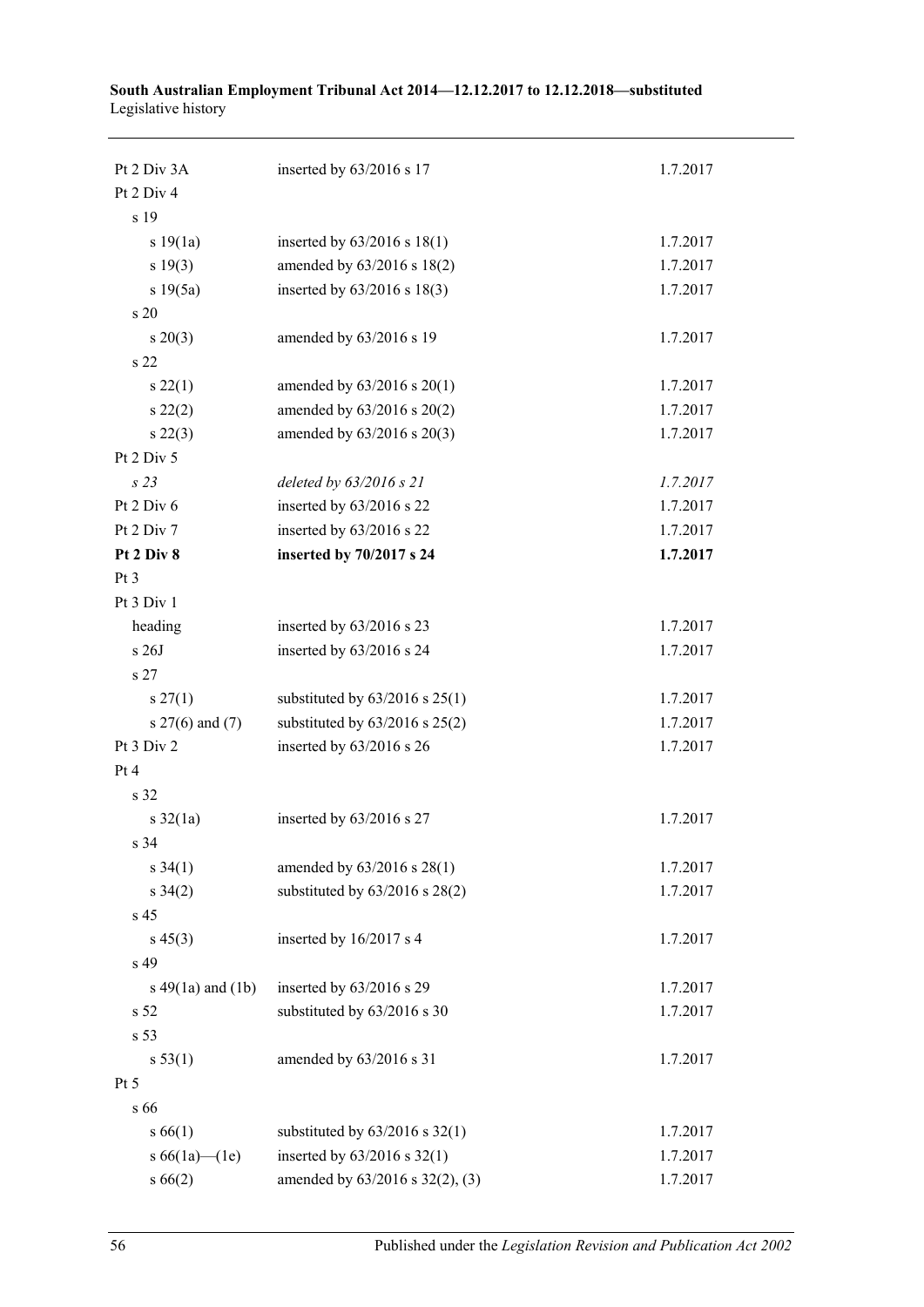| | | |
|---|---|---|
| Pt 2 Div 3A | inserted by 63/2016 s 17 | 1.7.2017 |
| Pt 2 Div 4 | | |
| s 19 | | |
| s 19(1a) | inserted by 63/2016 s 18(1) | 1.7.2017 |
| s 19(3) | amended by 63/2016 s 18(2) | 1.7.2017 |
| s 19(5a) | inserted by 63/2016 s 18(3) | 1.7.2017 |
| s 20 | | |
| s 20(3) | amended by 63/2016 s 19 | 1.7.2017 |
| s 22 | | |
| s 22(1) | amended by 63/2016 s 20(1) | 1.7.2017 |
| s 22(2) | amended by 63/2016 s 20(2) | 1.7.2017 |
| s 22(3) | amended by 63/2016 s 20(3) | 1.7.2017 |
| Pt 2 Div 5 | | |
| *s 23* | *deleted by 63/2016 s 21* | *1.7.2017* |
| Pt 2 Div 6 | inserted by 63/2016 s 22 | 1.7.2017 |
| Pt 2 Div 7 | inserted by 63/2016 s 22 | 1.7.2017 |
| **Pt 2 Div 8** | **inserted by 70/2017 s 24** | **1.7.2017** |
| Pt 3 | | |
| Pt 3 Div 1 | | |
| heading | inserted by 63/2016 s 23 | 1.7.2017 |
| s 26J | inserted by 63/2016 s 24 | 1.7.2017 |
| s 27 | | |
| s 27(1) | substituted by 63/2016 s 25(1) | 1.7.2017 |
| s 27(6) and (7) | substituted by 63/2016 s 25(2) | 1.7.2017 |
| Pt 3 Div 2 | inserted by 63/2016 s 26 | 1.7.2017 |
| Pt 4 | | |
| s 32 | | |
| s 32(1a) | inserted by 63/2016 s 27 | 1.7.2017 |
| s 34 | | |
| s 34(1) | amended by 63/2016 s 28(1) | 1.7.2017 |
| s 34(2) | substituted by 63/2016 s 28(2) | 1.7.2017 |
| s 45 | | |
| s 45(3) | inserted by 16/2017 s 4 | 1.7.2017 |
| s 49 | | |
| s 49(1a) and (1b) | inserted by 63/2016 s 29 | 1.7.2017 |
| s 52 | substituted by 63/2016 s 30 | 1.7.2017 |
| s 53 | | |
| s 53(1) | amended by 63/2016 s 31 | 1.7.2017 |
| Pt 5 | | |
| s 66 | | |
| s 66(1) | substituted by 63/2016 s 32(1) | 1.7.2017 |
| s 66(1a)—(1e) | inserted by 63/2016 s 32(1) | 1.7.2017 |
| s 66(2) | amended by 63/2016 s 32(2), (3) | 1.7.2017 |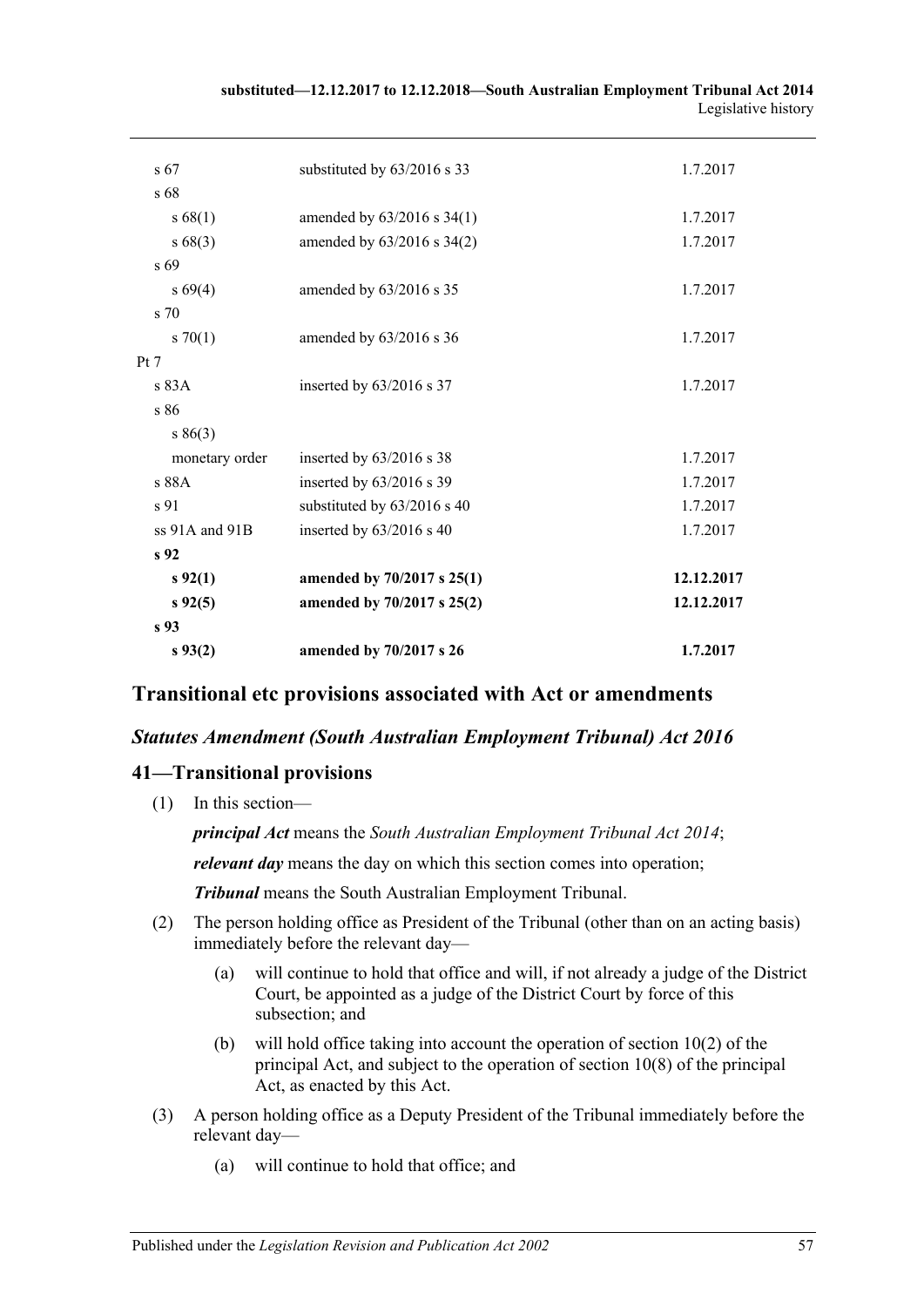| | | |
|---|---|---|
| s 67 | substituted by 63/2016 s 33 | 1.7.2017 |
| s 68 | | |
| s 68(1) | amended by 63/2016 s 34(1) | 1.7.2017 |
| s 68(3) | amended by 63/2016 s 34(2) | 1.7.2017 |
| s 69 | | |
| s 69(4) | amended by 63/2016 s 35 | 1.7.2017 |
| s 70 | | |
| s 70(1) | amended by 63/2016 s 36 | 1.7.2017 |
| Pt 7 | | |
| s 83A | inserted by 63/2016 s 37 | 1.7.2017 |
| s 86 | | |
| s 86(3) | | |
| monetary order | inserted by 63/2016 s 38 | 1.7.2017 |
| s 88A | inserted by 63/2016 s 39 | 1.7.2017 |
| s 91 | substituted by 63/2016 s 40 | 1.7.2017 |
| ss 91A and 91B | inserted by 63/2016 s 40 | 1.7.2017 |
| **s 92** | | |
| **s 92(1)** | **amended by 70/2017 s 25(1)** | **12.12.2017** |
| **s 92(5)** | **amended by 70/2017 s 25(2)** | **12.12.2017** |
| **s 93** | | |
| **s 93(2)** | **amended by 70/2017 s 26** | **1.7.2017** |

## Transitional etc provisions associated with Act or amendments

### *Statutes Amendment (South Australian Employment Tribunal) Act 2016*

### 41—Transitional provisions

(1) In this section—

***principal Act*** means the *South Australian Employment Tribunal Act 2014*;

***relevant day*** means the day on which this section comes into operation;

***Tribunal*** means the South Australian Employment Tribunal.

(2) The person holding office as President of the Tribunal (other than on an acting basis) immediately before the relevant day—

(a) will continue to hold that office and will, if not already a judge of the District Court, be appointed as a judge of the District Court by force of this subsection; and

(b) will hold office taking into account the operation of section 10(2) of the principal Act, and subject to the operation of section 10(8) of the principal Act, as enacted by this Act.

(3) A person holding office as a Deputy President of the Tribunal immediately before the relevant day—

(a) will continue to hold that office; and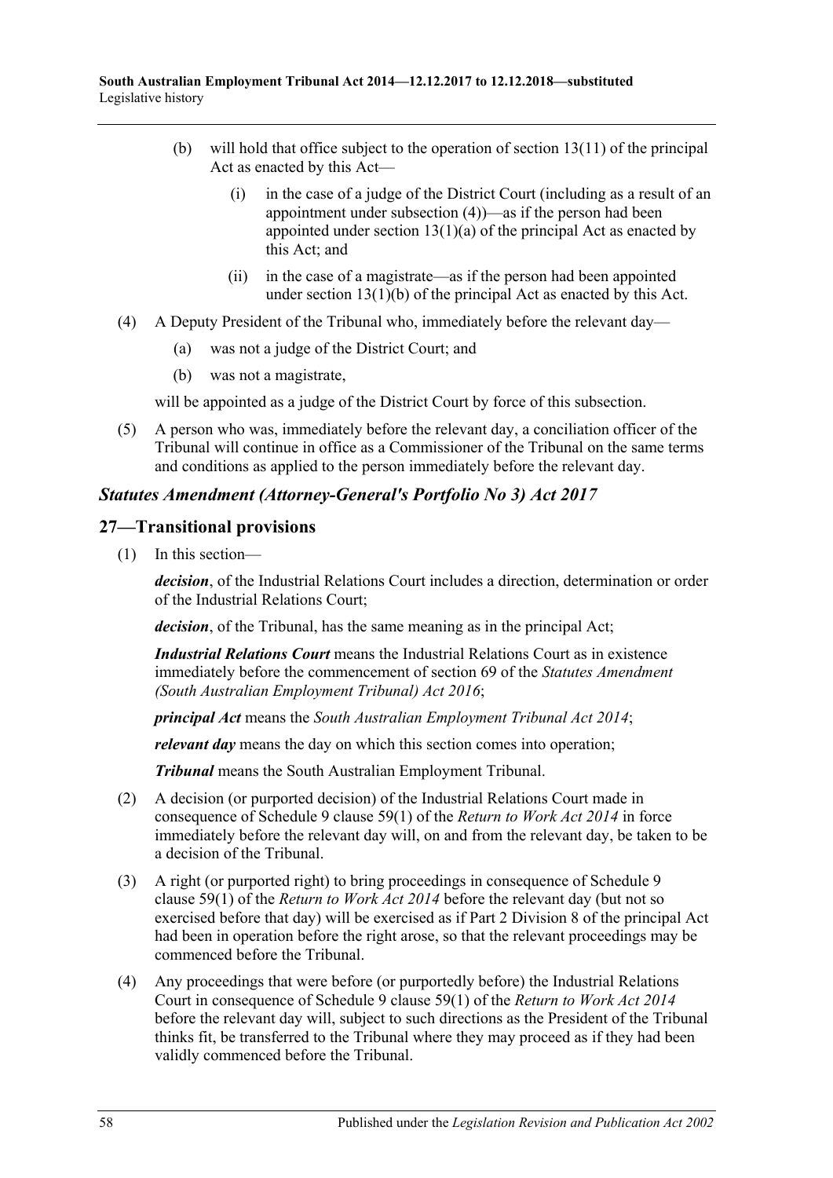(b) will hold that office subject to the operation of section 13(11) of the principal Act as enacted by this Act—

(i) in the case of a judge of the District Court (including as a result of an appointment under subsection (4))—as if the person had been appointed under section 13(1)(a) of the principal Act as enacted by this Act; and

(ii) in the case of a magistrate—as if the person had been appointed under section 13(1)(b) of the principal Act as enacted by this Act.

(4) A Deputy President of the Tribunal who, immediately before the relevant day—

(a) was not a judge of the District Court; and

(b) was not a magistrate,

will be appointed as a judge of the District Court by force of this subsection.

(5) A person who was, immediately before the relevant day, a conciliation officer of the Tribunal will continue in office as a Commissioner of the Tribunal on the same terms and conditions as applied to the person immediately before the relevant day.

### *Statutes Amendment (Attorney-General's Portfolio No 3) Act 2017*

## 27—Transitional provisions

(1) In this section—

***decision***, of the Industrial Relations Court includes a direction, determination or order of the Industrial Relations Court;

***decision***, of the Tribunal, has the same meaning as in the principal Act;

***Industrial Relations Court*** means the Industrial Relations Court as in existence immediately before the commencement of section 69 of the *Statutes Amendment (South Australian Employment Tribunal) Act 2016*;

***principal Act*** means the *South Australian Employment Tribunal Act 2014*;

***relevant day*** means the day on which this section comes into operation;

***Tribunal*** means the South Australian Employment Tribunal.

(2) A decision (or purported decision) of the Industrial Relations Court made in consequence of Schedule 9 clause 59(1) of the *Return to Work Act 2014* in force immediately before the relevant day will, on and from the relevant day, be taken to be a decision of the Tribunal.

(3) A right (or purported right) to bring proceedings in consequence of Schedule 9 clause 59(1) of the *Return to Work Act 2014* before the relevant day (but not so exercised before that day) will be exercised as if Part 2 Division 8 of the principal Act had been in operation before the right arose, so that the relevant proceedings may be commenced before the Tribunal.

(4) Any proceedings that were before (or purportedly before) the Industrial Relations Court in consequence of Schedule 9 clause 59(1) of the *Return to Work Act 2014* before the relevant day will, subject to such directions as the President of the Tribunal thinks fit, be transferred to the Tribunal where they may proceed as if they had been validly commenced before the Tribunal.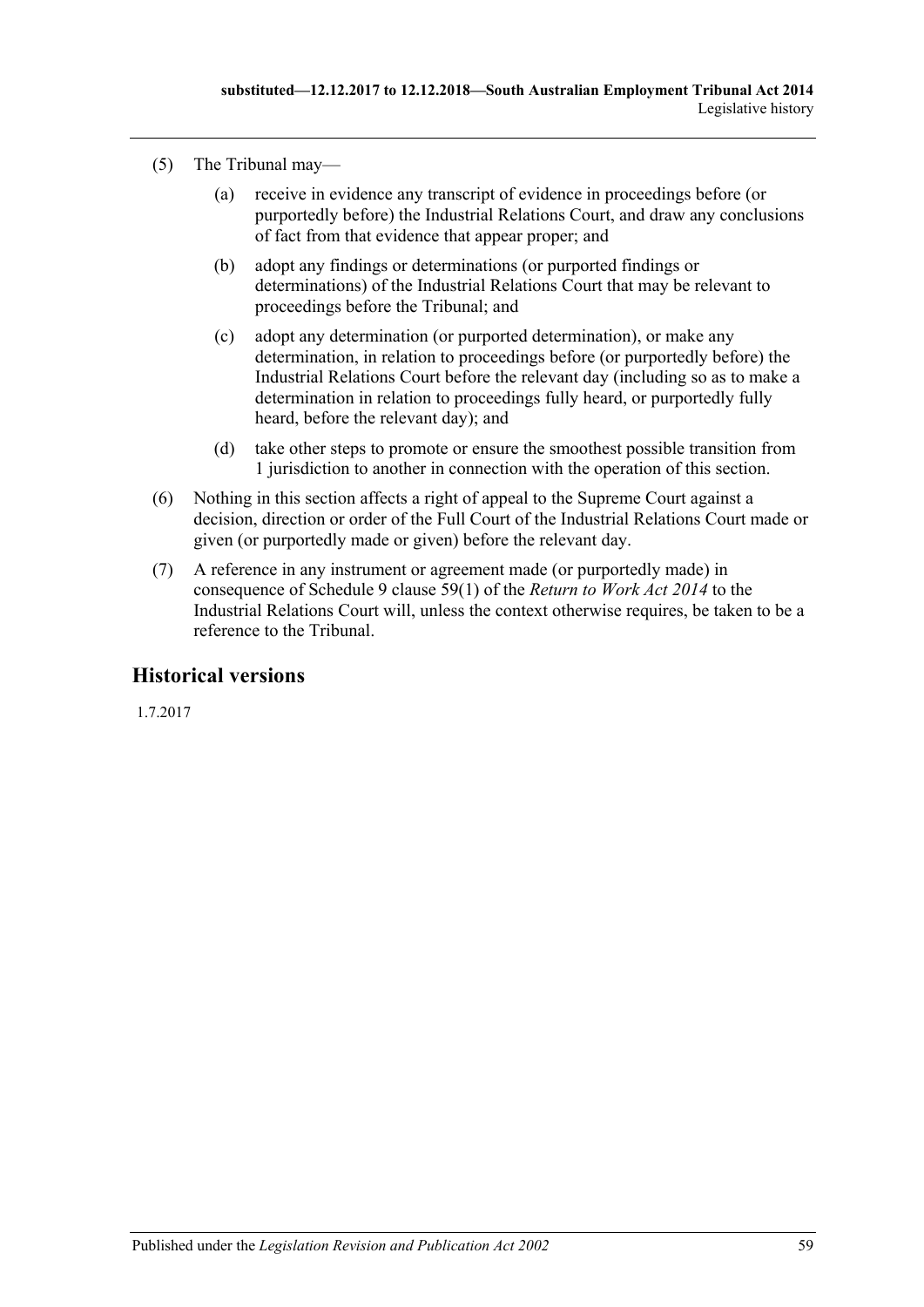(5) The Tribunal may—

(a) receive in evidence any transcript of evidence in proceedings before (or purportedly before) the Industrial Relations Court, and draw any conclusions of fact from that evidence that appear proper; and

(b) adopt any findings or determinations (or purported findings or determinations) of the Industrial Relations Court that may be relevant to proceedings before the Tribunal; and

(c) adopt any determination (or purported determination), or make any determination, in relation to proceedings before (or purportedly before) the Industrial Relations Court before the relevant day (including so as to make a determination in relation to proceedings fully heard, or purportedly fully heard, before the relevant day); and

(d) take other steps to promote or ensure the smoothest possible transition from 1 jurisdiction to another in connection with the operation of this section.

(6) Nothing in this section affects a right of appeal to the Supreme Court against a decision, direction or order of the Full Court of the Industrial Relations Court made or given (or purportedly made or given) before the relevant day.

(7) A reference in any instrument or agreement made (or purportedly made) in consequence of Schedule 9 clause 59(1) of the *Return to Work Act 2014* to the Industrial Relations Court will, unless the context otherwise requires, be taken to be a reference to the Tribunal.

## Historical versions

1.7.2017